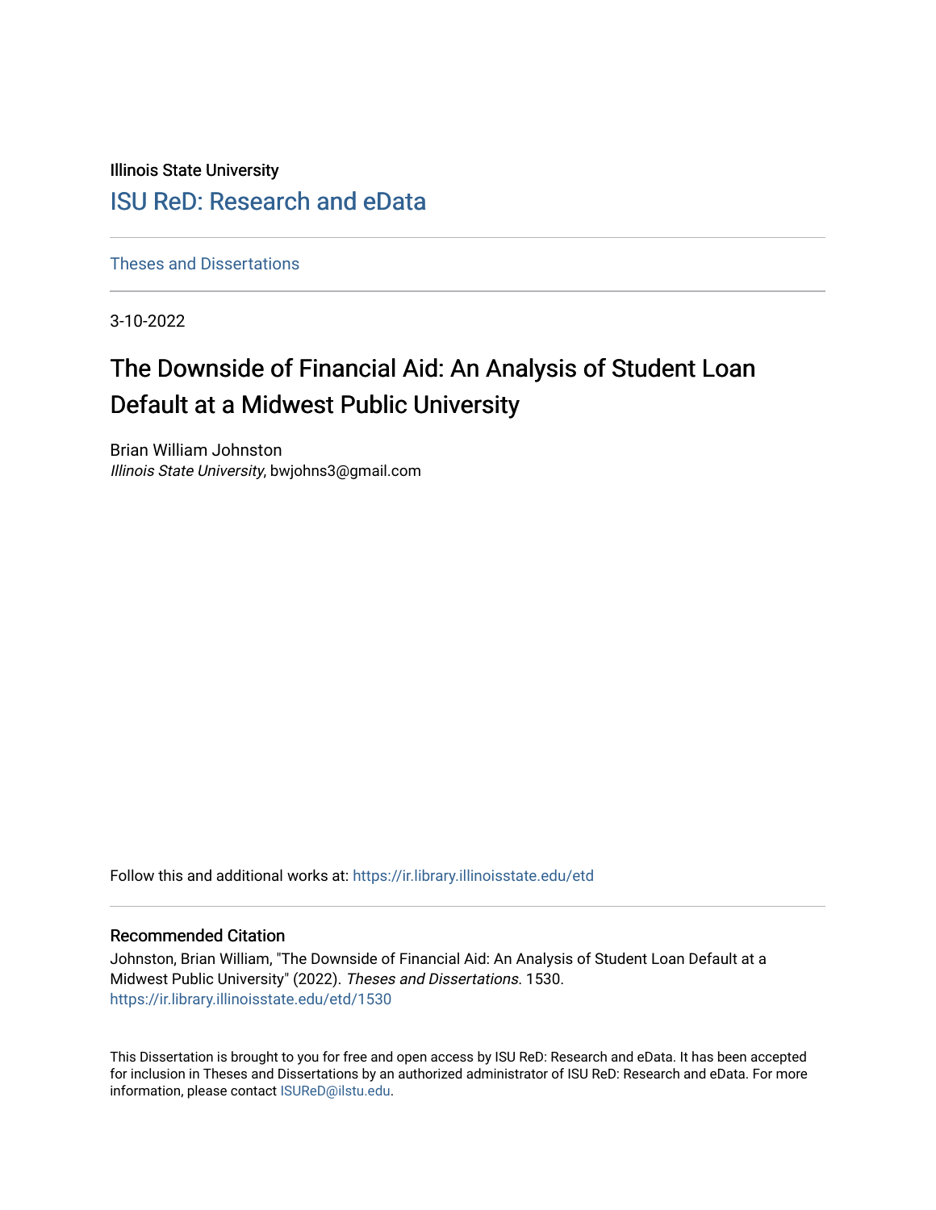Illinois State University

# ISU ReD: Research and eData

Theses and Dissertations

3-10-2022

## The Downside of Financial Aid: An Analysis of Student Loan Default at a Midwest Public University

Brian William Johnston
*Illinois State University*, bwjohns3@gmail.com

Follow this and additional works at: https://ir.library.illinoisstate.edu/etd

### Recommended Citation

Johnston, Brian William, "The Downside of Financial Aid: An Analysis of Student Loan Default at a Midwest Public University" (2022). *Theses and Dissertations*. 1530.
https://ir.library.illinoisstate.edu/etd/1530

This Dissertation is brought to you for free and open access by ISU ReD: Research and eData. It has been accepted for inclusion in Theses and Dissertations by an authorized administrator of ISU ReD: Research and eData. For more information, please contact ISUReD@ilstu.edu.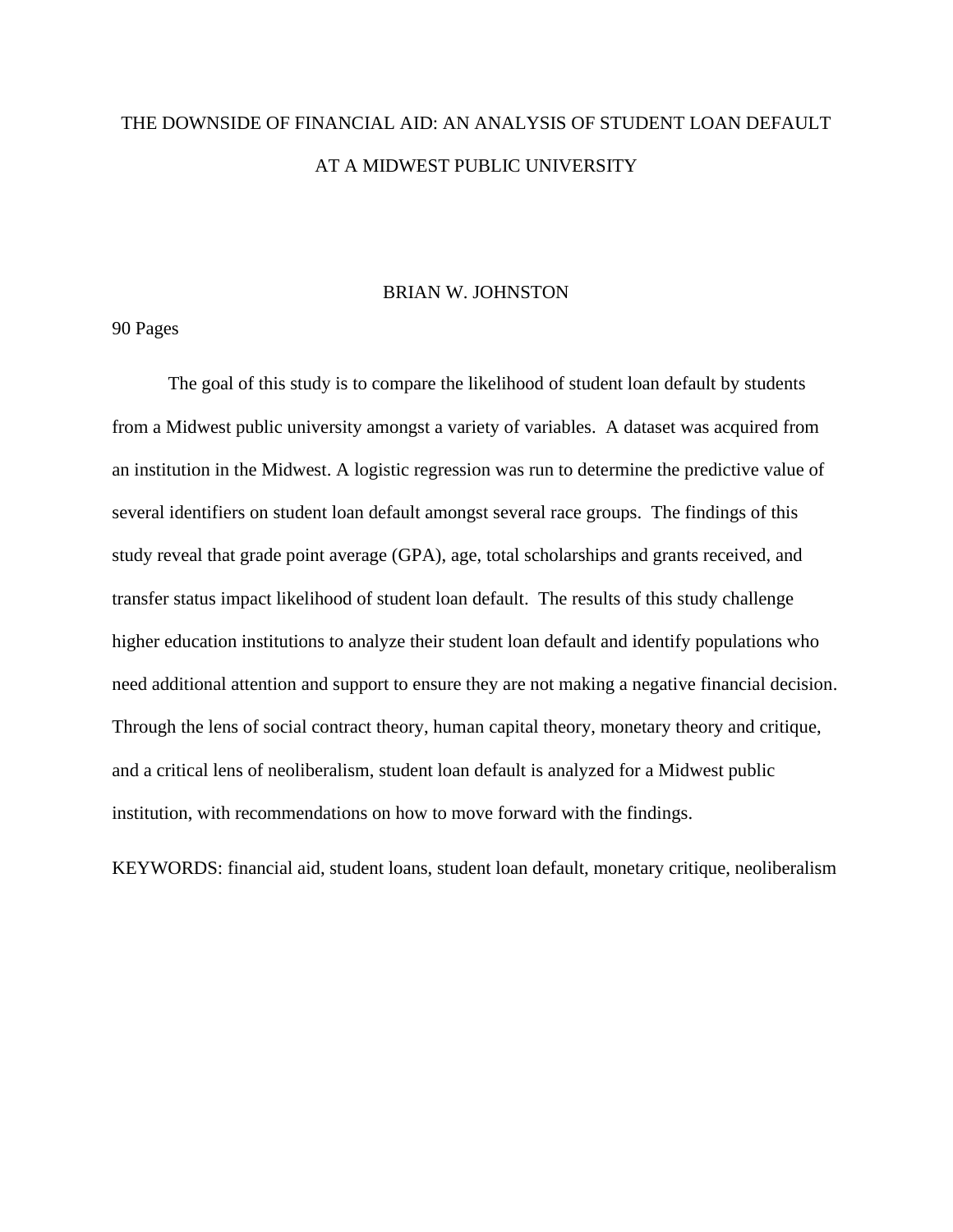# THE DOWNSIDE OF FINANCIAL AID: AN ANALYSIS OF STUDENT LOAN DEFAULT AT A MIDWEST PUBLIC UNIVERSITY

BRIAN W. JOHNSTON

90 Pages

The goal of this study is to compare the likelihood of student loan default by students from a Midwest public university amongst a variety of variables. A dataset was acquired from an institution in the Midwest. A logistic regression was run to determine the predictive value of several identifiers on student loan default amongst several race groups. The findings of this study reveal that grade point average (GPA), age, total scholarships and grants received, and transfer status impact likelihood of student loan default. The results of this study challenge higher education institutions to analyze their student loan default and identify populations who need additional attention and support to ensure they are not making a negative financial decision. Through the lens of social contract theory, human capital theory, monetary theory and critique, and a critical lens of neoliberalism, student loan default is analyzed for a Midwest public institution, with recommendations on how to move forward with the findings.

KEYWORDS: financial aid, student loans, student loan default, monetary critique, neoliberalism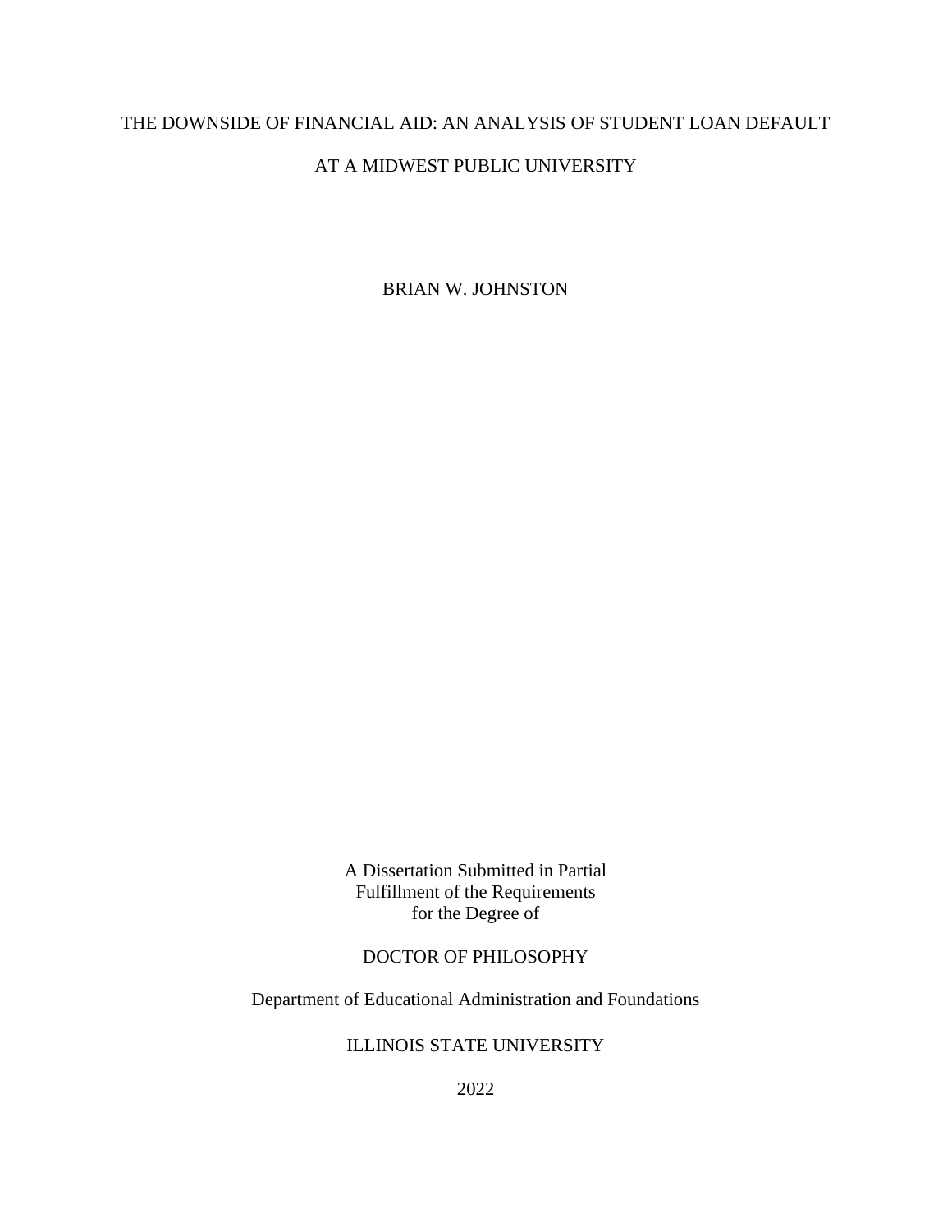# THE DOWNSIDE OF FINANCIAL AID: AN ANALYSIS OF STUDENT LOAN DEFAULT AT A MIDWEST PUBLIC UNIVERSITY

BRIAN W. JOHNSTON

A Dissertation Submitted in Partial
Fulfillment of the Requirements
for the Degree of

DOCTOR OF PHILOSOPHY

Department of Educational Administration and Foundations

ILLINOIS STATE UNIVERSITY

2022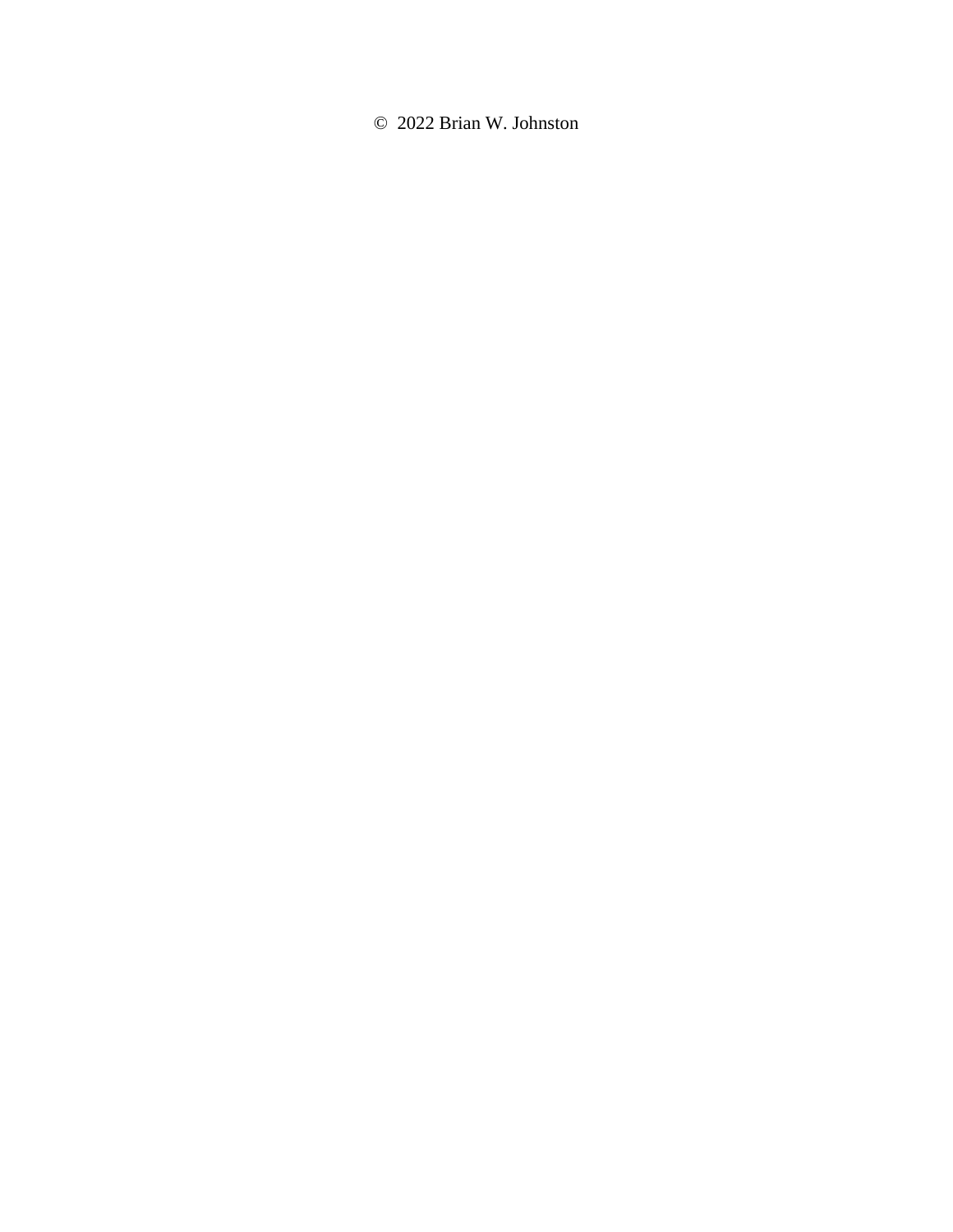© 2022 Brian W. Johnston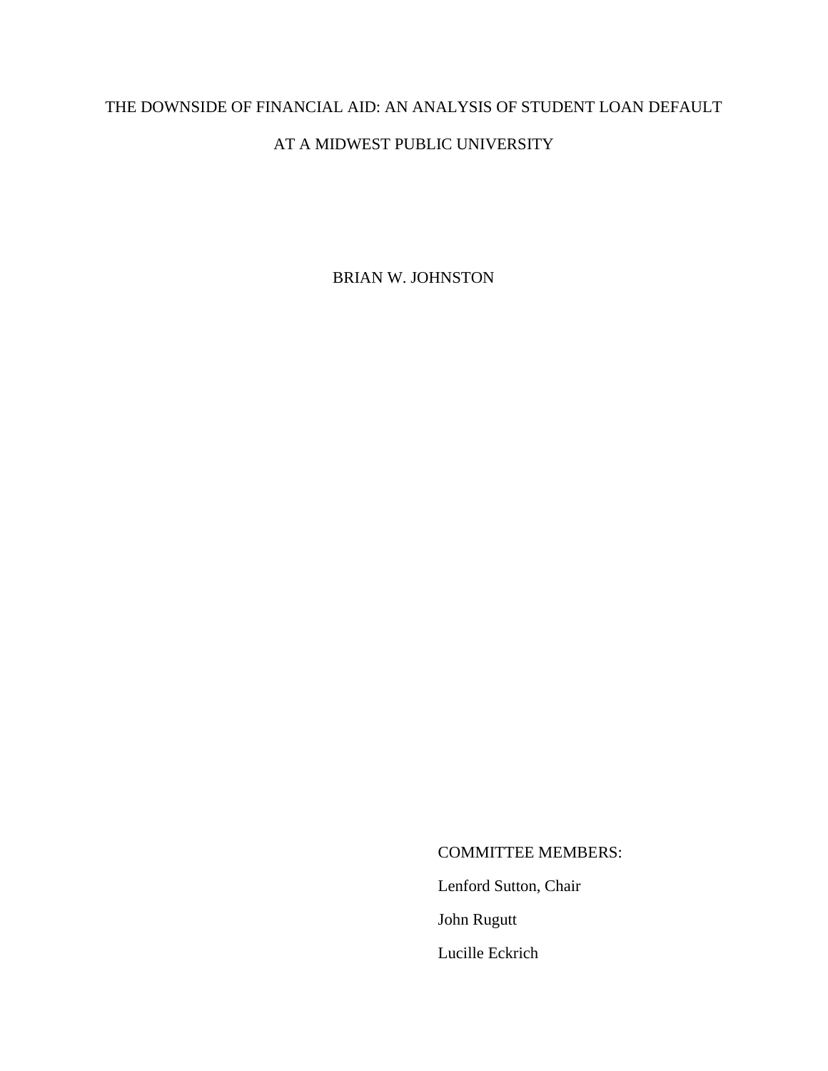# THE DOWNSIDE OF FINANCIAL AID: AN ANALYSIS OF STUDENT LOAN DEFAULT AT A MIDWEST PUBLIC UNIVERSITY

BRIAN W. JOHNSTON

COMMITTEE MEMBERS:

Lenford Sutton, Chair

John Rugutt

Lucille Eckrich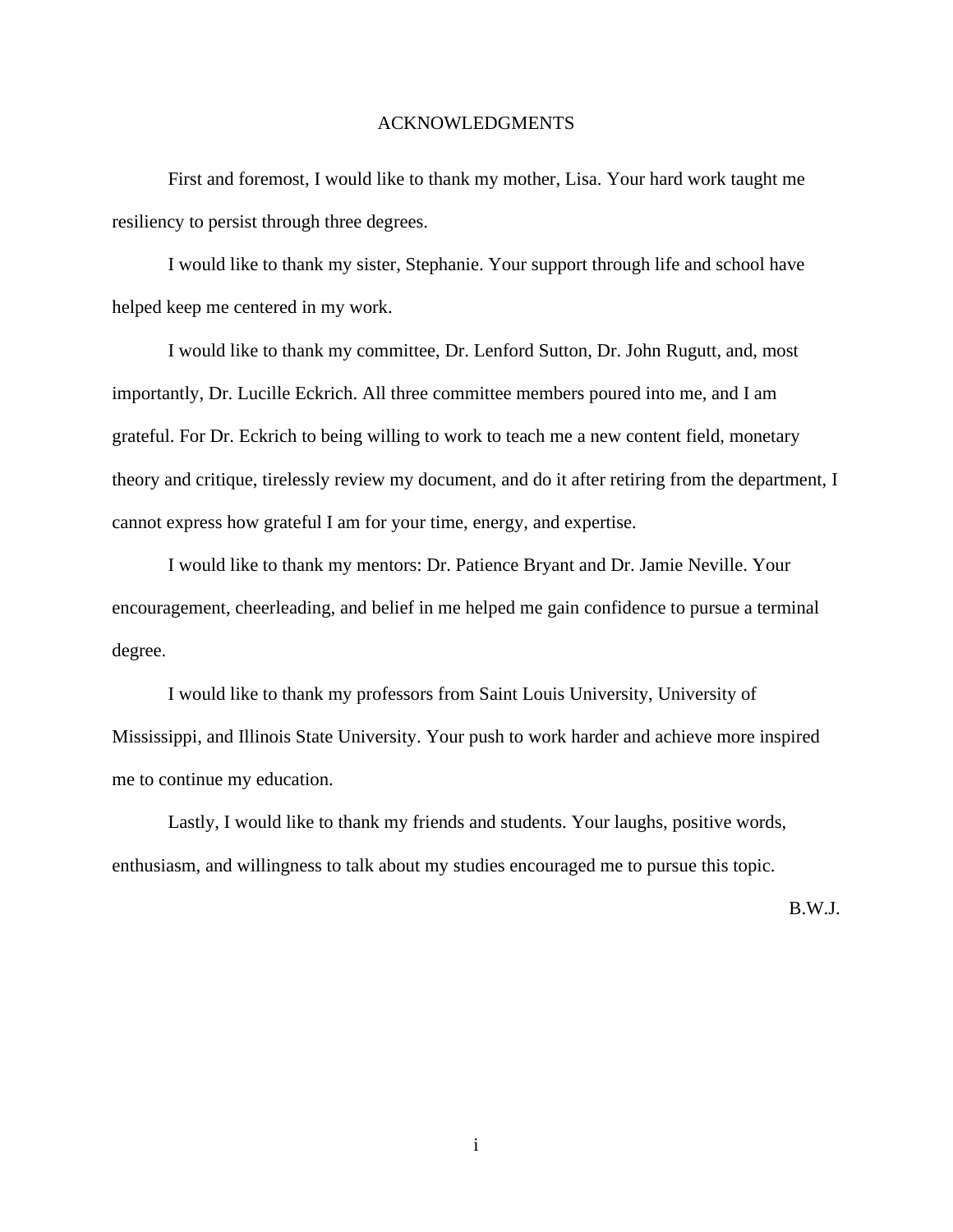# ACKNOWLEDGMENTS

First and foremost, I would like to thank my mother, Lisa. Your hard work taught me resiliency to persist through three degrees.

I would like to thank my sister, Stephanie. Your support through life and school have helped keep me centered in my work.

I would like to thank my committee, Dr. Lenford Sutton, Dr. John Rugutt, and, most importantly, Dr. Lucille Eckrich. All three committee members poured into me, and I am grateful. For Dr. Eckrich to being willing to work to teach me a new content field, monetary theory and critique, tirelessly review my document, and do it after retiring from the department, I cannot express how grateful I am for your time, energy, and expertise.

I would like to thank my mentors: Dr. Patience Bryant and Dr. Jamie Neville. Your encouragement, cheerleading, and belief in me helped me gain confidence to pursue a terminal degree.

I would like to thank my professors from Saint Louis University, University of Mississippi, and Illinois State University. Your push to work harder and achieve more inspired me to continue my education.

Lastly, I would like to thank my friends and students. Your laughs, positive words, enthusiasm, and willingness to talk about my studies encouraged me to pursue this topic.

B.W.J.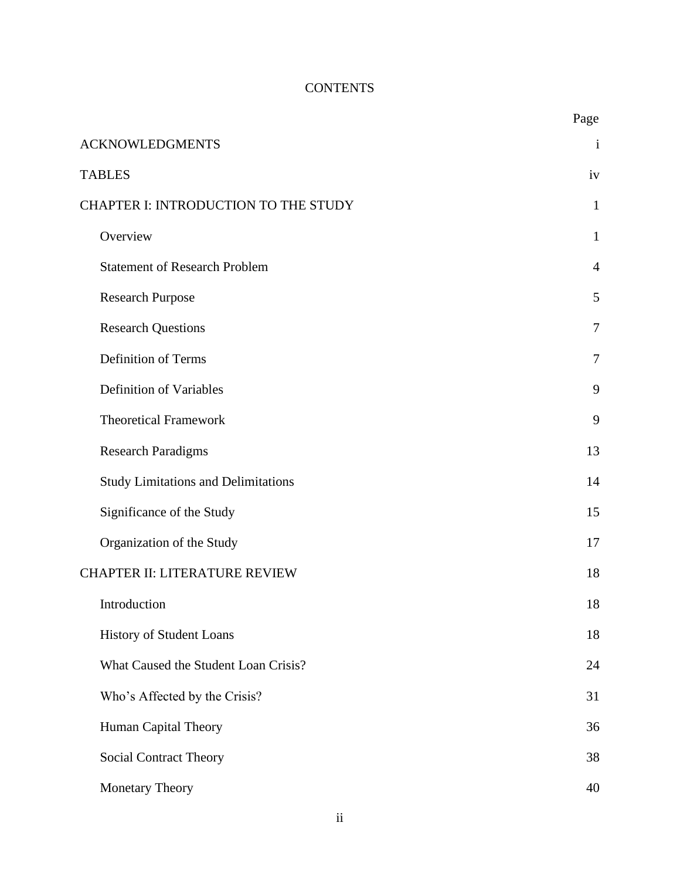# CONTENTS

| | Page |
|---|---|
| ACKNOWLEDGMENTS | i |
| TABLES | iv |
| CHAPTER I: INTRODUCTION TO THE STUDY | 1 |
| Overview | 1 |
| Statement of Research Problem | 4 |
| Research Purpose | 5 |
| Research Questions | 7 |
| Definition of Terms | 7 |
| Definition of Variables | 9 |
| Theoretical Framework | 9 |
| Research Paradigms | 13 |
| Study Limitations and Delimitations | 14 |
| Significance of the Study | 15 |
| Organization of the Study | 17 |
| CHAPTER II: LITERATURE REVIEW | 18 |
| Introduction | 18 |
| History of Student Loans | 18 |
| What Caused the Student Loan Crisis? | 24 |
| Who's Affected by the Crisis? | 31 |
| Human Capital Theory | 36 |
| Social Contract Theory | 38 |
| Monetary Theory | 40 |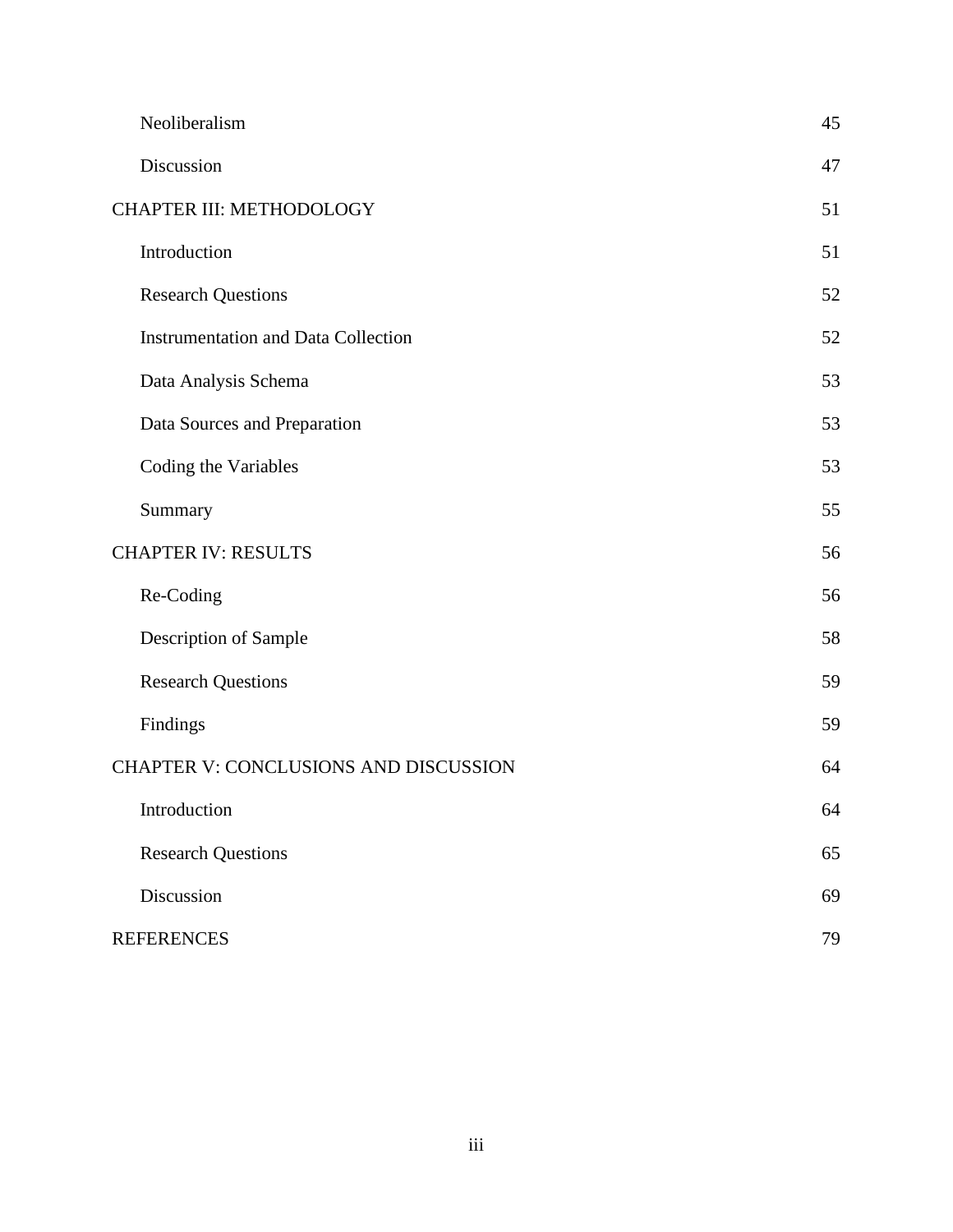| | |
|---|---|
| Neoliberalism | 45 |
| Discussion | 47 |
| CHAPTER III: METHODOLOGY | 51 |
| Introduction | 51 |
| Research Questions | 52 |
| Instrumentation and Data Collection | 52 |
| Data Analysis Schema | 53 |
| Data Sources and Preparation | 53 |
| Coding the Variables | 53 |
| Summary | 55 |
| CHAPTER IV: RESULTS | 56 |
| Re-Coding | 56 |
| Description of Sample | 58 |
| Research Questions | 59 |
| Findings | 59 |
| CHAPTER V: CONCLUSIONS AND DISCUSSION | 64 |
| Introduction | 64 |
| Research Questions | 65 |
| Discussion | 69 |
| REFERENCES | 79 |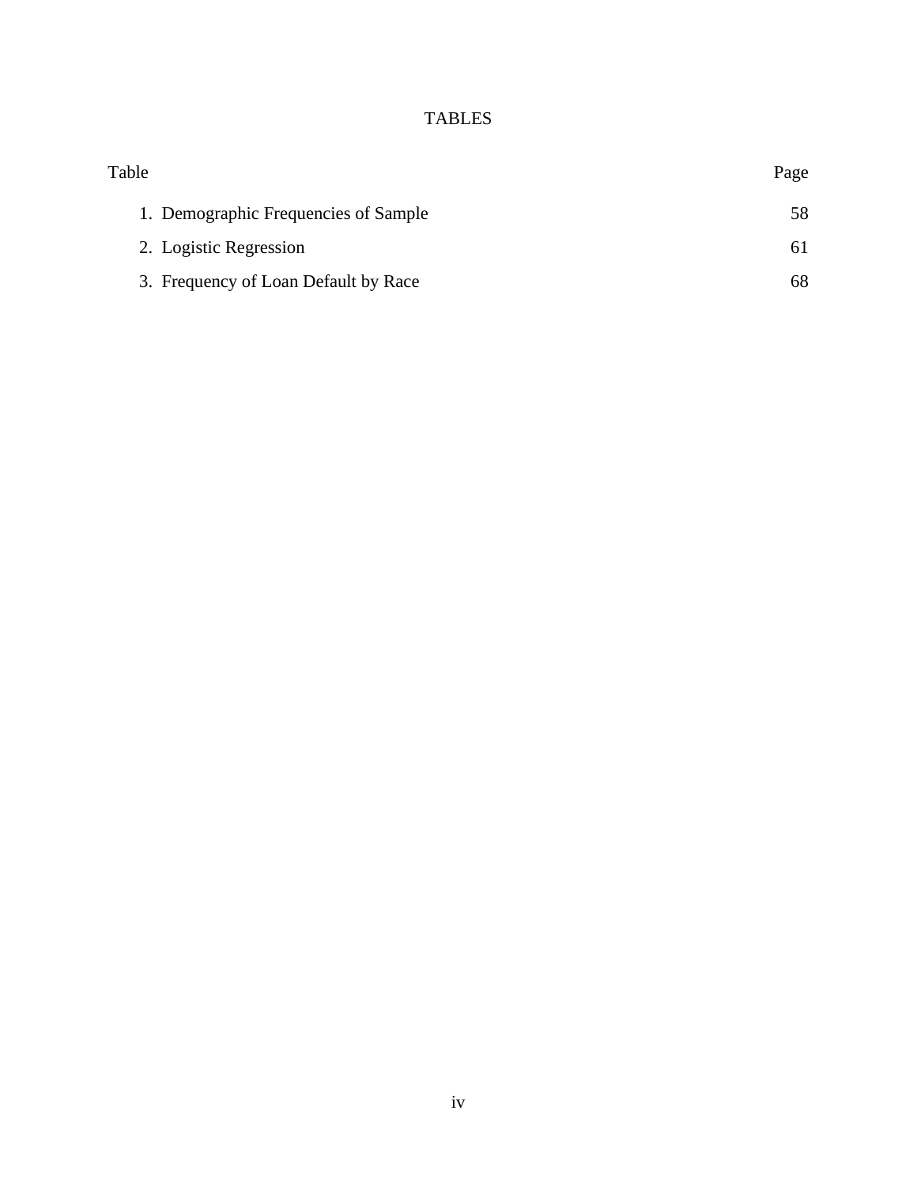# TABLES

| Table | Page |
|---|---|
| 1. Demographic Frequencies of Sample | 58 |
| 2. Logistic Regression | 61 |
| 3. Frequency of Loan Default by Race | 68 |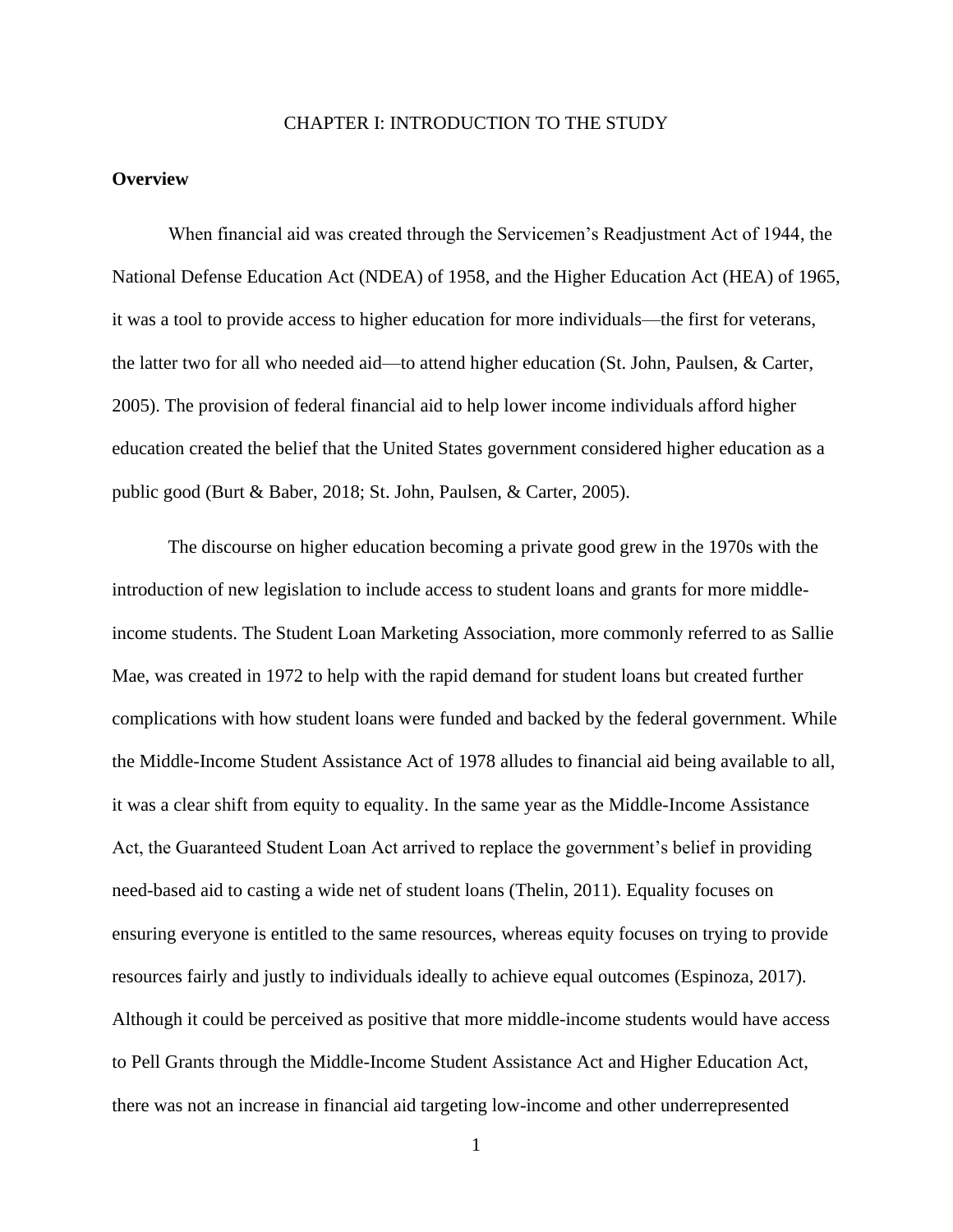# CHAPTER I: INTRODUCTION TO THE STUDY

## Overview

When financial aid was created through the Servicemen's Readjustment Act of 1944, the National Defense Education Act (NDEA) of 1958, and the Higher Education Act (HEA) of 1965, it was a tool to provide access to higher education for more individuals—the first for veterans, the latter two for all who needed aid—to attend higher education (St. John, Paulsen, & Carter, 2005). The provision of federal financial aid to help lower income individuals afford higher education created the belief that the United States government considered higher education as a public good (Burt & Baber, 2018; St. John, Paulsen, & Carter, 2005).

The discourse on higher education becoming a private good grew in the 1970s with the introduction of new legislation to include access to student loans and grants for more middle-income students. The Student Loan Marketing Association, more commonly referred to as Sallie Mae, was created in 1972 to help with the rapid demand for student loans but created further complications with how student loans were funded and backed by the federal government. While the Middle-Income Student Assistance Act of 1978 alludes to financial aid being available to all, it was a clear shift from equity to equality. In the same year as the Middle-Income Assistance Act, the Guaranteed Student Loan Act arrived to replace the government's belief in providing need-based aid to casting a wide net of student loans (Thelin, 2011). Equality focuses on ensuring everyone is entitled to the same resources, whereas equity focuses on trying to provide resources fairly and justly to individuals ideally to achieve equal outcomes (Espinoza, 2017). Although it could be perceived as positive that more middle-income students would have access to Pell Grants through the Middle-Income Student Assistance Act and Higher Education Act, there was not an increase in financial aid targeting low-income and other underrepresented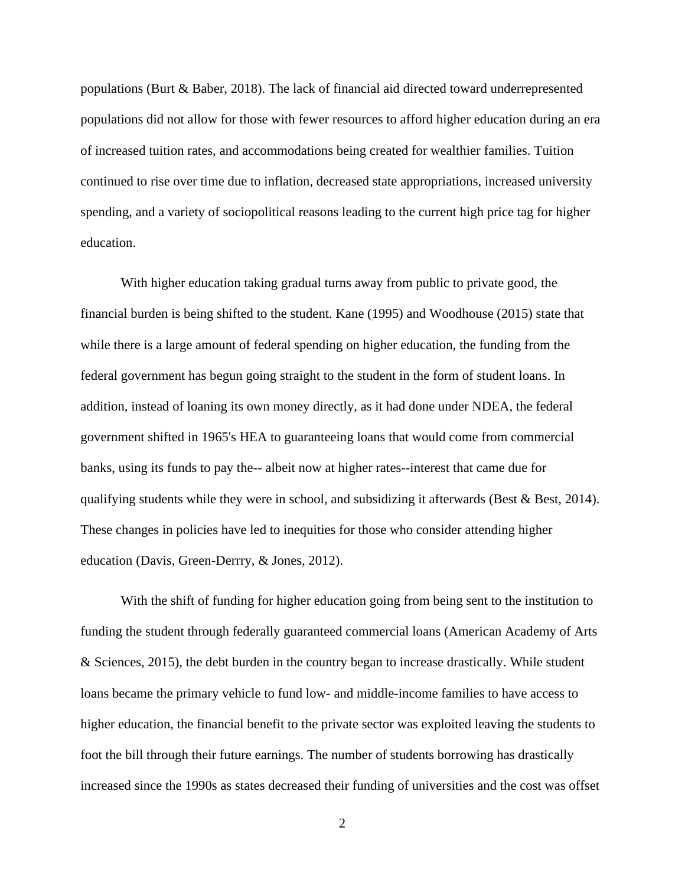populations (Burt & Baber, 2018). The lack of financial aid directed toward underrepresented populations did not allow for those with fewer resources to afford higher education during an era of increased tuition rates, and accommodations being created for wealthier families. Tuition continued to rise over time due to inflation, decreased state appropriations, increased university spending, and a variety of sociopolitical reasons leading to the current high price tag for higher education.

With higher education taking gradual turns away from public to private good, the financial burden is being shifted to the student. Kane (1995) and Woodhouse (2015) state that while there is a large amount of federal spending on higher education, the funding from the federal government has begun going straight to the student in the form of student loans. In addition, instead of loaning its own money directly, as it had done under NDEA, the federal government shifted in 1965's HEA to guaranteeing loans that would come from commercial banks, using its funds to pay the-- albeit now at higher rates--interest that came due for qualifying students while they were in school, and subsidizing it afterwards (Best & Best, 2014). These changes in policies have led to inequities for those who consider attending higher education (Davis, Green-Derrry, & Jones, 2012).

With the shift of funding for higher education going from being sent to the institution to funding the student through federally guaranteed commercial loans (American Academy of Arts & Sciences, 2015), the debt burden in the country began to increase drastically. While student loans became the primary vehicle to fund low- and middle-income families to have access to higher education, the financial benefit to the private sector was exploited leaving the students to foot the bill through their future earnings. The number of students borrowing has drastically increased since the 1990s as states decreased their funding of universities and the cost was offset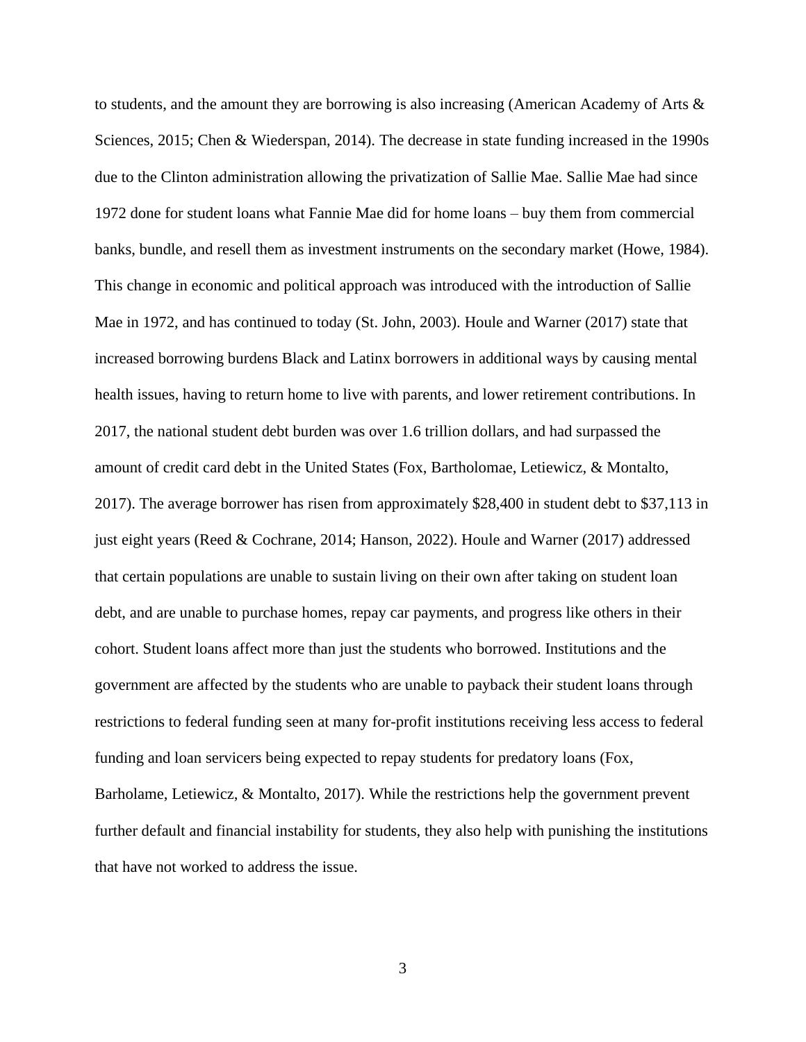to students, and the amount they are borrowing is also increasing (American Academy of Arts & Sciences, 2015; Chen & Wiederspan, 2014). The decrease in state funding increased in the 1990s due to the Clinton administration allowing the privatization of Sallie Mae. Sallie Mae had since 1972 done for student loans what Fannie Mae did for home loans – buy them from commercial banks, bundle, and resell them as investment instruments on the secondary market (Howe, 1984). This change in economic and political approach was introduced with the introduction of Sallie Mae in 1972, and has continued to today (St. John, 2003). Houle and Warner (2017) state that increased borrowing burdens Black and Latinx borrowers in additional ways by causing mental health issues, having to return home to live with parents, and lower retirement contributions. In 2017, the national student debt burden was over 1.6 trillion dollars, and had surpassed the amount of credit card debt in the United States (Fox, Bartholomae, Letiewicz, & Montalto, 2017). The average borrower has risen from approximately $28,400 in student debt to $37,113 in just eight years (Reed & Cochrane, 2014; Hanson, 2022). Houle and Warner (2017) addressed that certain populations are unable to sustain living on their own after taking on student loan debt, and are unable to purchase homes, repay car payments, and progress like others in their cohort. Student loans affect more than just the students who borrowed. Institutions and the government are affected by the students who are unable to payback their student loans through restrictions to federal funding seen at many for-profit institutions receiving less access to federal funding and loan servicers being expected to repay students for predatory loans (Fox, Barholame, Letiewicz, & Montalto, 2017). While the restrictions help the government prevent further default and financial instability for students, they also help with punishing the institutions that have not worked to address the issue.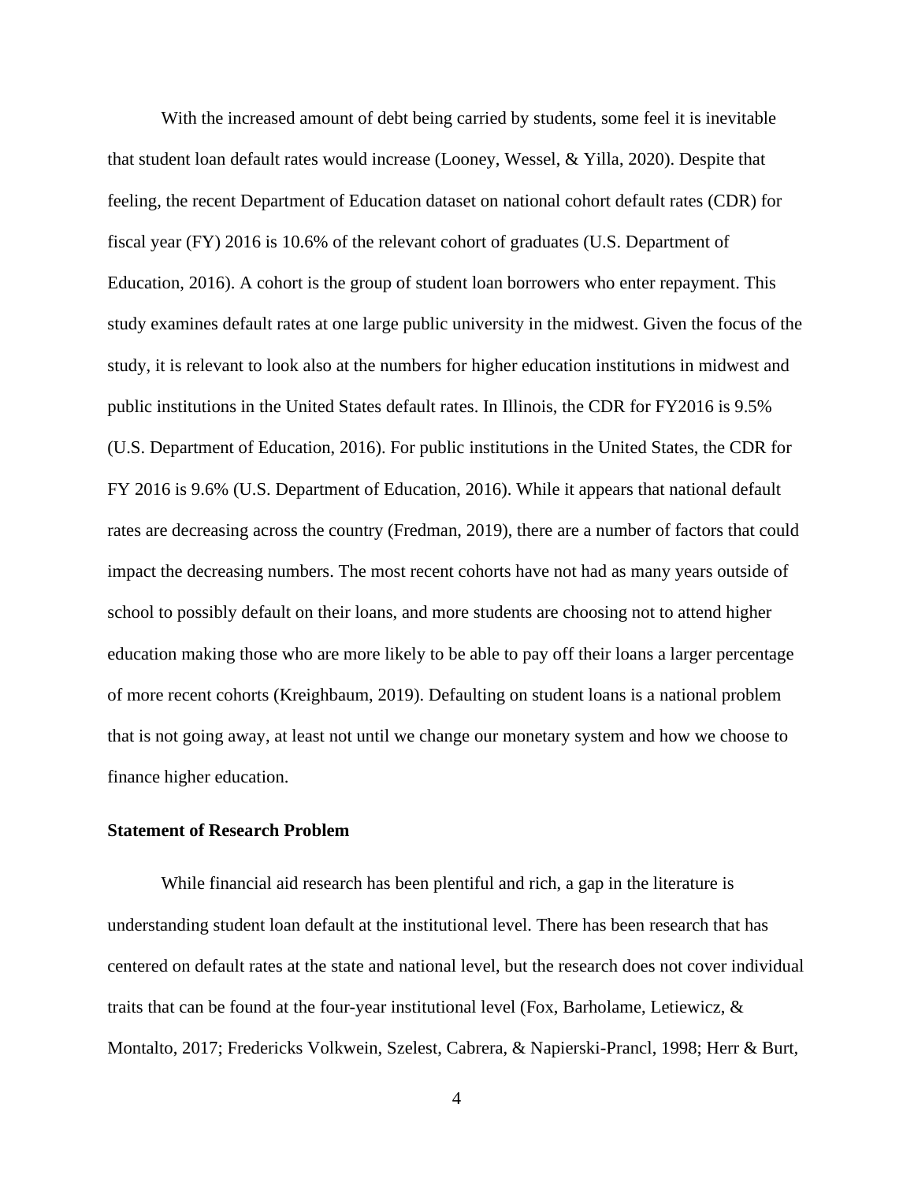With the increased amount of debt being carried by students, some feel it is inevitable that student loan default rates would increase (Looney, Wessel, & Yilla, 2020). Despite that feeling, the recent Department of Education dataset on national cohort default rates (CDR) for fiscal year (FY) 2016 is 10.6% of the relevant cohort of graduates (U.S. Department of Education, 2016). A cohort is the group of student loan borrowers who enter repayment. This study examines default rates at one large public university in the midwest. Given the focus of the study, it is relevant to look also at the numbers for higher education institutions in midwest and public institutions in the United States default rates. In Illinois, the CDR for FY2016 is 9.5% (U.S. Department of Education, 2016). For public institutions in the United States, the CDR for FY 2016 is 9.6% (U.S. Department of Education, 2016). While it appears that national default rates are decreasing across the country (Fredman, 2019), there are a number of factors that could impact the decreasing numbers. The most recent cohorts have not had as many years outside of school to possibly default on their loans, and more students are choosing not to attend higher education making those who are more likely to be able to pay off their loans a larger percentage of more recent cohorts (Kreighbaum, 2019). Defaulting on student loans is a national problem that is not going away, at least not until we change our monetary system and how we choose to finance higher education.

**Statement of Research Problem**

While financial aid research has been plentiful and rich, a gap in the literature is understanding student loan default at the institutional level. There has been research that has centered on default rates at the state and national level, but the research does not cover individual traits that can be found at the four-year institutional level (Fox, Barholame, Letiewicz, & Montalto, 2017; Fredericks Volkwein, Szelest, Cabrera, & Napierski-Prancl, 1998; Herr & Burt,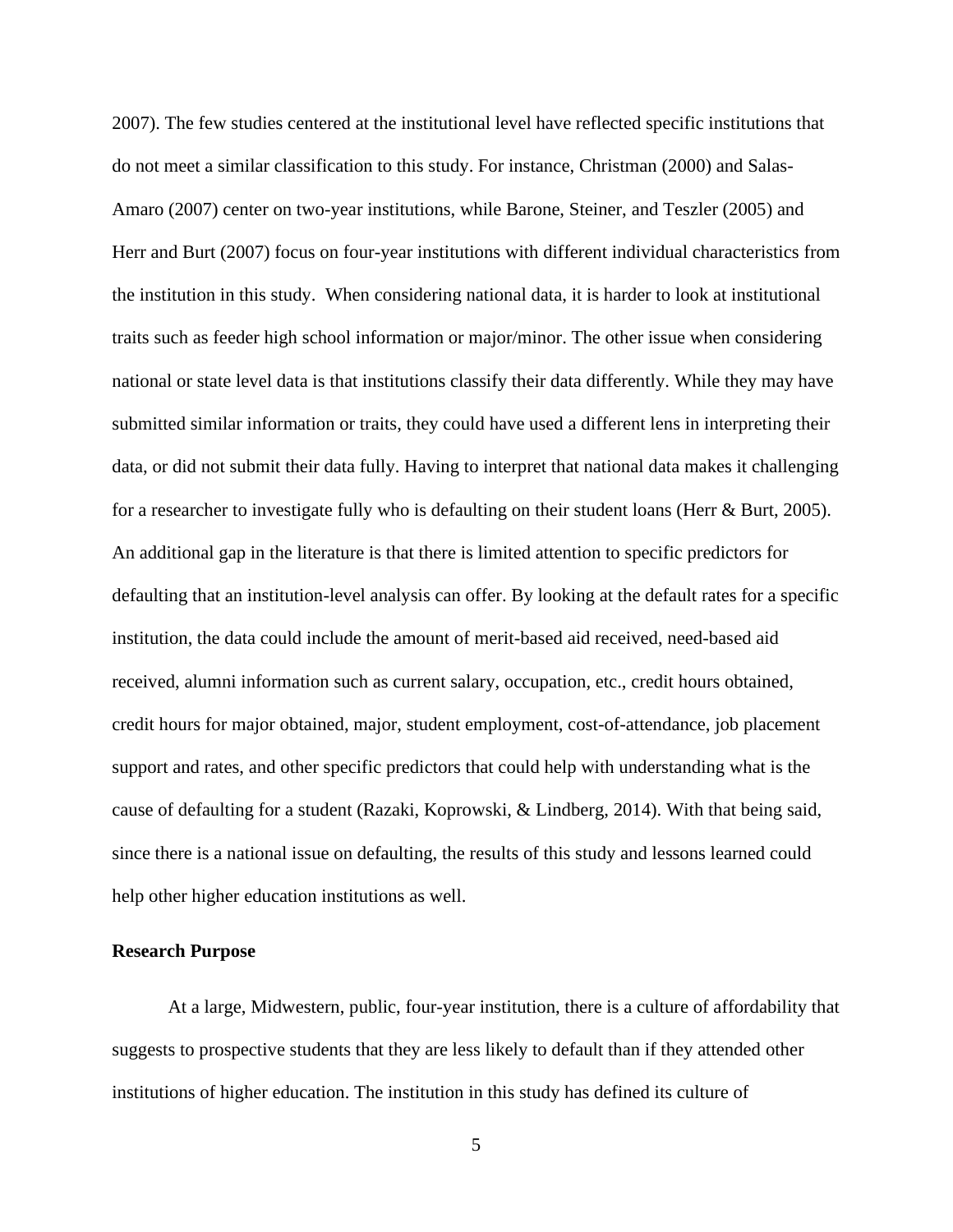2007). The few studies centered at the institutional level have reflected specific institutions that do not meet a similar classification to this study. For instance, Christman (2000) and Salas-Amaro (2007) center on two-year institutions, while Barone, Steiner, and Teszler (2005) and Herr and Burt (2007) focus on four-year institutions with different individual characteristics from the institution in this study.  When considering national data, it is harder to look at institutional traits such as feeder high school information or major/minor. The other issue when considering national or state level data is that institutions classify their data differently. While they may have submitted similar information or traits, they could have used a different lens in interpreting their data, or did not submit their data fully. Having to interpret that national data makes it challenging for a researcher to investigate fully who is defaulting on their student loans (Herr & Burt, 2005). An additional gap in the literature is that there is limited attention to specific predictors for defaulting that an institution-level analysis can offer. By looking at the default rates for a specific institution, the data could include the amount of merit-based aid received, need-based aid received, alumni information such as current salary, occupation, etc., credit hours obtained, credit hours for major obtained, major, student employment, cost-of-attendance, job placement support and rates, and other specific predictors that could help with understanding what is the cause of defaulting for a student (Razaki, Koprowski, & Lindberg, 2014). With that being said, since there is a national issue on defaulting, the results of this study and lessons learned could help other higher education institutions as well.

**Research Purpose**

At a large, Midwestern, public, four-year institution, there is a culture of affordability that suggests to prospective students that they are less likely to default than if they attended other institutions of higher education. The institution in this study has defined its culture of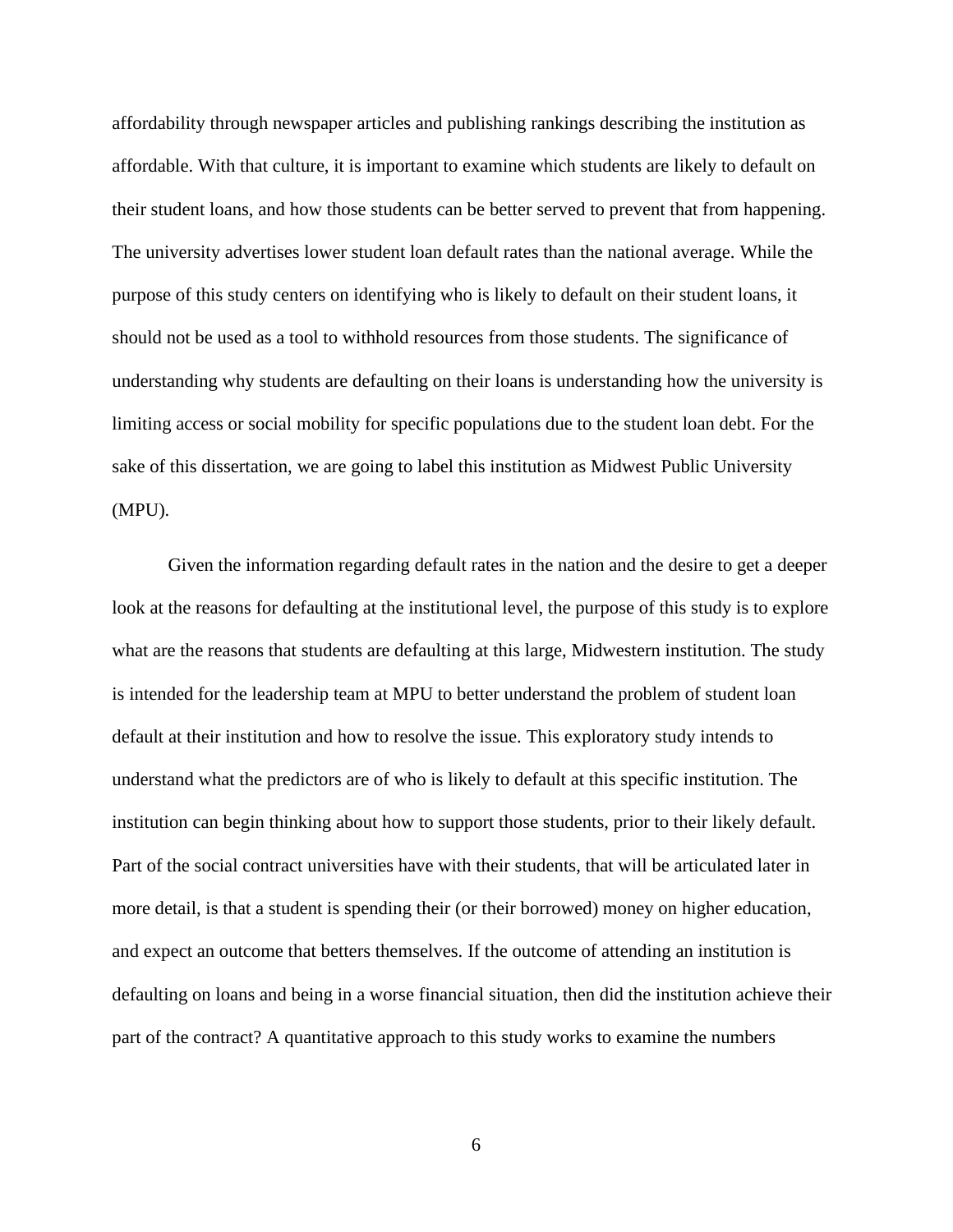affordability through newspaper articles and publishing rankings describing the institution as affordable. With that culture, it is important to examine which students are likely to default on their student loans, and how those students can be better served to prevent that from happening. The university advertises lower student loan default rates than the national average. While the purpose of this study centers on identifying who is likely to default on their student loans, it should not be used as a tool to withhold resources from those students. The significance of understanding why students are defaulting on their loans is understanding how the university is limiting access or social mobility for specific populations due to the student loan debt. For the sake of this dissertation, we are going to label this institution as Midwest Public University (MPU).

Given the information regarding default rates in the nation and the desire to get a deeper look at the reasons for defaulting at the institutional level, the purpose of this study is to explore what are the reasons that students are defaulting at this large, Midwestern institution. The study is intended for the leadership team at MPU to better understand the problem of student loan default at their institution and how to resolve the issue. This exploratory study intends to understand what the predictors are of who is likely to default at this specific institution. The institution can begin thinking about how to support those students, prior to their likely default. Part of the social contract universities have with their students, that will be articulated later in more detail, is that a student is spending their (or their borrowed) money on higher education, and expect an outcome that betters themselves. If the outcome of attending an institution is defaulting on loans and being in a worse financial situation, then did the institution achieve their part of the contract? A quantitative approach to this study works to examine the numbers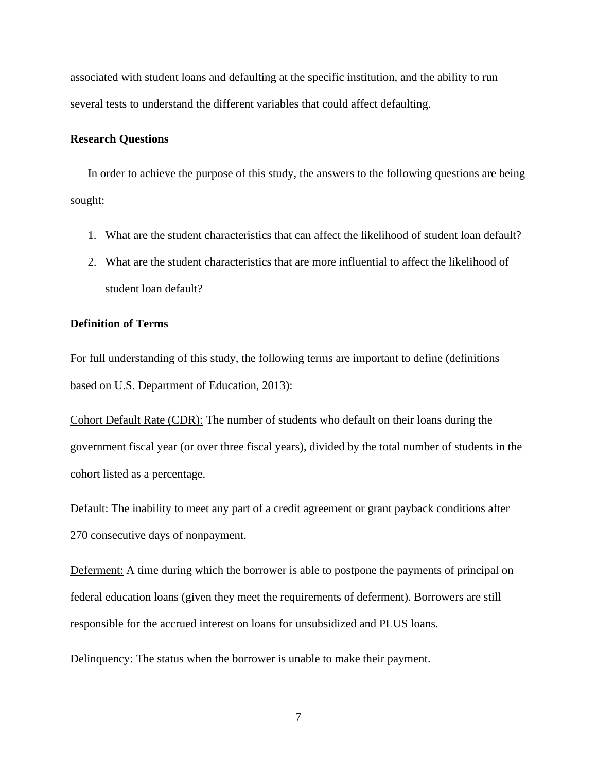associated with student loans and defaulting at the specific institution, and the ability to run several tests to understand the different variables that could affect defaulting.

## Research Questions

In order to achieve the purpose of this study, the answers to the following questions are being sought:

1. What are the student characteristics that can affect the likelihood of student loan default?
2. What are the student characteristics that are more influential to affect the likelihood of student loan default?

## Definition of Terms

For full understanding of this study, the following terms are important to define (definitions based on U.S. Department of Education, 2013):

<u>Cohort Default Rate (CDR):</u> The number of students who default on their loans during the government fiscal year (or over three fiscal years), divided by the total number of students in the cohort listed as a percentage.

<u>Default:</u> The inability to meet any part of a credit agreement or grant payback conditions after 270 consecutive days of nonpayment.

<u>Deferment:</u> A time during which the borrower is able to postpone the payments of principal on federal education loans (given they meet the requirements of deferment). Borrowers are still responsible for the accrued interest on loans for unsubsidized and PLUS loans.

<u>Delinquency:</u> The status when the borrower is unable to make their payment.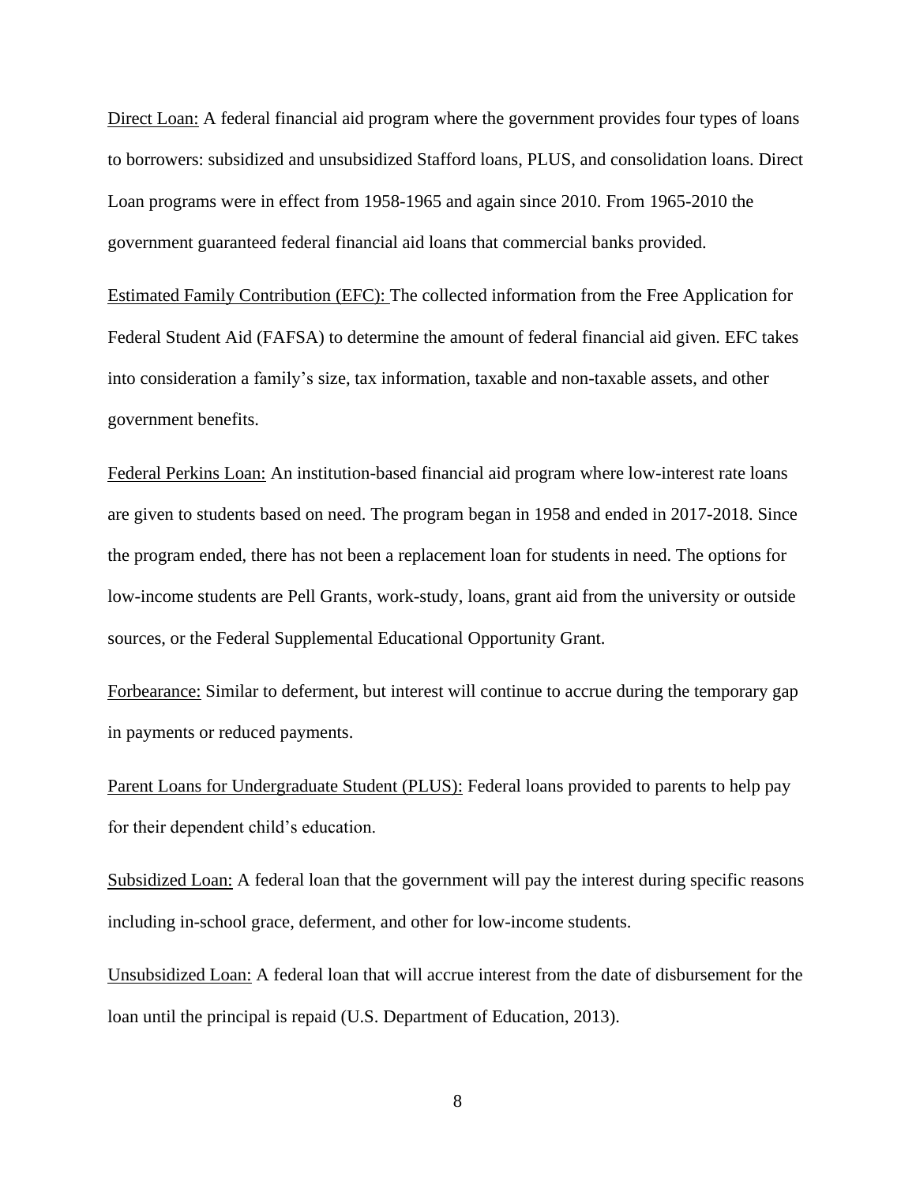<u>Direct Loan:</u> A federal financial aid program where the government provides four types of loans to borrowers: subsidized and unsubsidized Stafford loans, PLUS, and consolidation loans. Direct Loan programs were in effect from 1958-1965 and again since 2010. From 1965-2010 the government guaranteed federal financial aid loans that commercial banks provided.

<u>Estimated Family Contribution (EFC):</u> The collected information from the Free Application for Federal Student Aid (FAFSA) to determine the amount of federal financial aid given. EFC takes into consideration a family's size, tax information, taxable and non-taxable assets, and other government benefits.

<u>Federal Perkins Loan:</u> An institution-based financial aid program where low-interest rate loans are given to students based on need. The program began in 1958 and ended in 2017-2018. Since the program ended, there has not been a replacement loan for students in need. The options for low-income students are Pell Grants, work-study, loans, grant aid from the university or outside sources, or the Federal Supplemental Educational Opportunity Grant.

<u>Forbearance:</u> Similar to deferment, but interest will continue to accrue during the temporary gap in payments or reduced payments.

<u>Parent Loans for Undergraduate Student (PLUS):</u> Federal loans provided to parents to help pay for their dependent child's education.

<u>Subsidized Loan:</u> A federal loan that the government will pay the interest during specific reasons including in-school grace, deferment, and other for low-income students.

<u>Unsubsidized Loan:</u> A federal loan that will accrue interest from the date of disbursement for the loan until the principal is repaid (U.S. Department of Education, 2013).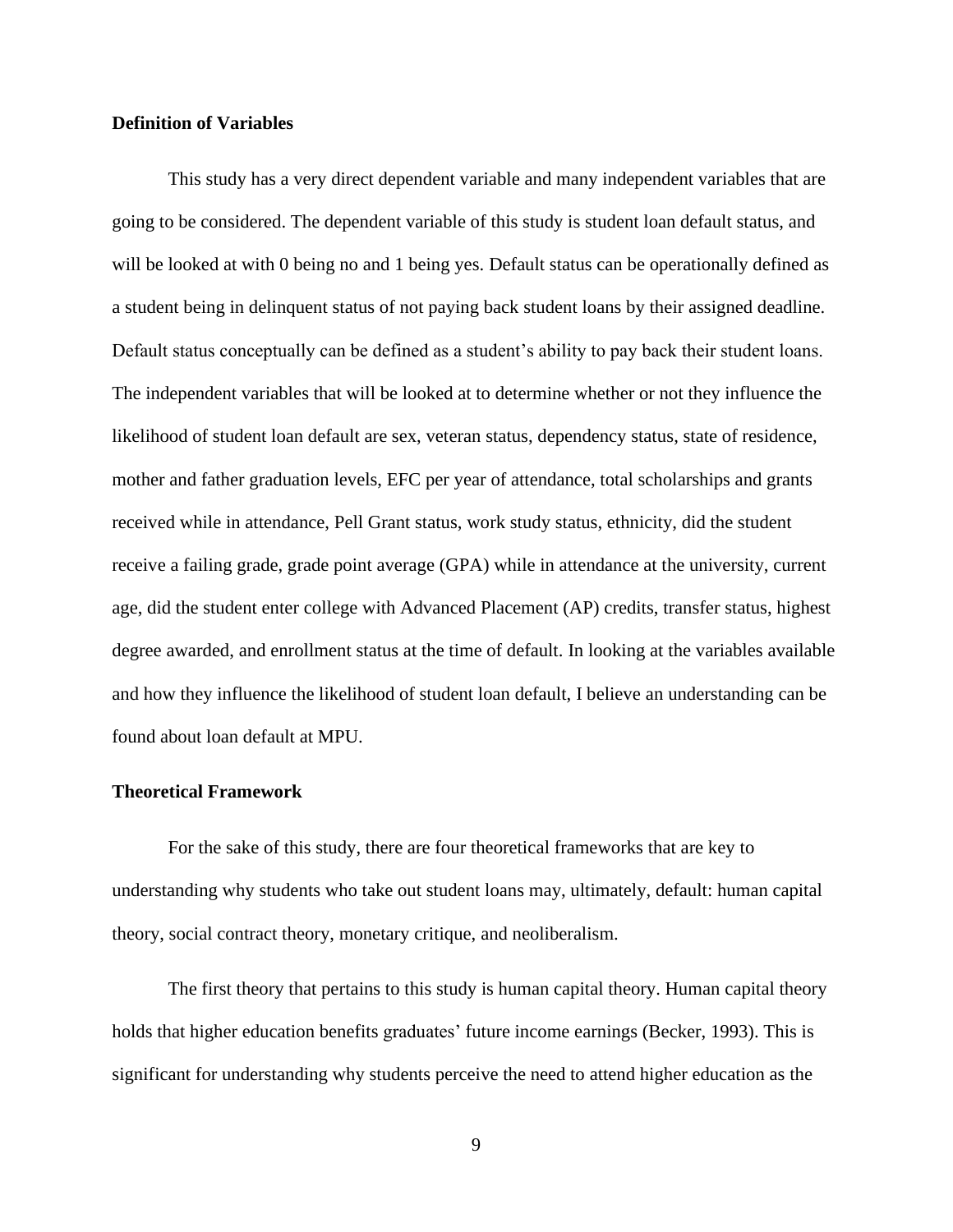**Definition of Variables**

This study has a very direct dependent variable and many independent variables that are going to be considered. The dependent variable of this study is student loan default status, and will be looked at with 0 being no and 1 being yes. Default status can be operationally defined as a student being in delinquent status of not paying back student loans by their assigned deadline. Default status conceptually can be defined as a student's ability to pay back their student loans. The independent variables that will be looked at to determine whether or not they influence the likelihood of student loan default are sex, veteran status, dependency status, state of residence, mother and father graduation levels, EFC per year of attendance, total scholarships and grants received while in attendance, Pell Grant status, work study status, ethnicity, did the student receive a failing grade, grade point average (GPA) while in attendance at the university, current age, did the student enter college with Advanced Placement (AP) credits, transfer status, highest degree awarded, and enrollment status at the time of default. In looking at the variables available and how they influence the likelihood of student loan default, I believe an understanding can be found about loan default at MPU.

**Theoretical Framework**

For the sake of this study, there are four theoretical frameworks that are key to understanding why students who take out student loans may, ultimately, default: human capital theory, social contract theory, monetary critique, and neoliberalism.

The first theory that pertains to this study is human capital theory. Human capital theory holds that higher education benefits graduates' future income earnings (Becker, 1993). This is significant for understanding why students perceive the need to attend higher education as the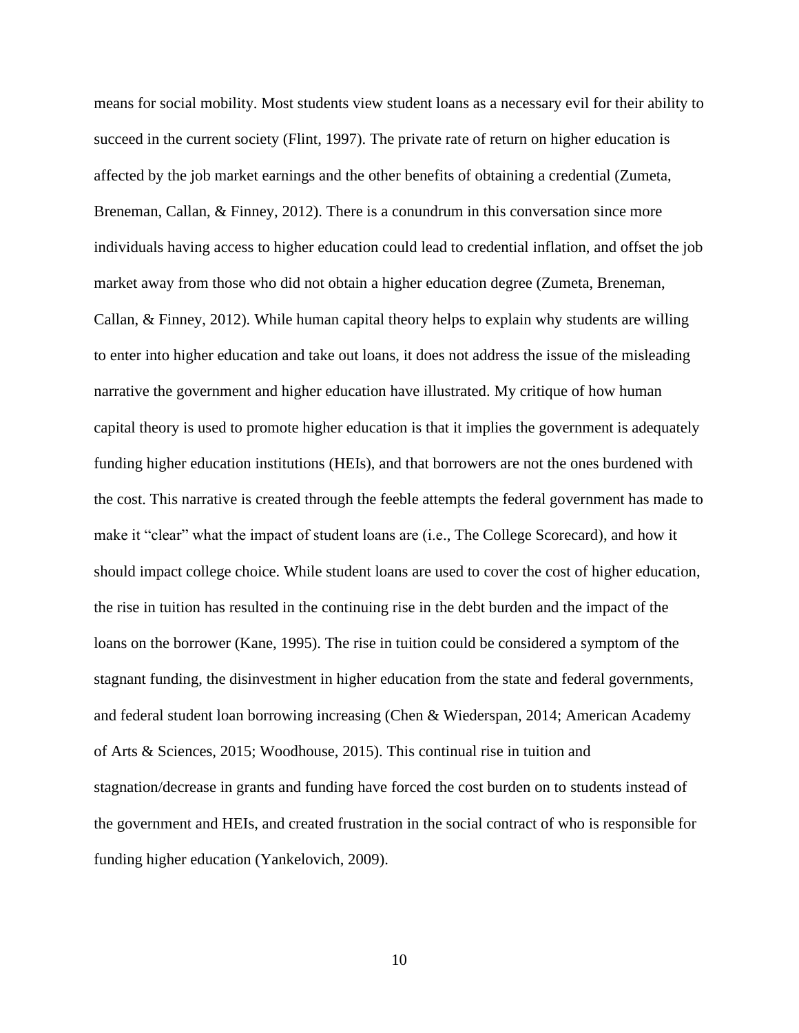means for social mobility. Most students view student loans as a necessary evil for their ability to succeed in the current society (Flint, 1997). The private rate of return on higher education is affected by the job market earnings and the other benefits of obtaining a credential (Zumeta, Breneman, Callan, & Finney, 2012). There is a conundrum in this conversation since more individuals having access to higher education could lead to credential inflation, and offset the job market away from those who did not obtain a higher education degree (Zumeta, Breneman, Callan, & Finney, 2012). While human capital theory helps to explain why students are willing to enter into higher education and take out loans, it does not address the issue of the misleading narrative the government and higher education have illustrated. My critique of how human capital theory is used to promote higher education is that it implies the government is adequately funding higher education institutions (HEIs), and that borrowers are not the ones burdened with the cost. This narrative is created through the feeble attempts the federal government has made to make it "clear" what the impact of student loans are (i.e., The College Scorecard), and how it should impact college choice. While student loans are used to cover the cost of higher education, the rise in tuition has resulted in the continuing rise in the debt burden and the impact of the loans on the borrower (Kane, 1995). The rise in tuition could be considered a symptom of the stagnant funding, the disinvestment in higher education from the state and federal governments, and federal student loan borrowing increasing (Chen & Wiederspan, 2014; American Academy of Arts & Sciences, 2015; Woodhouse, 2015). This continual rise in tuition and stagnation/decrease in grants and funding have forced the cost burden on to students instead of the government and HEIs, and created frustration in the social contract of who is responsible for funding higher education (Yankelovich, 2009).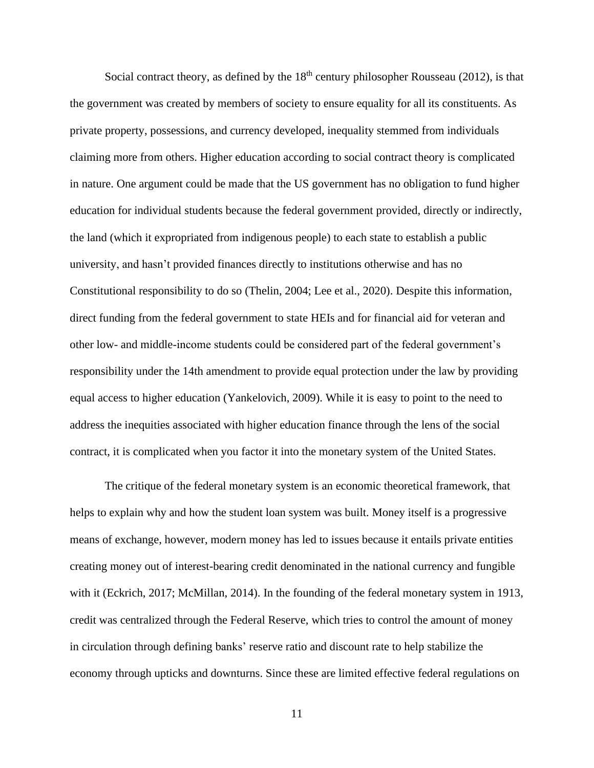Social contract theory, as defined by the 18th century philosopher Rousseau (2012), is that the government was created by members of society to ensure equality for all its constituents. As private property, possessions, and currency developed, inequality stemmed from individuals claiming more from others. Higher education according to social contract theory is complicated in nature. One argument could be made that the US government has no obligation to fund higher education for individual students because the federal government provided, directly or indirectly, the land (which it expropriated from indigenous people) to each state to establish a public university, and hasn't provided finances directly to institutions otherwise and has no Constitutional responsibility to do so (Thelin, 2004; Lee et al., 2020). Despite this information, direct funding from the federal government to state HEIs and for financial aid for veteran and other low- and middle-income students could be considered part of the federal government's responsibility under the 14th amendment to provide equal protection under the law by providing equal access to higher education (Yankelovich, 2009). While it is easy to point to the need to address the inequities associated with higher education finance through the lens of the social contract, it is complicated when you factor it into the monetary system of the United States.

The critique of the federal monetary system is an economic theoretical framework, that helps to explain why and how the student loan system was built. Money itself is a progressive means of exchange, however, modern money has led to issues because it entails private entities creating money out of interest-bearing credit denominated in the national currency and fungible with it (Eckrich, 2017; McMillan, 2014). In the founding of the federal monetary system in 1913, credit was centralized through the Federal Reserve, which tries to control the amount of money in circulation through defining banks' reserve ratio and discount rate to help stabilize the economy through upticks and downturns. Since these are limited effective federal regulations on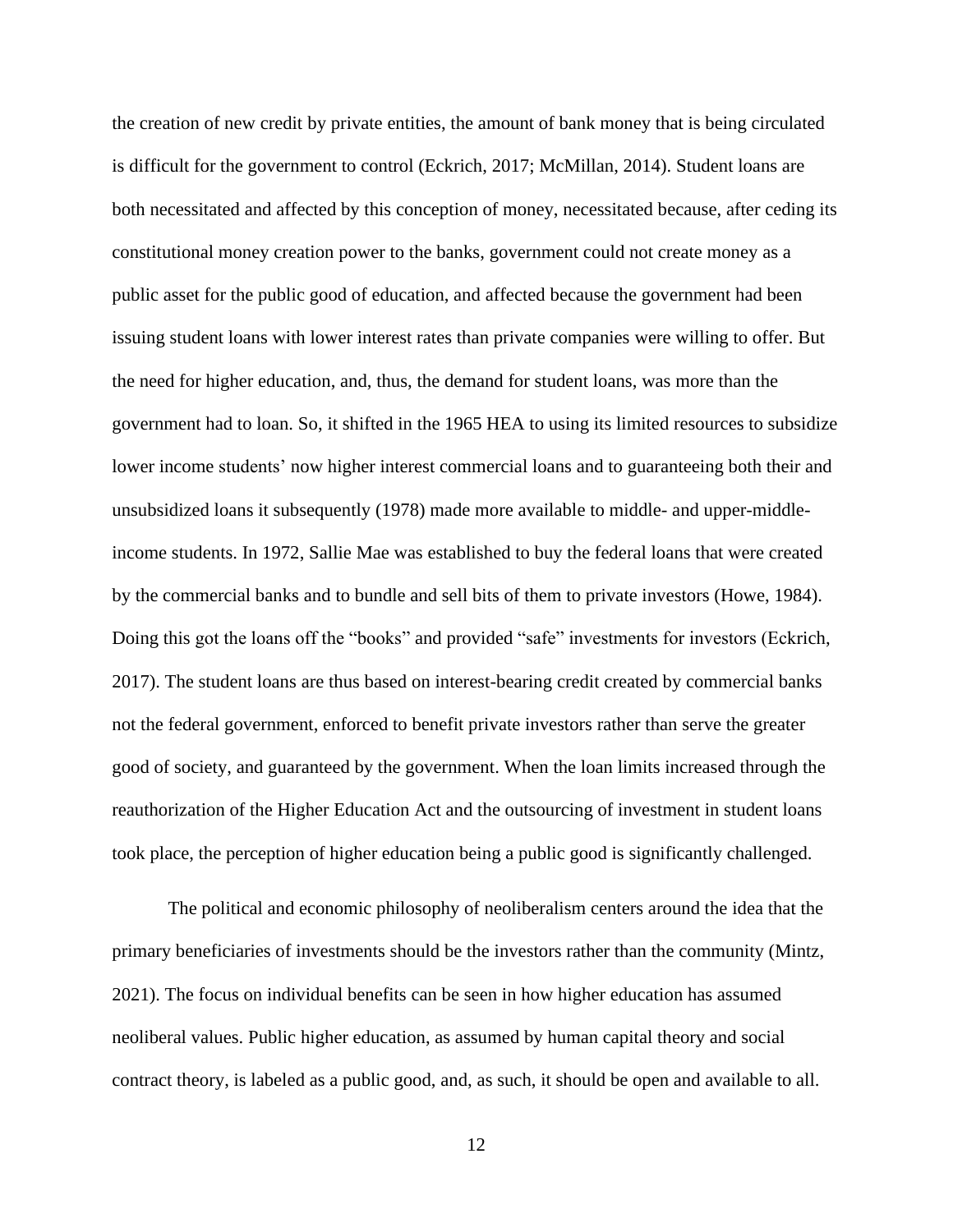the creation of new credit by private entities, the amount of bank money that is being circulated is difficult for the government to control (Eckrich, 2017; McMillan, 2014). Student loans are both necessitated and affected by this conception of money, necessitated because, after ceding its constitutional money creation power to the banks, government could not create money as a public asset for the public good of education, and affected because the government had been issuing student loans with lower interest rates than private companies were willing to offer. But the need for higher education, and, thus, the demand for student loans, was more than the government had to loan. So, it shifted in the 1965 HEA to using its limited resources to subsidize lower income students' now higher interest commercial loans and to guaranteeing both their and unsubsidized loans it subsequently (1978) made more available to middle- and upper-middle-income students. In 1972, Sallie Mae was established to buy the federal loans that were created by the commercial banks and to bundle and sell bits of them to private investors (Howe, 1984). Doing this got the loans off the "books" and provided "safe" investments for investors (Eckrich, 2017). The student loans are thus based on interest-bearing credit created by commercial banks not the federal government, enforced to benefit private investors rather than serve the greater good of society, and guaranteed by the government. When the loan limits increased through the reauthorization of the Higher Education Act and the outsourcing of investment in student loans took place, the perception of higher education being a public good is significantly challenged.

The political and economic philosophy of neoliberalism centers around the idea that the primary beneficiaries of investments should be the investors rather than the community (Mintz, 2021). The focus on individual benefits can be seen in how higher education has assumed neoliberal values. Public higher education, as assumed by human capital theory and social contract theory, is labeled as a public good, and, as such, it should be open and available to all.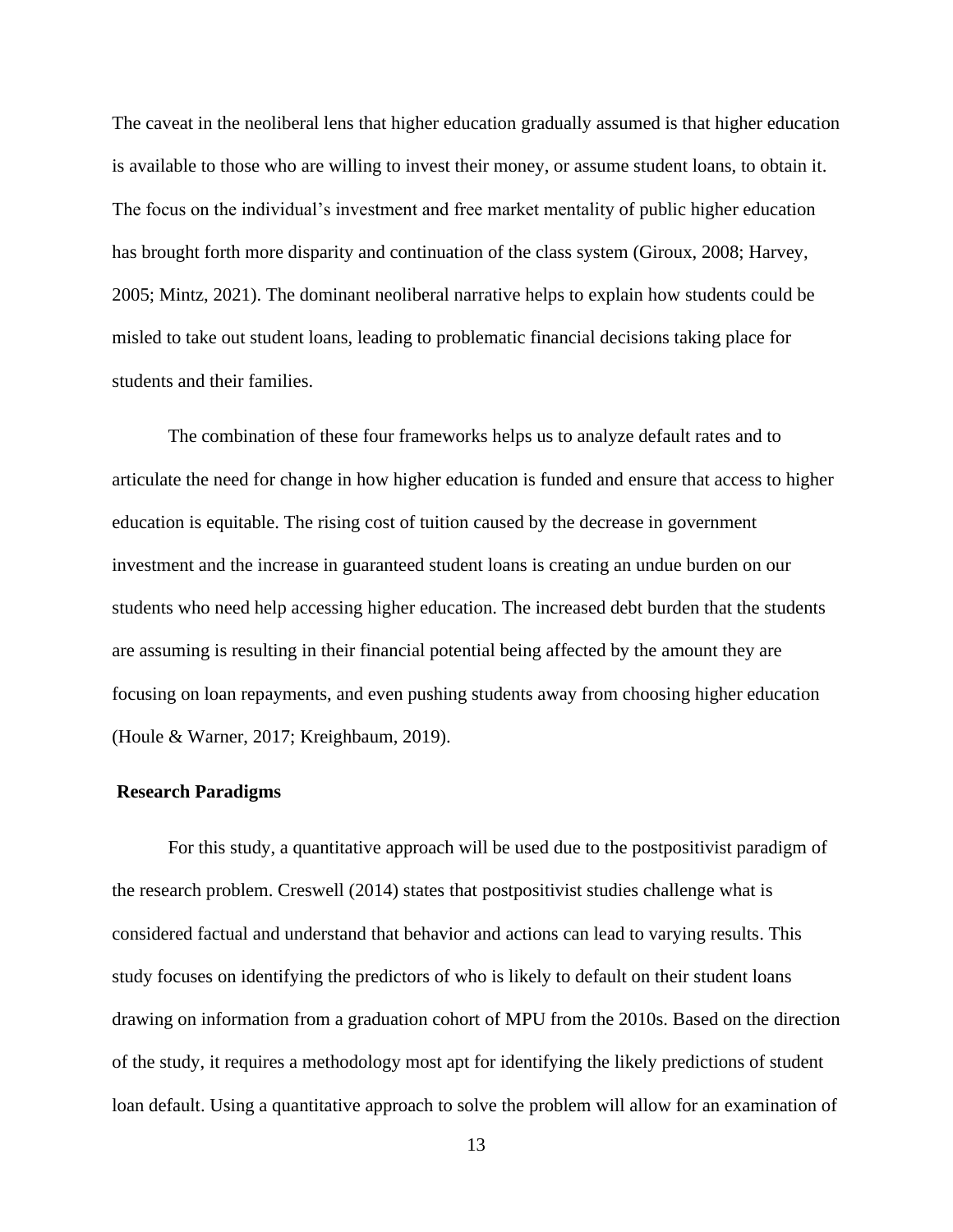The caveat in the neoliberal lens that higher education gradually assumed is that higher education is available to those who are willing to invest their money, or assume student loans, to obtain it. The focus on the individual's investment and free market mentality of public higher education has brought forth more disparity and continuation of the class system (Giroux, 2008; Harvey, 2005; Mintz, 2021). The dominant neoliberal narrative helps to explain how students could be misled to take out student loans, leading to problematic financial decisions taking place for students and their families.

The combination of these four frameworks helps us to analyze default rates and to articulate the need for change in how higher education is funded and ensure that access to higher education is equitable. The rising cost of tuition caused by the decrease in government investment and the increase in guaranteed student loans is creating an undue burden on our students who need help accessing higher education. The increased debt burden that the students are assuming is resulting in their financial potential being affected by the amount they are focusing on loan repayments, and even pushing students away from choosing higher education (Houle & Warner, 2017; Kreighbaum, 2019).

## Research Paradigms

For this study, a quantitative approach will be used due to the postpositivist paradigm of the research problem. Creswell (2014) states that postpositivist studies challenge what is considered factual and understand that behavior and actions can lead to varying results. This study focuses on identifying the predictors of who is likely to default on their student loans drawing on information from a graduation cohort of MPU from the 2010s. Based on the direction of the study, it requires a methodology most apt for identifying the likely predictions of student loan default. Using a quantitative approach to solve the problem will allow for an examination of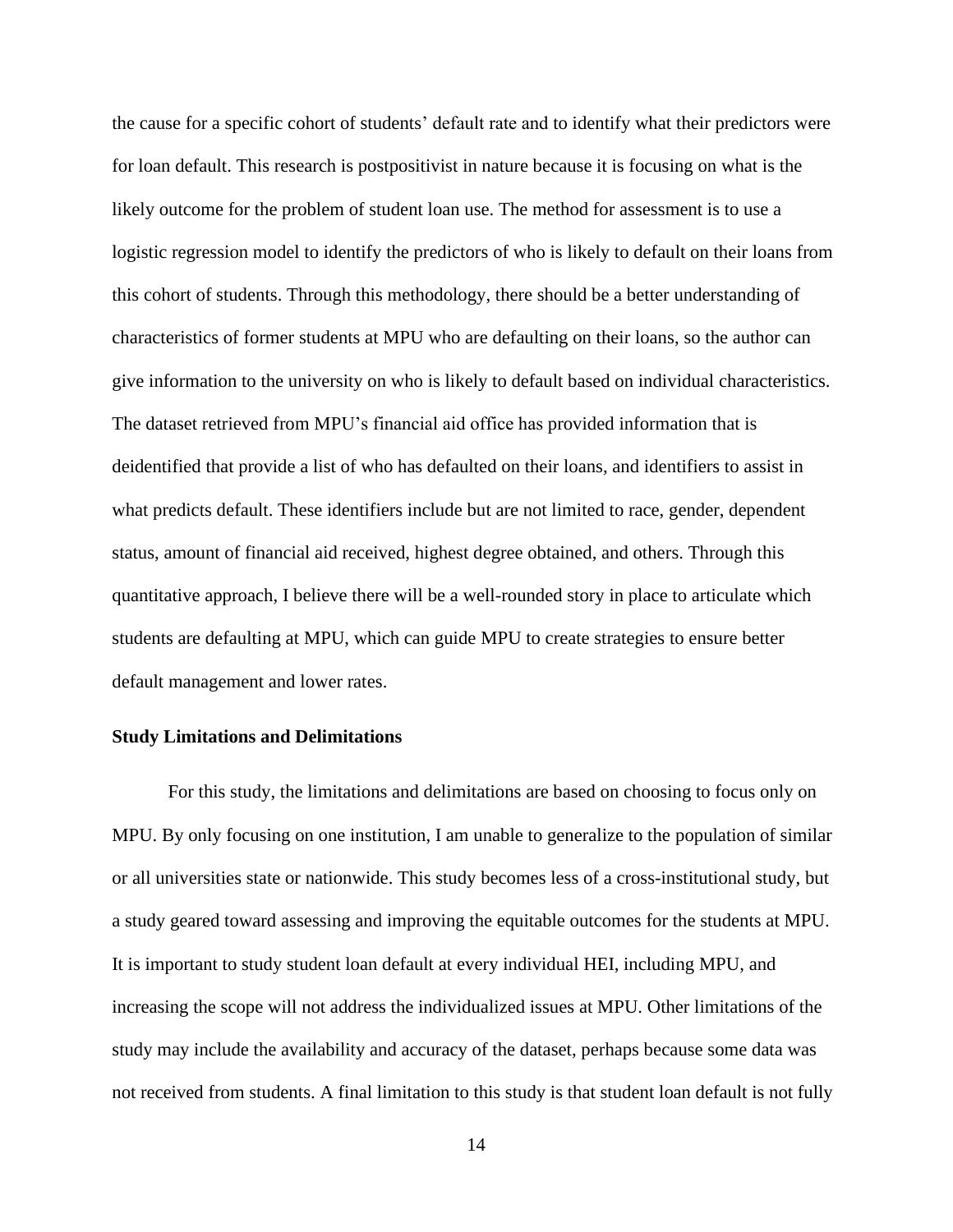the cause for a specific cohort of students' default rate and to identify what their predictors were for loan default. This research is postpositivist in nature because it is focusing on what is the likely outcome for the problem of student loan use. The method for assessment is to use a logistic regression model to identify the predictors of who is likely to default on their loans from this cohort of students. Through this methodology, there should be a better understanding of characteristics of former students at MPU who are defaulting on their loans, so the author can give information to the university on who is likely to default based on individual characteristics. The dataset retrieved from MPU's financial aid office has provided information that is deidentified that provide a list of who has defaulted on their loans, and identifiers to assist in what predicts default. These identifiers include but are not limited to race, gender, dependent status, amount of financial aid received, highest degree obtained, and others. Through this quantitative approach, I believe there will be a well-rounded story in place to articulate which students are defaulting at MPU, which can guide MPU to create strategies to ensure better default management and lower rates.

### Study Limitations and Delimitations

For this study, the limitations and delimitations are based on choosing to focus only on MPU. By only focusing on one institution, I am unable to generalize to the population of similar or all universities state or nationwide. This study becomes less of a cross-institutional study, but a study geared toward assessing and improving the equitable outcomes for the students at MPU. It is important to study student loan default at every individual HEI, including MPU, and increasing the scope will not address the individualized issues at MPU. Other limitations of the study may include the availability and accuracy of the dataset, perhaps because some data was not received from students. A final limitation to this study is that student loan default is not fully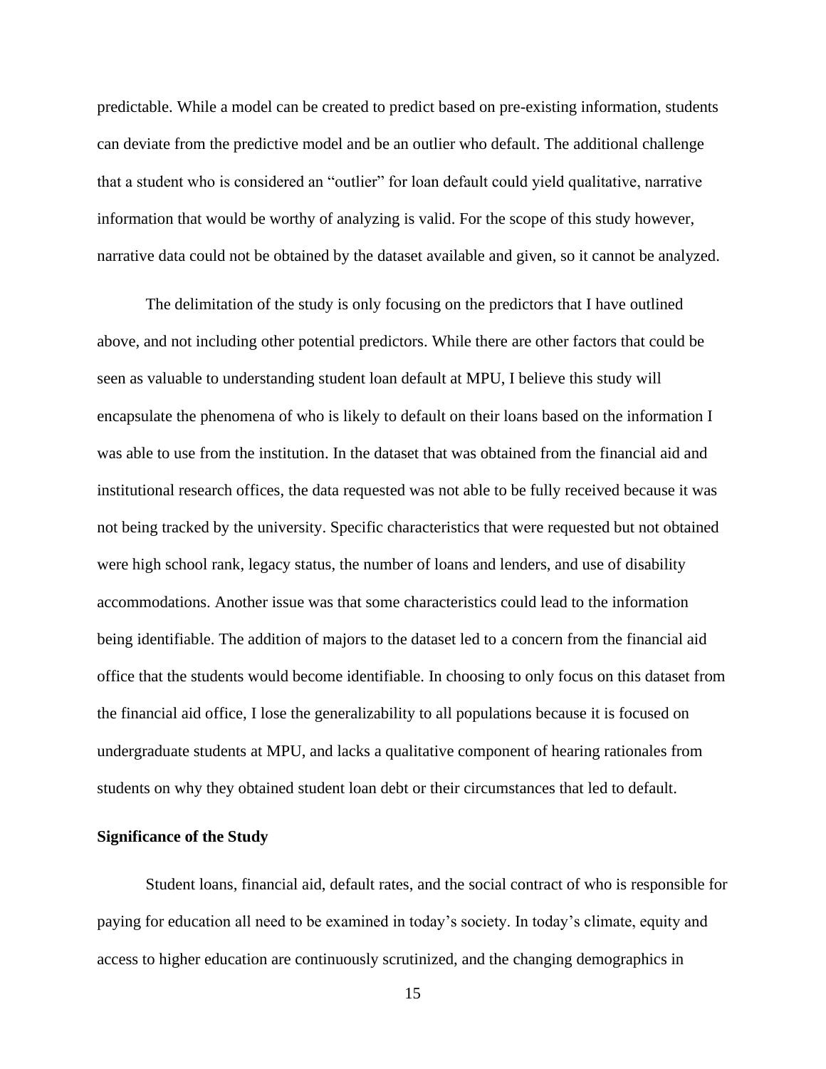predictable. While a model can be created to predict based on pre-existing information, students can deviate from the predictive model and be an outlier who default. The additional challenge that a student who is considered an “outlier” for loan default could yield qualitative, narrative information that would be worthy of analyzing is valid. For the scope of this study however, narrative data could not be obtained by the dataset available and given, so it cannot be analyzed.

The delimitation of the study is only focusing on the predictors that I have outlined above, and not including other potential predictors. While there are other factors that could be seen as valuable to understanding student loan default at MPU, I believe this study will encapsulate the phenomena of who is likely to default on their loans based on the information I was able to use from the institution. In the dataset that was obtained from the financial aid and institutional research offices, the data requested was not able to be fully received because it was not being tracked by the university. Specific characteristics that were requested but not obtained were high school rank, legacy status, the number of loans and lenders, and use of disability accommodations. Another issue was that some characteristics could lead to the information being identifiable. The addition of majors to the dataset led to a concern from the financial aid office that the students would become identifiable. In choosing to only focus on this dataset from the financial aid office, I lose the generalizability to all populations because it is focused on undergraduate students at MPU, and lacks a qualitative component of hearing rationales from students on why they obtained student loan debt or their circumstances that led to default.

**Significance of the Study**

Student loans, financial aid, default rates, and the social contract of who is responsible for paying for education all need to be examined in today’s society. In today’s climate, equity and access to higher education are continuously scrutinized, and the changing demographics in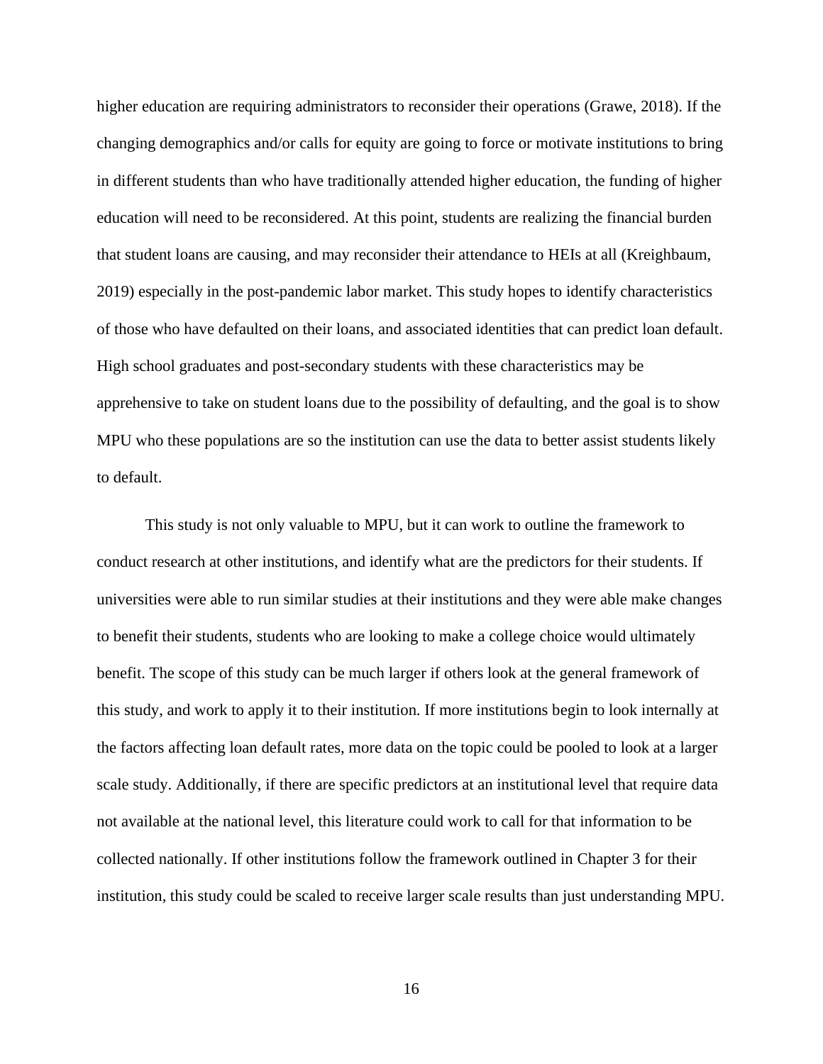higher education are requiring administrators to reconsider their operations (Grawe, 2018). If the changing demographics and/or calls for equity are going to force or motivate institutions to bring in different students than who have traditionally attended higher education, the funding of higher education will need to be reconsidered. At this point, students are realizing the financial burden that student loans are causing, and may reconsider their attendance to HEIs at all (Kreighbaum, 2019) especially in the post-pandemic labor market. This study hopes to identify characteristics of those who have defaulted on their loans, and associated identities that can predict loan default. High school graduates and post-secondary students with these characteristics may be apprehensive to take on student loans due to the possibility of defaulting, and the goal is to show MPU who these populations are so the institution can use the data to better assist students likely to default.

This study is not only valuable to MPU, but it can work to outline the framework to conduct research at other institutions, and identify what are the predictors for their students. If universities were able to run similar studies at their institutions and they were able make changes to benefit their students, students who are looking to make a college choice would ultimately benefit. The scope of this study can be much larger if others look at the general framework of this study, and work to apply it to their institution. If more institutions begin to look internally at the factors affecting loan default rates, more data on the topic could be pooled to look at a larger scale study. Additionally, if there are specific predictors at an institutional level that require data not available at the national level, this literature could work to call for that information to be collected nationally. If other institutions follow the framework outlined in Chapter 3 for their institution, this study could be scaled to receive larger scale results than just understanding MPU.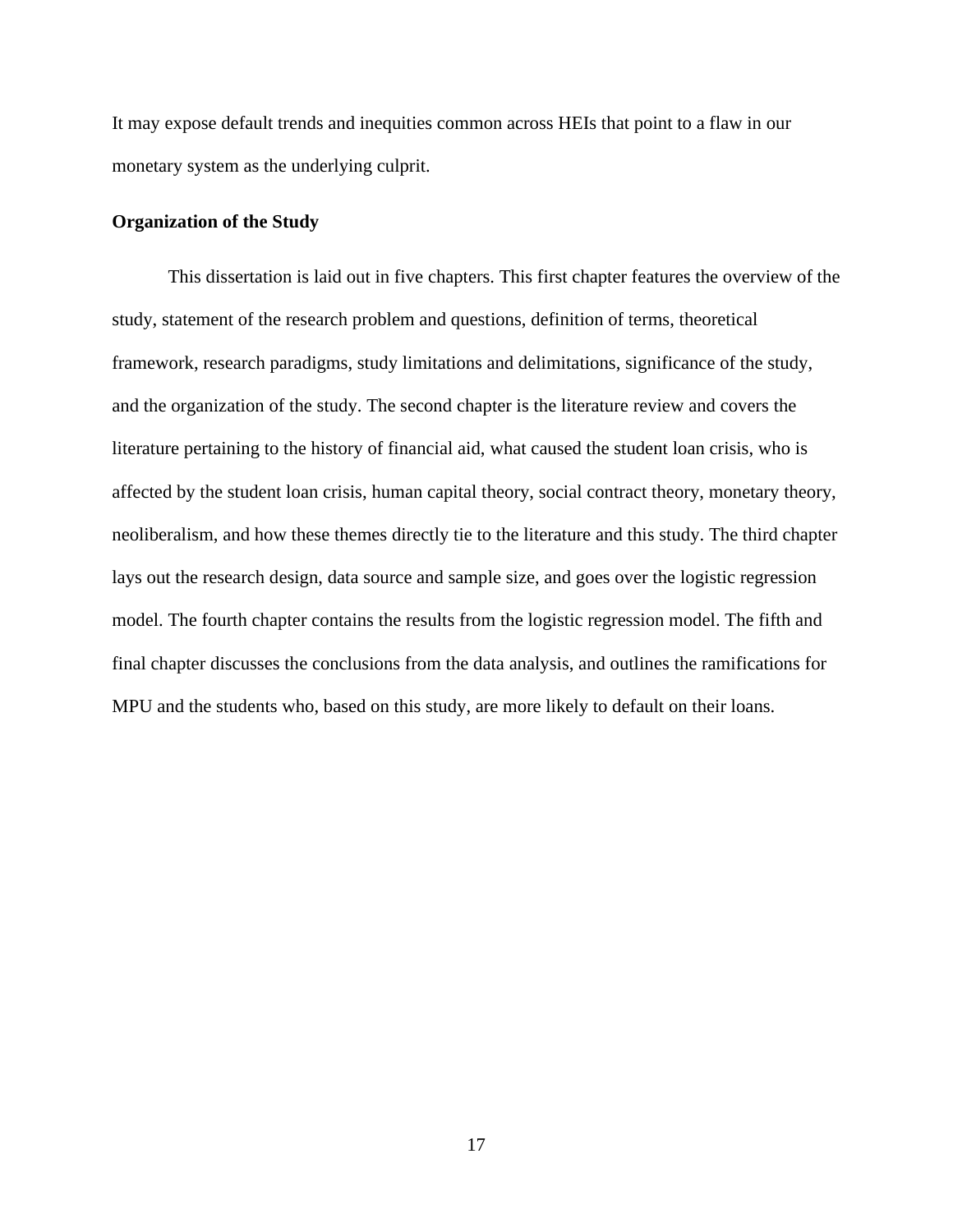It may expose default trends and inequities common across HEIs that point to a flaw in our monetary system as the underlying culprit.

## Organization of the Study

This dissertation is laid out in five chapters. This first chapter features the overview of the study, statement of the research problem and questions, definition of terms, theoretical framework, research paradigms, study limitations and delimitations, significance of the study, and the organization of the study. The second chapter is the literature review and covers the literature pertaining to the history of financial aid, what caused the student loan crisis, who is affected by the student loan crisis, human capital theory, social contract theory, monetary theory, neoliberalism, and how these themes directly tie to the literature and this study. The third chapter lays out the research design, data source and sample size, and goes over the logistic regression model. The fourth chapter contains the results from the logistic regression model. The fifth and final chapter discusses the conclusions from the data analysis, and outlines the ramifications for MPU and the students who, based on this study, are more likely to default on their loans.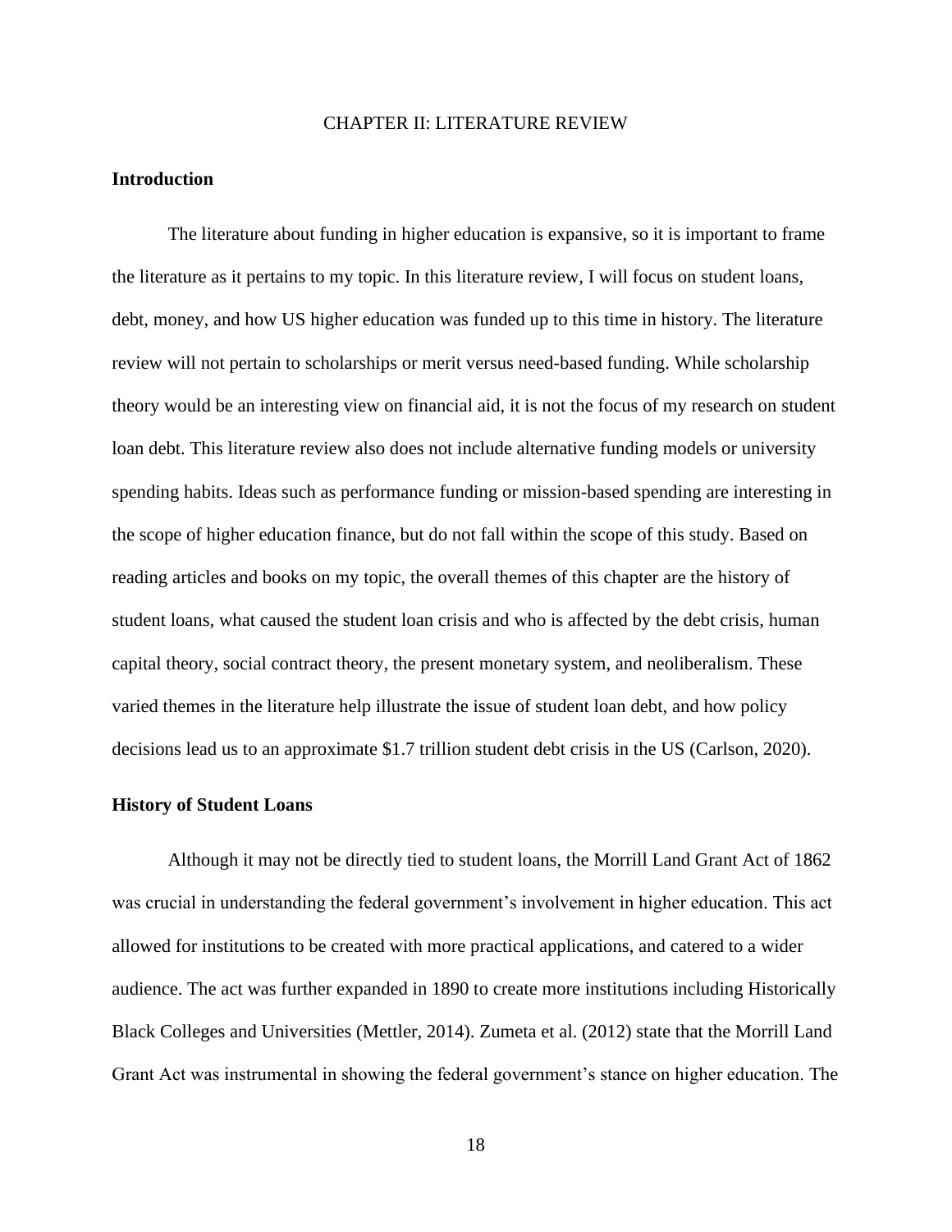# CHAPTER II: LITERATURE REVIEW

## Introduction

The literature about funding in higher education is expansive, so it is important to frame the literature as it pertains to my topic. In this literature review, I will focus on student loans, debt, money, and how US higher education was funded up to this time in history. The literature review will not pertain to scholarships or merit versus need-based funding. While scholarship theory would be an interesting view on financial aid, it is not the focus of my research on student loan debt. This literature review also does not include alternative funding models or university spending habits. Ideas such as performance funding or mission-based spending are interesting in the scope of higher education finance, but do not fall within the scope of this study. Based on reading articles and books on my topic, the overall themes of this chapter are the history of student loans, what caused the student loan crisis and who is affected by the debt crisis, human capital theory, social contract theory, the present monetary system, and neoliberalism. These varied themes in the literature help illustrate the issue of student loan debt, and how policy decisions lead us to an approximate $1.7 trillion student debt crisis in the US (Carlson, 2020).

## History of Student Loans

Although it may not be directly tied to student loans, the Morrill Land Grant Act of 1862 was crucial in understanding the federal government's involvement in higher education. This act allowed for institutions to be created with more practical applications, and catered to a wider audience. The act was further expanded in 1890 to create more institutions including Historically Black Colleges and Universities (Mettler, 2014). Zumeta et al. (2012) state that the Morrill Land Grant Act was instrumental in showing the federal government's stance on higher education. The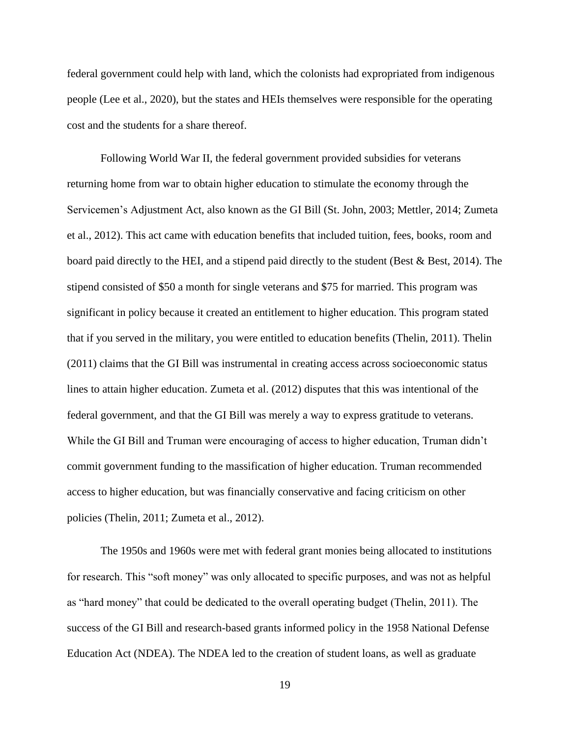federal government could help with land, which the colonists had expropriated from indigenous people (Lee et al., 2020), but the states and HEIs themselves were responsible for the operating cost and the students for a share thereof.

Following World War II, the federal government provided subsidies for veterans returning home from war to obtain higher education to stimulate the economy through the Servicemen's Adjustment Act, also known as the GI Bill (St. John, 2003; Mettler, 2014; Zumeta et al., 2012). This act came with education benefits that included tuition, fees, books, room and board paid directly to the HEI, and a stipend paid directly to the student (Best & Best, 2014). The stipend consisted of $50 a month for single veterans and $75 for married. This program was significant in policy because it created an entitlement to higher education. This program stated that if you served in the military, you were entitled to education benefits (Thelin, 2011). Thelin (2011) claims that the GI Bill was instrumental in creating access across socioeconomic status lines to attain higher education. Zumeta et al. (2012) disputes that this was intentional of the federal government, and that the GI Bill was merely a way to express gratitude to veterans. While the GI Bill and Truman were encouraging of access to higher education, Truman didn't commit government funding to the massification of higher education. Truman recommended access to higher education, but was financially conservative and facing criticism on other policies (Thelin, 2011; Zumeta et al., 2012).

The 1950s and 1960s were met with federal grant monies being allocated to institutions for research. This "soft money" was only allocated to specific purposes, and was not as helpful as "hard money" that could be dedicated to the overall operating budget (Thelin, 2011). The success of the GI Bill and research-based grants informed policy in the 1958 National Defense Education Act (NDEA). The NDEA led to the creation of student loans, as well as graduate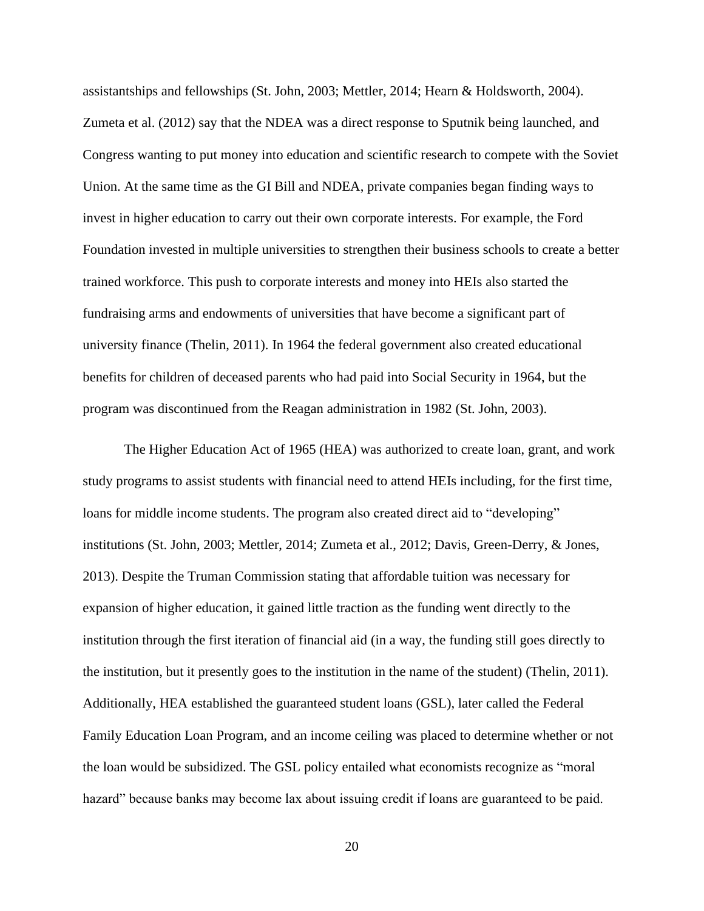assistantships and fellowships (St. John, 2003; Mettler, 2014; Hearn & Holdsworth, 2004). Zumeta et al. (2012) say that the NDEA was a direct response to Sputnik being launched, and Congress wanting to put money into education and scientific research to compete with the Soviet Union. At the same time as the GI Bill and NDEA, private companies began finding ways to invest in higher education to carry out their own corporate interests. For example, the Ford Foundation invested in multiple universities to strengthen their business schools to create a better trained workforce. This push to corporate interests and money into HEIs also started the fundraising arms and endowments of universities that have become a significant part of university finance (Thelin, 2011). In 1964 the federal government also created educational benefits for children of deceased parents who had paid into Social Security in 1964, but the program was discontinued from the Reagan administration in 1982 (St. John, 2003).

The Higher Education Act of 1965 (HEA) was authorized to create loan, grant, and work study programs to assist students with financial need to attend HEIs including, for the first time, loans for middle income students. The program also created direct aid to "developing" institutions (St. John, 2003; Mettler, 2014; Zumeta et al., 2012; Davis, Green-Derry, & Jones, 2013). Despite the Truman Commission stating that affordable tuition was necessary for expansion of higher education, it gained little traction as the funding went directly to the institution through the first iteration of financial aid (in a way, the funding still goes directly to the institution, but it presently goes to the institution in the name of the student) (Thelin, 2011). Additionally, HEA established the guaranteed student loans (GSL), later called the Federal Family Education Loan Program, and an income ceiling was placed to determine whether or not the loan would be subsidized. The GSL policy entailed what economists recognize as "moral hazard" because banks may become lax about issuing credit if loans are guaranteed to be paid.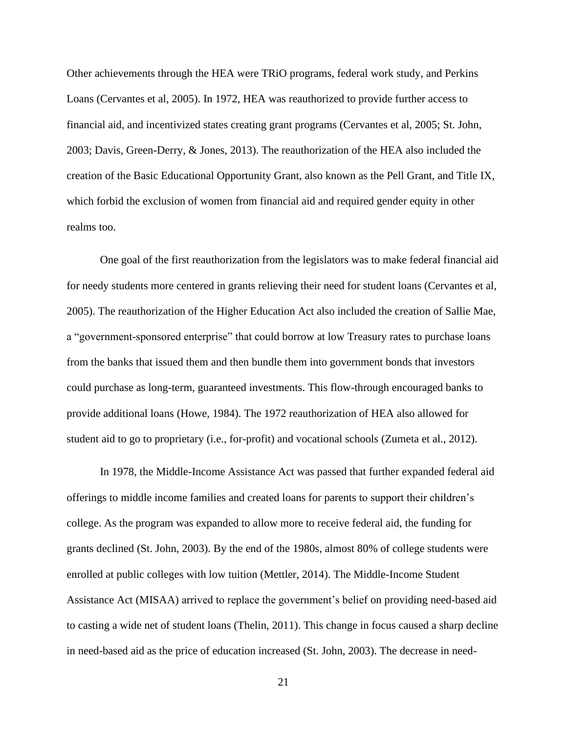Other achievements through the HEA were TRiO programs, federal work study, and Perkins Loans (Cervantes et al, 2005). In 1972, HEA was reauthorized to provide further access to financial aid, and incentivized states creating grant programs (Cervantes et al, 2005; St. John, 2003; Davis, Green-Derry, & Jones, 2013). The reauthorization of the HEA also included the creation of the Basic Educational Opportunity Grant, also known as the Pell Grant, and Title IX, which forbid the exclusion of women from financial aid and required gender equity in other realms too.

One goal of the first reauthorization from the legislators was to make federal financial aid for needy students more centered in grants relieving their need for student loans (Cervantes et al, 2005). The reauthorization of the Higher Education Act also included the creation of Sallie Mae, a "government-sponsored enterprise" that could borrow at low Treasury rates to purchase loans from the banks that issued them and then bundle them into government bonds that investors could purchase as long-term, guaranteed investments. This flow-through encouraged banks to provide additional loans (Howe, 1984). The 1972 reauthorization of HEA also allowed for student aid to go to proprietary (i.e., for-profit) and vocational schools (Zumeta et al., 2012).

In 1978, the Middle-Income Assistance Act was passed that further expanded federal aid offerings to middle income families and created loans for parents to support their children's college. As the program was expanded to allow more to receive federal aid, the funding for grants declined (St. John, 2003). By the end of the 1980s, almost 80% of college students were enrolled at public colleges with low tuition (Mettler, 2014). The Middle-Income Student Assistance Act (MISAA) arrived to replace the government's belief on providing need-based aid to casting a wide net of student loans (Thelin, 2011). This change in focus caused a sharp decline in need-based aid as the price of education increased (St. John, 2003). The decrease in need-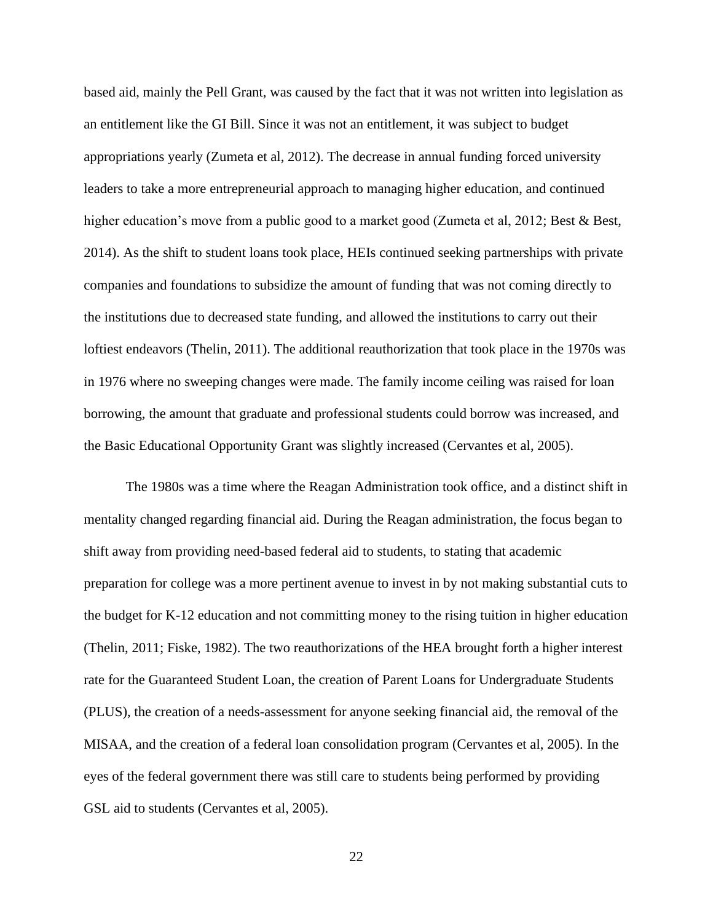based aid, mainly the Pell Grant, was caused by the fact that it was not written into legislation as an entitlement like the GI Bill. Since it was not an entitlement, it was subject to budget appropriations yearly (Zumeta et al, 2012). The decrease in annual funding forced university leaders to take a more entrepreneurial approach to managing higher education, and continued higher education's move from a public good to a market good (Zumeta et al, 2012; Best & Best, 2014). As the shift to student loans took place, HEIs continued seeking partnerships with private companies and foundations to subsidize the amount of funding that was not coming directly to the institutions due to decreased state funding, and allowed the institutions to carry out their loftiest endeavors (Thelin, 2011). The additional reauthorization that took place in the 1970s was in 1976 where no sweeping changes were made. The family income ceiling was raised for loan borrowing, the amount that graduate and professional students could borrow was increased, and the Basic Educational Opportunity Grant was slightly increased (Cervantes et al, 2005).

The 1980s was a time where the Reagan Administration took office, and a distinct shift in mentality changed regarding financial aid. During the Reagan administration, the focus began to shift away from providing need-based federal aid to students, to stating that academic preparation for college was a more pertinent avenue to invest in by not making substantial cuts to the budget for K-12 education and not committing money to the rising tuition in higher education (Thelin, 2011; Fiske, 1982). The two reauthorizations of the HEA brought forth a higher interest rate for the Guaranteed Student Loan, the creation of Parent Loans for Undergraduate Students (PLUS), the creation of a needs-assessment for anyone seeking financial aid, the removal of the MISAA, and the creation of a federal loan consolidation program (Cervantes et al, 2005). In the eyes of the federal government there was still care to students being performed by providing GSL aid to students (Cervantes et al, 2005).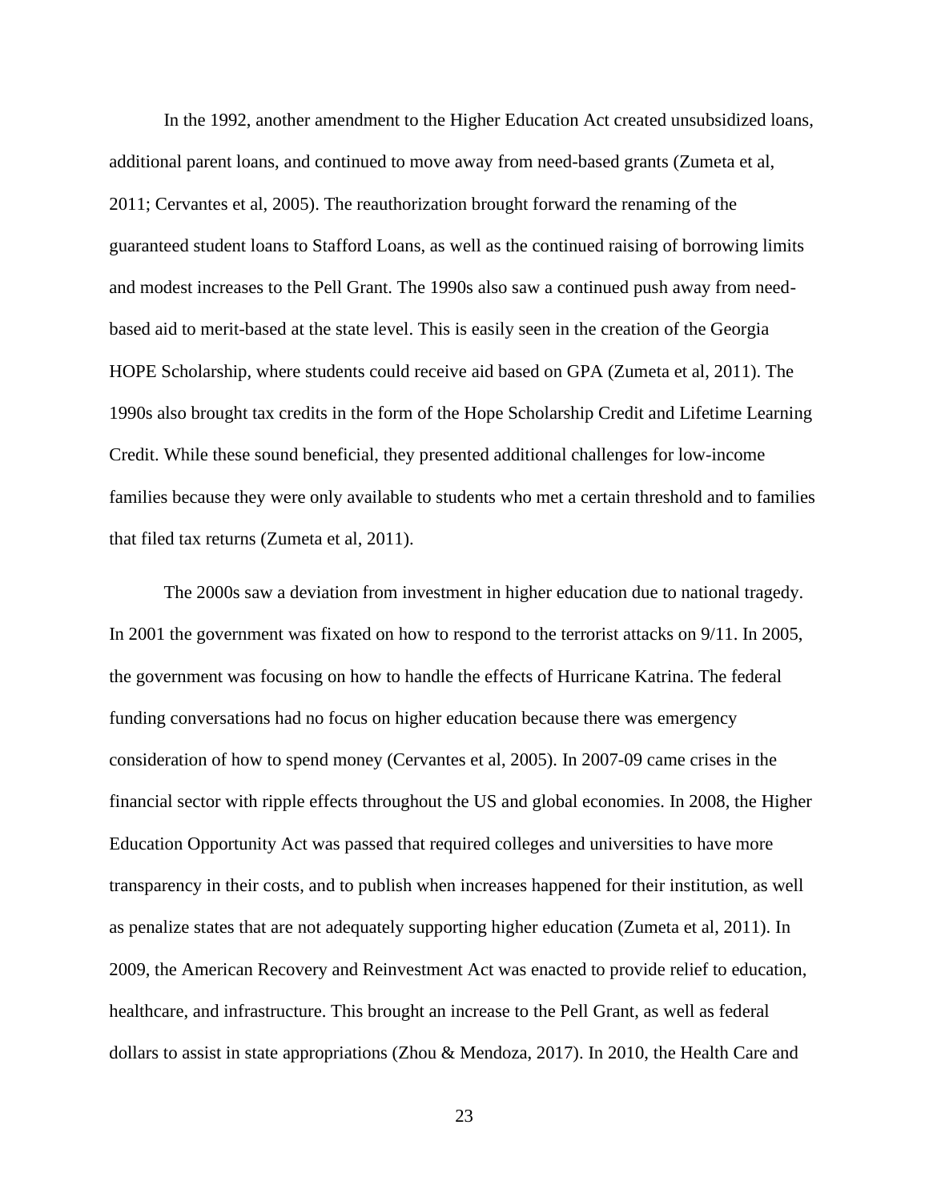In the 1992, another amendment to the Higher Education Act created unsubsidized loans, additional parent loans, and continued to move away from need-based grants (Zumeta et al, 2011; Cervantes et al, 2005). The reauthorization brought forward the renaming of the guaranteed student loans to Stafford Loans, as well as the continued raising of borrowing limits and modest increases to the Pell Grant. The 1990s also saw a continued push away from need-based aid to merit-based at the state level. This is easily seen in the creation of the Georgia HOPE Scholarship, where students could receive aid based on GPA (Zumeta et al, 2011). The 1990s also brought tax credits in the form of the Hope Scholarship Credit and Lifetime Learning Credit. While these sound beneficial, they presented additional challenges for low-income families because they were only available to students who met a certain threshold and to families that filed tax returns (Zumeta et al, 2011).

The 2000s saw a deviation from investment in higher education due to national tragedy. In 2001 the government was fixated on how to respond to the terrorist attacks on 9/11. In 2005, the government was focusing on how to handle the effects of Hurricane Katrina. The federal funding conversations had no focus on higher education because there was emergency consideration of how to spend money (Cervantes et al, 2005). In 2007-09 came crises in the financial sector with ripple effects throughout the US and global economies. In 2008, the Higher Education Opportunity Act was passed that required colleges and universities to have more transparency in their costs, and to publish when increases happened for their institution, as well as penalize states that are not adequately supporting higher education (Zumeta et al, 2011). In 2009, the American Recovery and Reinvestment Act was enacted to provide relief to education, healthcare, and infrastructure. This brought an increase to the Pell Grant, as well as federal dollars to assist in state appropriations (Zhou & Mendoza, 2017). In 2010, the Health Care and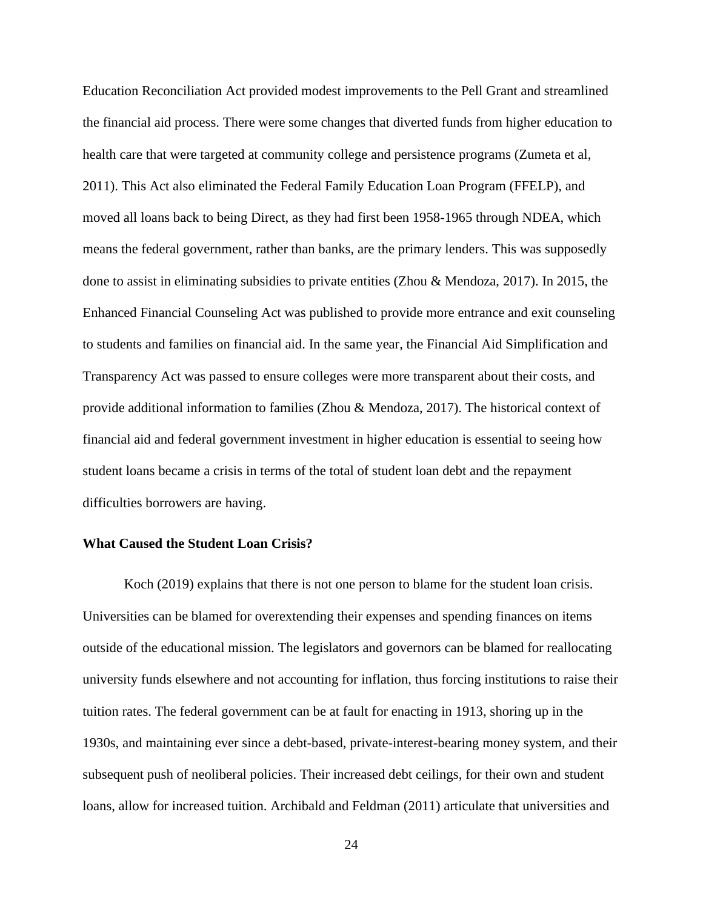Education Reconciliation Act provided modest improvements to the Pell Grant and streamlined the financial aid process. There were some changes that diverted funds from higher education to health care that were targeted at community college and persistence programs (Zumeta et al, 2011). This Act also eliminated the Federal Family Education Loan Program (FFELP), and moved all loans back to being Direct, as they had first been 1958-1965 through NDEA, which means the federal government, rather than banks, are the primary lenders. This was supposedly done to assist in eliminating subsidies to private entities (Zhou & Mendoza, 2017). In 2015, the Enhanced Financial Counseling Act was published to provide more entrance and exit counseling to students and families on financial aid. In the same year, the Financial Aid Simplification and Transparency Act was passed to ensure colleges were more transparent about their costs, and provide additional information to families (Zhou & Mendoza, 2017). The historical context of financial aid and federal government investment in higher education is essential to seeing how student loans became a crisis in terms of the total of student loan debt and the repayment difficulties borrowers are having.

**What Caused the Student Loan Crisis?**

Koch (2019) explains that there is not one person to blame for the student loan crisis. Universities can be blamed for overextending their expenses and spending finances on items outside of the educational mission. The legislators and governors can be blamed for reallocating university funds elsewhere and not accounting for inflation, thus forcing institutions to raise their tuition rates. The federal government can be at fault for enacting in 1913, shoring up in the 1930s, and maintaining ever since a debt-based, private-interest-bearing money system, and their subsequent push of neoliberal policies. Their increased debt ceilings, for their own and student loans, allow for increased tuition. Archibald and Feldman (2011) articulate that universities and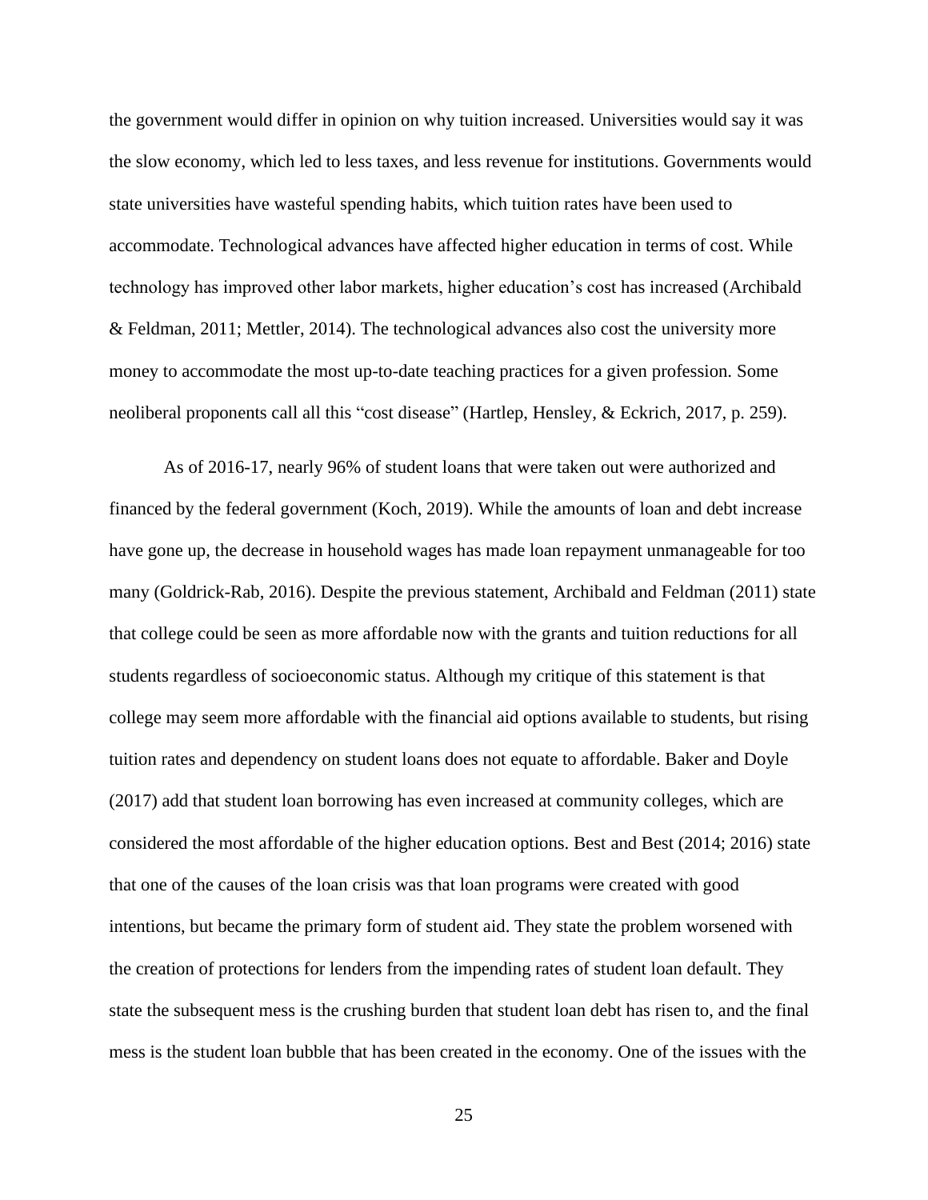the government would differ in opinion on why tuition increased. Universities would say it was the slow economy, which led to less taxes, and less revenue for institutions. Governments would state universities have wasteful spending habits, which tuition rates have been used to accommodate. Technological advances have affected higher education in terms of cost. While technology has improved other labor markets, higher education's cost has increased (Archibald & Feldman, 2011; Mettler, 2014). The technological advances also cost the university more money to accommodate the most up-to-date teaching practices for a given profession. Some neoliberal proponents call all this "cost disease" (Hartlep, Hensley, & Eckrich, 2017, p. 259).

As of 2016-17, nearly 96% of student loans that were taken out were authorized and financed by the federal government (Koch, 2019). While the amounts of loan and debt increase have gone up, the decrease in household wages has made loan repayment unmanageable for too many (Goldrick-Rab, 2016). Despite the previous statement, Archibald and Feldman (2011) state that college could be seen as more affordable now with the grants and tuition reductions for all students regardless of socioeconomic status. Although my critique of this statement is that college may seem more affordable with the financial aid options available to students, but rising tuition rates and dependency on student loans does not equate to affordable. Baker and Doyle (2017) add that student loan borrowing has even increased at community colleges, which are considered the most affordable of the higher education options. Best and Best (2014; 2016) state that one of the causes of the loan crisis was that loan programs were created with good intentions, but became the primary form of student aid. They state the problem worsened with the creation of protections for lenders from the impending rates of student loan default. They state the subsequent mess is the crushing burden that student loan debt has risen to, and the final mess is the student loan bubble that has been created in the economy. One of the issues with the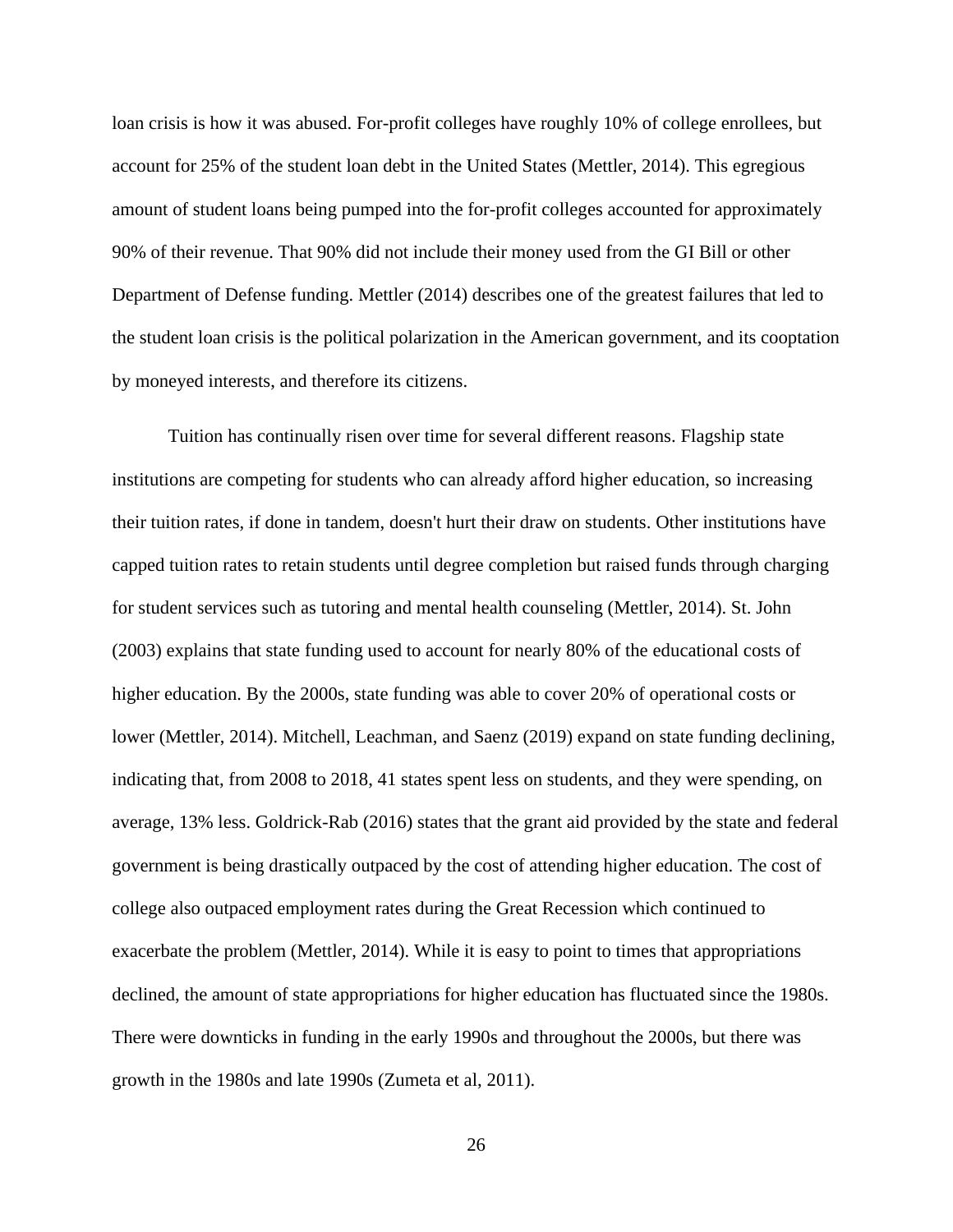loan crisis is how it was abused. For-profit colleges have roughly 10% of college enrollees, but account for 25% of the student loan debt in the United States (Mettler, 2014). This egregious amount of student loans being pumped into the for-profit colleges accounted for approximately 90% of their revenue. That 90% did not include their money used from the GI Bill or other Department of Defense funding. Mettler (2014) describes one of the greatest failures that led to the student loan crisis is the political polarization in the American government, and its cooptation by moneyed interests, and therefore its citizens.

Tuition has continually risen over time for several different reasons. Flagship state institutions are competing for students who can already afford higher education, so increasing their tuition rates, if done in tandem, doesn't hurt their draw on students. Other institutions have capped tuition rates to retain students until degree completion but raised funds through charging for student services such as tutoring and mental health counseling (Mettler, 2014). St. John (2003) explains that state funding used to account for nearly 80% of the educational costs of higher education. By the 2000s, state funding was able to cover 20% of operational costs or lower (Mettler, 2014). Mitchell, Leachman, and Saenz (2019) expand on state funding declining, indicating that, from 2008 to 2018, 41 states spent less on students, and they were spending, on average, 13% less. Goldrick-Rab (2016) states that the grant aid provided by the state and federal government is being drastically outpaced by the cost of attending higher education. The cost of college also outpaced employment rates during the Great Recession which continued to exacerbate the problem (Mettler, 2014). While it is easy to point to times that appropriations declined, the amount of state appropriations for higher education has fluctuated since the 1980s. There were downticks in funding in the early 1990s and throughout the 2000s, but there was growth in the 1980s and late 1990s (Zumeta et al, 2011).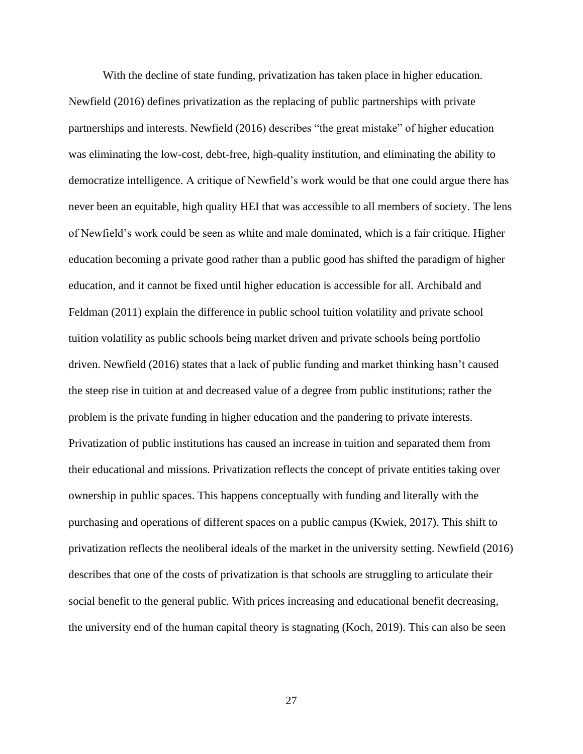With the decline of state funding, privatization has taken place in higher education. Newfield (2016) defines privatization as the replacing of public partnerships with private partnerships and interests. Newfield (2016) describes "the great mistake" of higher education was eliminating the low-cost, debt-free, high-quality institution, and eliminating the ability to democratize intelligence. A critique of Newfield's work would be that one could argue there has never been an equitable, high quality HEI that was accessible to all members of society. The lens of Newfield's work could be seen as white and male dominated, which is a fair critique. Higher education becoming a private good rather than a public good has shifted the paradigm of higher education, and it cannot be fixed until higher education is accessible for all. Archibald and Feldman (2011) explain the difference in public school tuition volatility and private school tuition volatility as public schools being market driven and private schools being portfolio driven. Newfield (2016) states that a lack of public funding and market thinking hasn't caused the steep rise in tuition at and decreased value of a degree from public institutions; rather the problem is the private funding in higher education and the pandering to private interests. Privatization of public institutions has caused an increase in tuition and separated them from their educational and missions. Privatization reflects the concept of private entities taking over ownership in public spaces. This happens conceptually with funding and literally with the purchasing and operations of different spaces on a public campus (Kwiek, 2017). This shift to privatization reflects the neoliberal ideals of the market in the university setting. Newfield (2016) describes that one of the costs of privatization is that schools are struggling to articulate their social benefit to the general public. With prices increasing and educational benefit decreasing, the university end of the human capital theory is stagnating (Koch, 2019). This can also be seen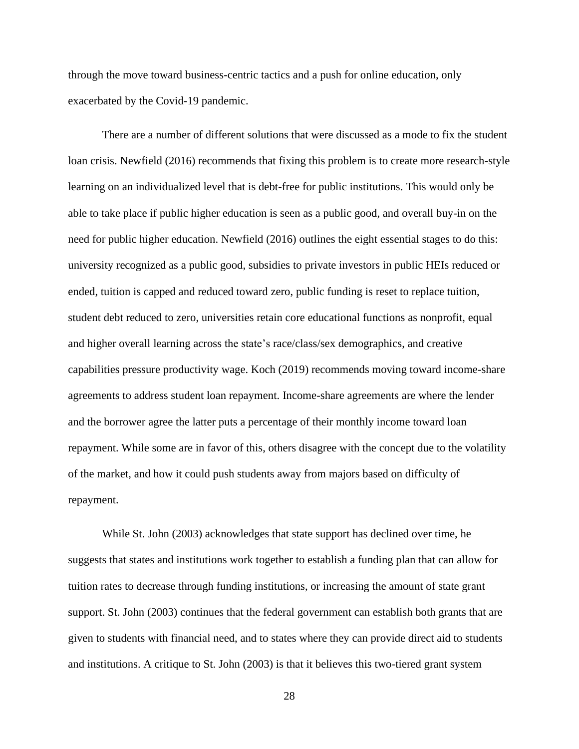through the move toward business-centric tactics and a push for online education, only exacerbated by the Covid-19 pandemic.

There are a number of different solutions that were discussed as a mode to fix the student loan crisis. Newfield (2016) recommends that fixing this problem is to create more research-style learning on an individualized level that is debt-free for public institutions. This would only be able to take place if public higher education is seen as a public good, and overall buy-in on the need for public higher education. Newfield (2016) outlines the eight essential stages to do this: university recognized as a public good, subsidies to private investors in public HEIs reduced or ended, tuition is capped and reduced toward zero, public funding is reset to replace tuition, student debt reduced to zero, universities retain core educational functions as nonprofit, equal and higher overall learning across the state's race/class/sex demographics, and creative capabilities pressure productivity wage. Koch (2019) recommends moving toward income-share agreements to address student loan repayment. Income-share agreements are where the lender and the borrower agree the latter puts a percentage of their monthly income toward loan repayment. While some are in favor of this, others disagree with the concept due to the volatility of the market, and how it could push students away from majors based on difficulty of repayment.

While St. John (2003) acknowledges that state support has declined over time, he suggests that states and institutions work together to establish a funding plan that can allow for tuition rates to decrease through funding institutions, or increasing the amount of state grant support. St. John (2003) continues that the federal government can establish both grants that are given to students with financial need, and to states where they can provide direct aid to students and institutions. A critique to St. John (2003) is that it believes this two-tiered grant system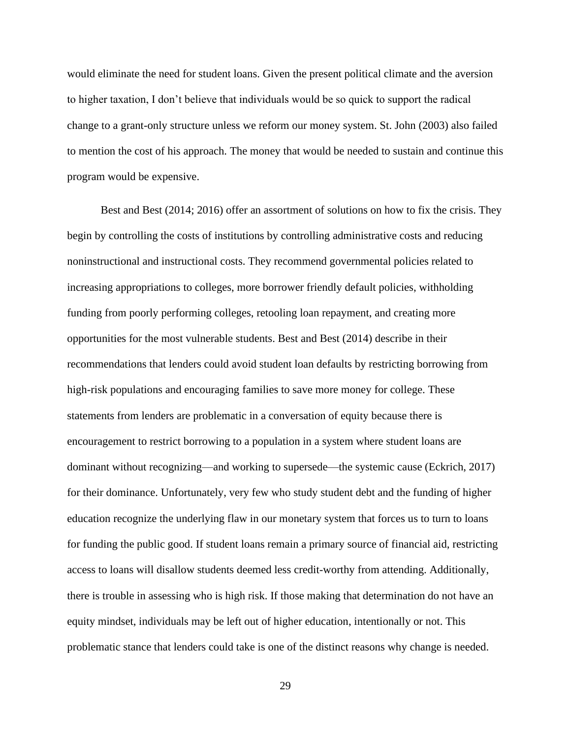would eliminate the need for student loans. Given the present political climate and the aversion to higher taxation, I don't believe that individuals would be so quick to support the radical change to a grant-only structure unless we reform our money system. St. John (2003) also failed to mention the cost of his approach. The money that would be needed to sustain and continue this program would be expensive.

Best and Best (2014; 2016) offer an assortment of solutions on how to fix the crisis. They begin by controlling the costs of institutions by controlling administrative costs and reducing noninstructional and instructional costs. They recommend governmental policies related to increasing appropriations to colleges, more borrower friendly default policies, withholding funding from poorly performing colleges, retooling loan repayment, and creating more opportunities for the most vulnerable students. Best and Best (2014) describe in their recommendations that lenders could avoid student loan defaults by restricting borrowing from high-risk populations and encouraging families to save more money for college. These statements from lenders are problematic in a conversation of equity because there is encouragement to restrict borrowing to a population in a system where student loans are dominant without recognizing—and working to supersede—the systemic cause (Eckrich, 2017) for their dominance. Unfortunately, very few who study student debt and the funding of higher education recognize the underlying flaw in our monetary system that forces us to turn to loans for funding the public good. If student loans remain a primary source of financial aid, restricting access to loans will disallow students deemed less credit-worthy from attending. Additionally, there is trouble in assessing who is high risk. If those making that determination do not have an equity mindset, individuals may be left out of higher education, intentionally or not. This problematic stance that lenders could take is one of the distinct reasons why change is needed.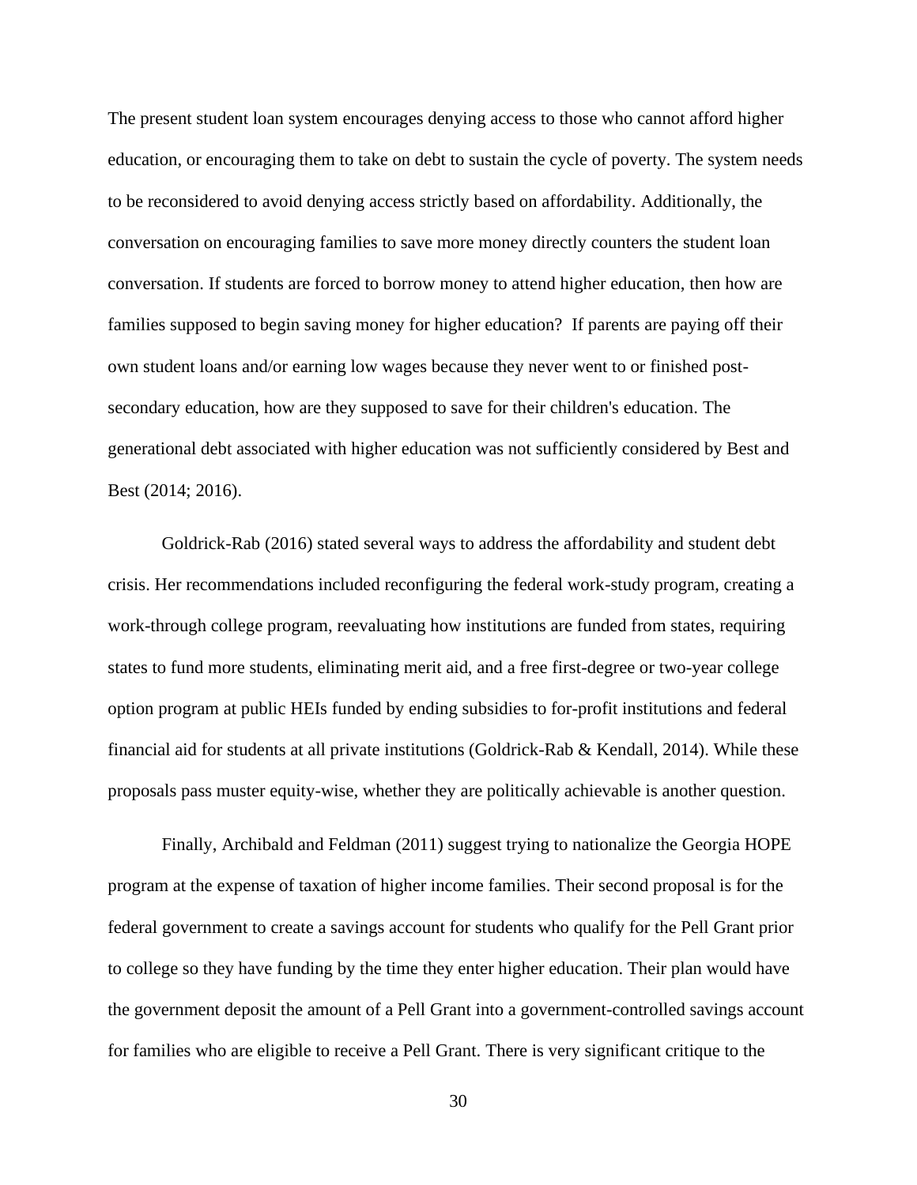The present student loan system encourages denying access to those who cannot afford higher education, or encouraging them to take on debt to sustain the cycle of poverty. The system needs to be reconsidered to avoid denying access strictly based on affordability. Additionally, the conversation on encouraging families to save more money directly counters the student loan conversation. If students are forced to borrow money to attend higher education, then how are families supposed to begin saving money for higher education? If parents are paying off their own student loans and/or earning low wages because they never went to or finished post-secondary education, how are they supposed to save for their children's education. The generational debt associated with higher education was not sufficiently considered by Best and Best (2014; 2016).

Goldrick-Rab (2016) stated several ways to address the affordability and student debt crisis. Her recommendations included reconfiguring the federal work-study program, creating a work-through college program, reevaluating how institutions are funded from states, requiring states to fund more students, eliminating merit aid, and a free first-degree or two-year college option program at public HEIs funded by ending subsidies to for-profit institutions and federal financial aid for students at all private institutions (Goldrick-Rab & Kendall, 2014). While these proposals pass muster equity-wise, whether they are politically achievable is another question.

Finally, Archibald and Feldman (2011) suggest trying to nationalize the Georgia HOPE program at the expense of taxation of higher income families. Their second proposal is for the federal government to create a savings account for students who qualify for the Pell Grant prior to college so they have funding by the time they enter higher education. Their plan would have the government deposit the amount of a Pell Grant into a government-controlled savings account for families who are eligible to receive a Pell Grant. There is very significant critique to the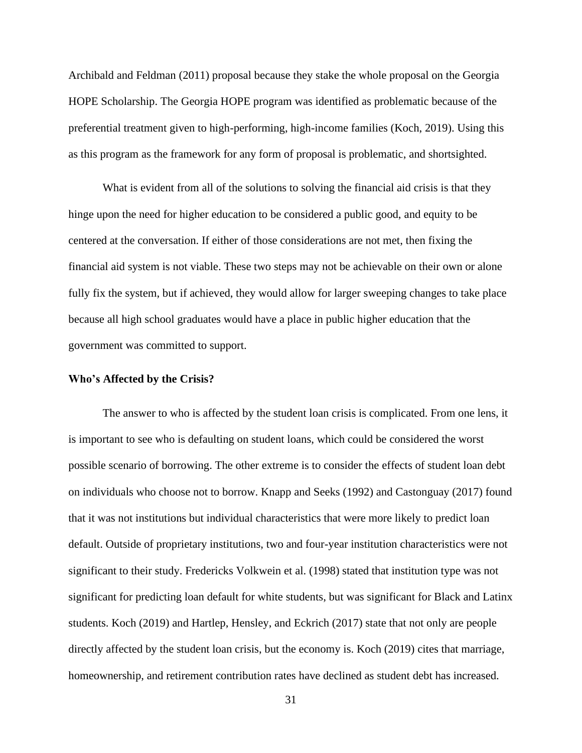Archibald and Feldman (2011) proposal because they stake the whole proposal on the Georgia HOPE Scholarship. The Georgia HOPE program was identified as problematic because of the preferential treatment given to high-performing, high-income families (Koch, 2019). Using this as this program as the framework for any form of proposal is problematic, and shortsighted.

What is evident from all of the solutions to solving the financial aid crisis is that they hinge upon the need for higher education to be considered a public good, and equity to be centered at the conversation. If either of those considerations are not met, then fixing the financial aid system is not viable. These two steps may not be achievable on their own or alone fully fix the system, but if achieved, they would allow for larger sweeping changes to take place because all high school graduates would have a place in public higher education that the government was committed to support.

**Who's Affected by the Crisis?**

The answer to who is affected by the student loan crisis is complicated. From one lens, it is important to see who is defaulting on student loans, which could be considered the worst possible scenario of borrowing. The other extreme is to consider the effects of student loan debt on individuals who choose not to borrow. Knapp and Seeks (1992) and Castonguay (2017) found that it was not institutions but individual characteristics that were more likely to predict loan default. Outside of proprietary institutions, two and four-year institution characteristics were not significant to their study. Fredericks Volkwein et al. (1998) stated that institution type was not significant for predicting loan default for white students, but was significant for Black and Latinx students. Koch (2019) and Hartlep, Hensley, and Eckrich (2017) state that not only are people directly affected by the student loan crisis, but the economy is. Koch (2019) cites that marriage, homeownership, and retirement contribution rates have declined as student debt has increased.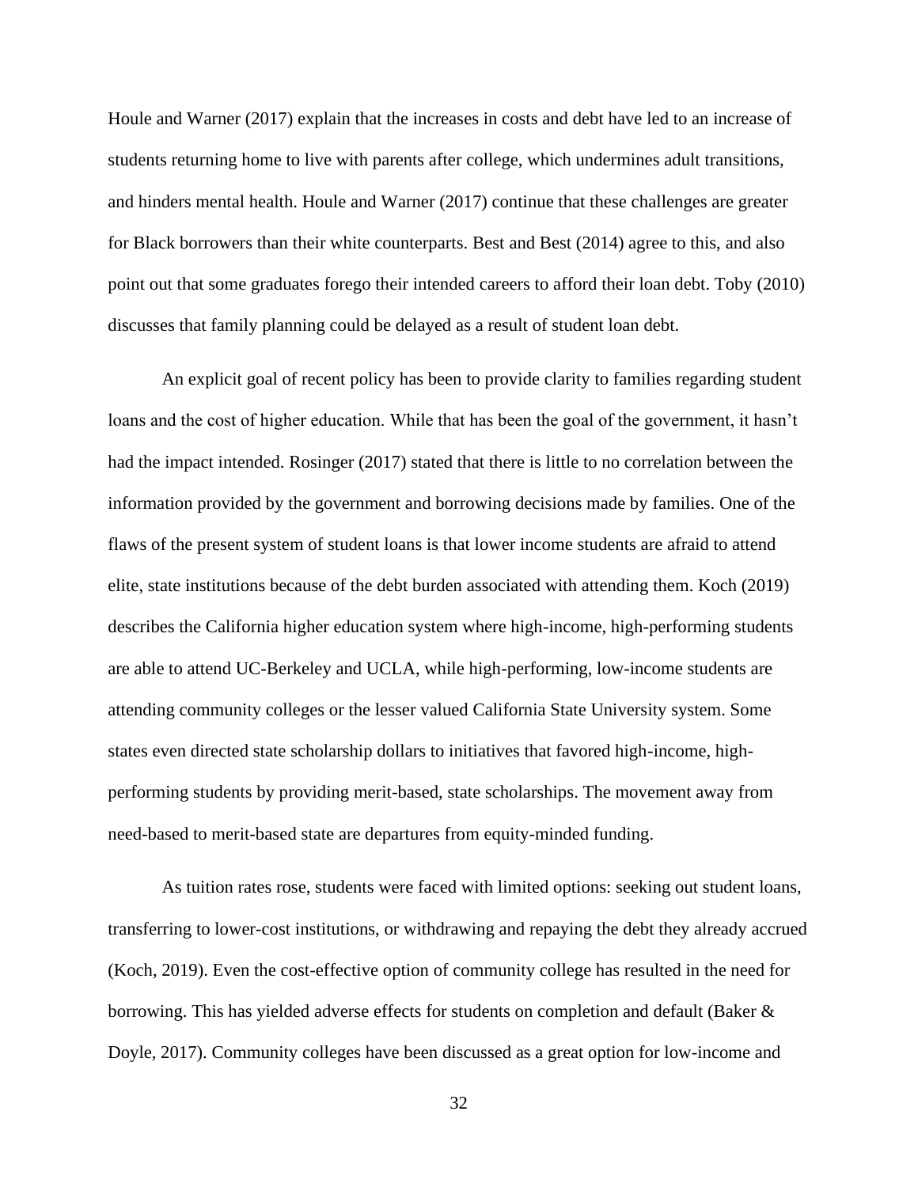Houle and Warner (2017) explain that the increases in costs and debt have led to an increase of students returning home to live with parents after college, which undermines adult transitions, and hinders mental health. Houle and Warner (2017) continue that these challenges are greater for Black borrowers than their white counterparts. Best and Best (2014) agree to this, and also point out that some graduates forego their intended careers to afford their loan debt. Toby (2010) discusses that family planning could be delayed as a result of student loan debt.

An explicit goal of recent policy has been to provide clarity to families regarding student loans and the cost of higher education. While that has been the goal of the government, it hasn't had the impact intended. Rosinger (2017) stated that there is little to no correlation between the information provided by the government and borrowing decisions made by families. One of the flaws of the present system of student loans is that lower income students are afraid to attend elite, state institutions because of the debt burden associated with attending them. Koch (2019) describes the California higher education system where high-income, high-performing students are able to attend UC-Berkeley and UCLA, while high-performing, low-income students are attending community colleges or the lesser valued California State University system. Some states even directed state scholarship dollars to initiatives that favored high-income, high-performing students by providing merit-based, state scholarships. The movement away from need-based to merit-based state are departures from equity-minded funding.

As tuition rates rose, students were faced with limited options: seeking out student loans, transferring to lower-cost institutions, or withdrawing and repaying the debt they already accrued (Koch, 2019). Even the cost-effective option of community college has resulted in the need for borrowing. This has yielded adverse effects for students on completion and default (Baker & Doyle, 2017). Community colleges have been discussed as a great option for low-income and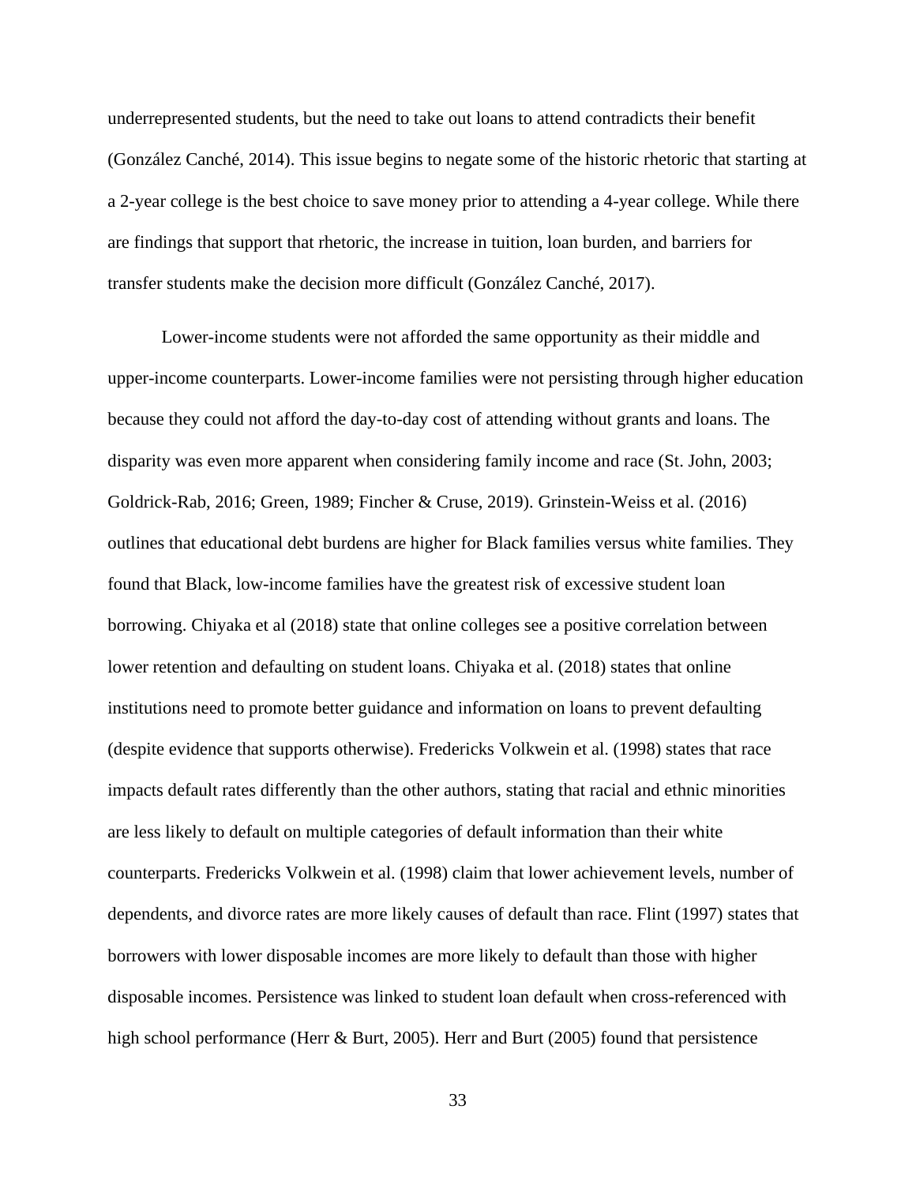underrepresented students, but the need to take out loans to attend contradicts their benefit (González Canché, 2014). This issue begins to negate some of the historic rhetoric that starting at a 2-year college is the best choice to save money prior to attending a 4-year college. While there are findings that support that rhetoric, the increase in tuition, loan burden, and barriers for transfer students make the decision more difficult (González Canché, 2017).

Lower-income students were not afforded the same opportunity as their middle and upper-income counterparts. Lower-income families were not persisting through higher education because they could not afford the day-to-day cost of attending without grants and loans. The disparity was even more apparent when considering family income and race (St. John, 2003; Goldrick-Rab, 2016; Green, 1989; Fincher & Cruse, 2019). Grinstein-Weiss et al. (2016) outlines that educational debt burdens are higher for Black families versus white families. They found that Black, low-income families have the greatest risk of excessive student loan borrowing. Chiyaka et al (2018) state that online colleges see a positive correlation between lower retention and defaulting on student loans. Chiyaka et al. (2018) states that online institutions need to promote better guidance and information on loans to prevent defaulting (despite evidence that supports otherwise). Fredericks Volkwein et al. (1998) states that race impacts default rates differently than the other authors, stating that racial and ethnic minorities are less likely to default on multiple categories of default information than their white counterparts. Fredericks Volkwein et al. (1998) claim that lower achievement levels, number of dependents, and divorce rates are more likely causes of default than race. Flint (1997) states that borrowers with lower disposable incomes are more likely to default than those with higher disposable incomes. Persistence was linked to student loan default when cross-referenced with high school performance (Herr & Burt, 2005). Herr and Burt (2005) found that persistence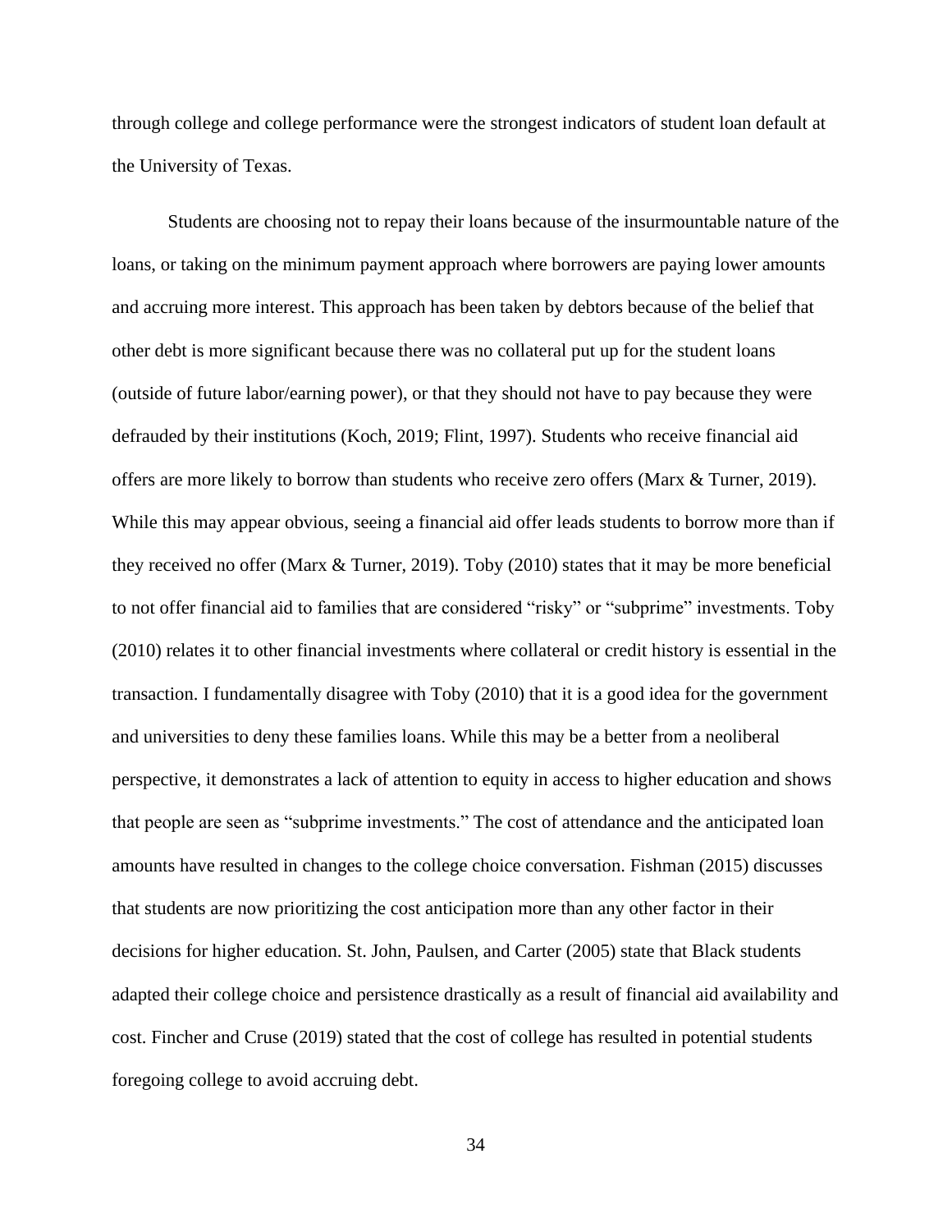through college and college performance were the strongest indicators of student loan default at the University of Texas.

Students are choosing not to repay their loans because of the insurmountable nature of the loans, or taking on the minimum payment approach where borrowers are paying lower amounts and accruing more interest. This approach has been taken by debtors because of the belief that other debt is more significant because there was no collateral put up for the student loans (outside of future labor/earning power), or that they should not have to pay because they were defrauded by their institutions (Koch, 2019; Flint, 1997). Students who receive financial aid offers are more likely to borrow than students who receive zero offers (Marx & Turner, 2019). While this may appear obvious, seeing a financial aid offer leads students to borrow more than if they received no offer (Marx & Turner, 2019). Toby (2010) states that it may be more beneficial to not offer financial aid to families that are considered "risky" or "subprime" investments. Toby (2010) relates it to other financial investments where collateral or credit history is essential in the transaction. I fundamentally disagree with Toby (2010) that it is a good idea for the government and universities to deny these families loans. While this may be a better from a neoliberal perspective, it demonstrates a lack of attention to equity in access to higher education and shows that people are seen as "subprime investments." The cost of attendance and the anticipated loan amounts have resulted in changes to the college choice conversation. Fishman (2015) discusses that students are now prioritizing the cost anticipation more than any other factor in their decisions for higher education. St. John, Paulsen, and Carter (2005) state that Black students adapted their college choice and persistence drastically as a result of financial aid availability and cost. Fincher and Cruse (2019) stated that the cost of college has resulted in potential students foregoing college to avoid accruing debt.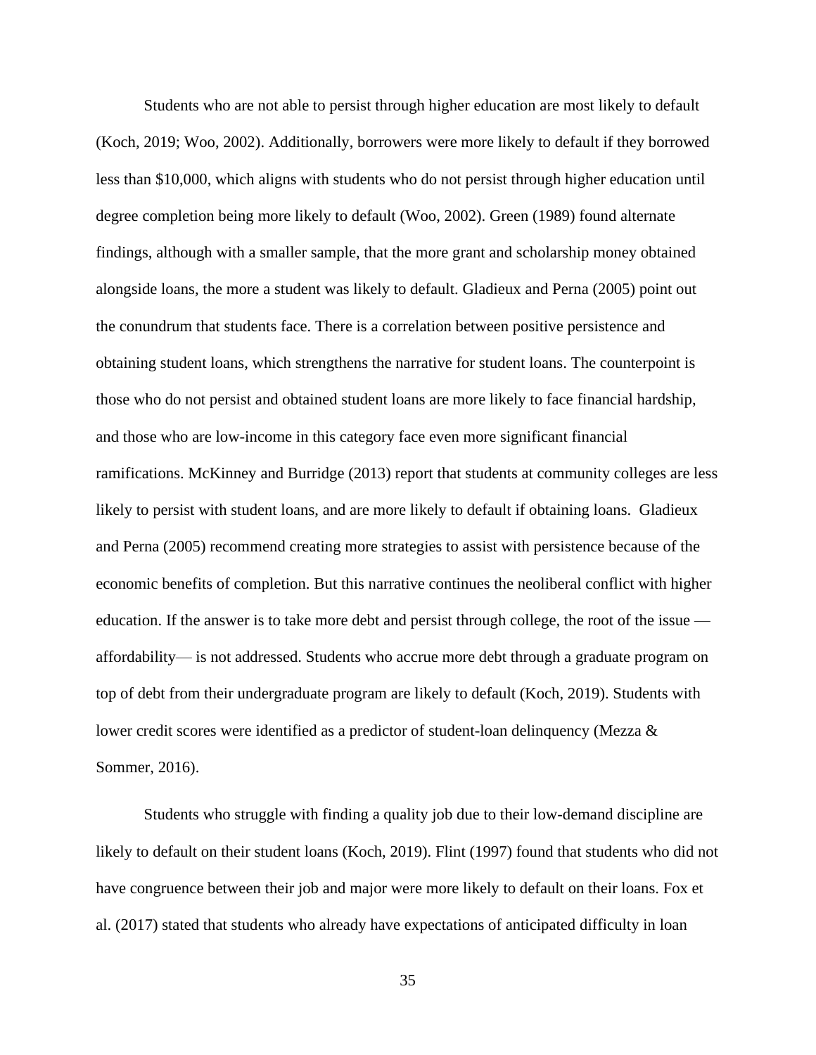Students who are not able to persist through higher education are most likely to default (Koch, 2019; Woo, 2002). Additionally, borrowers were more likely to default if they borrowed less than $10,000, which aligns with students who do not persist through higher education until degree completion being more likely to default (Woo, 2002). Green (1989) found alternate findings, although with a smaller sample, that the more grant and scholarship money obtained alongside loans, the more a student was likely to default. Gladieux and Perna (2005) point out the conundrum that students face. There is a correlation between positive persistence and obtaining student loans, which strengthens the narrative for student loans. The counterpoint is those who do not persist and obtained student loans are more likely to face financial hardship, and those who are low-income in this category face even more significant financial ramifications. McKinney and Burridge (2013) report that students at community colleges are less likely to persist with student loans, and are more likely to default if obtaining loans. Gladieux and Perna (2005) recommend creating more strategies to assist with persistence because of the economic benefits of completion. But this narrative continues the neoliberal conflict with higher education. If the answer is to take more debt and persist through college, the root of the issue — affordability— is not addressed. Students who accrue more debt through a graduate program on top of debt from their undergraduate program are likely to default (Koch, 2019). Students with lower credit scores were identified as a predictor of student-loan delinquency (Mezza & Sommer, 2016).

Students who struggle with finding a quality job due to their low-demand discipline are likely to default on their student loans (Koch, 2019). Flint (1997) found that students who did not have congruence between their job and major were more likely to default on their loans. Fox et al. (2017) stated that students who already have expectations of anticipated difficulty in loan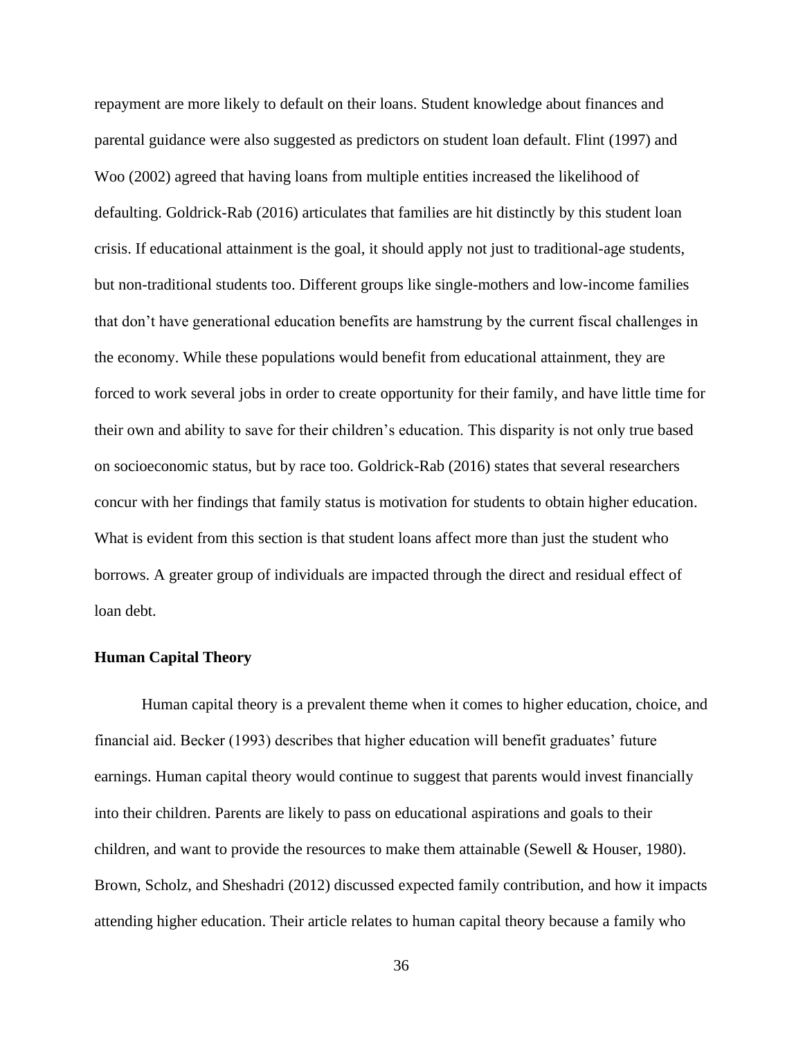repayment are more likely to default on their loans. Student knowledge about finances and parental guidance were also suggested as predictors on student loan default. Flint (1997) and Woo (2002) agreed that having loans from multiple entities increased the likelihood of defaulting. Goldrick-Rab (2016) articulates that families are hit distinctly by this student loan crisis. If educational attainment is the goal, it should apply not just to traditional-age students, but non-traditional students too. Different groups like single-mothers and low-income families that don't have generational education benefits are hamstrung by the current fiscal challenges in the economy. While these populations would benefit from educational attainment, they are forced to work several jobs in order to create opportunity for their family, and have little time for their own and ability to save for their children's education. This disparity is not only true based on socioeconomic status, but by race too. Goldrick-Rab (2016) states that several researchers concur with her findings that family status is motivation for students to obtain higher education. What is evident from this section is that student loans affect more than just the student who borrows. A greater group of individuals are impacted through the direct and residual effect of loan debt.

## Human Capital Theory

Human capital theory is a prevalent theme when it comes to higher education, choice, and financial aid. Becker (1993) describes that higher education will benefit graduates' future earnings. Human capital theory would continue to suggest that parents would invest financially into their children. Parents are likely to pass on educational aspirations and goals to their children, and want to provide the resources to make them attainable (Sewell & Houser, 1980). Brown, Scholz, and Sheshadri (2012) discussed expected family contribution, and how it impacts attending higher education. Their article relates to human capital theory because a family who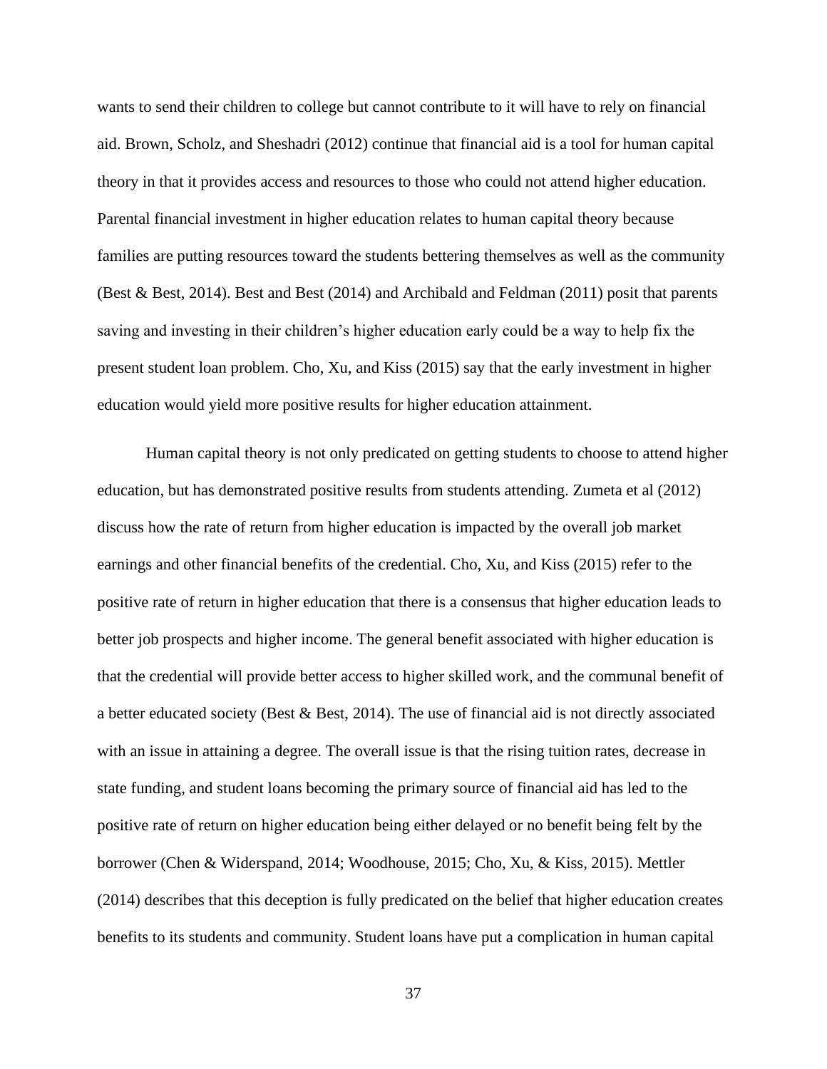wants to send their children to college but cannot contribute to it will have to rely on financial aid. Brown, Scholz, and Sheshadri (2012) continue that financial aid is a tool for human capital theory in that it provides access and resources to those who could not attend higher education. Parental financial investment in higher education relates to human capital theory because families are putting resources toward the students bettering themselves as well as the community (Best & Best, 2014). Best and Best (2014) and Archibald and Feldman (2011) posit that parents saving and investing in their children's higher education early could be a way to help fix the present student loan problem. Cho, Xu, and Kiss (2015) say that the early investment in higher education would yield more positive results for higher education attainment.

Human capital theory is not only predicated on getting students to choose to attend higher education, but has demonstrated positive results from students attending. Zumeta et al (2012) discuss how the rate of return from higher education is impacted by the overall job market earnings and other financial benefits of the credential. Cho, Xu, and Kiss (2015) refer to the positive rate of return in higher education that there is a consensus that higher education leads to better job prospects and higher income. The general benefit associated with higher education is that the credential will provide better access to higher skilled work, and the communal benefit of a better educated society (Best & Best, 2014). The use of financial aid is not directly associated with an issue in attaining a degree. The overall issue is that the rising tuition rates, decrease in state funding, and student loans becoming the primary source of financial aid has led to the positive rate of return on higher education being either delayed or no benefit being felt by the borrower (Chen & Widerspand, 2014; Woodhouse, 2015; Cho, Xu, & Kiss, 2015). Mettler (2014) describes that this deception is fully predicated on the belief that higher education creates benefits to its students and community. Student loans have put a complication in human capital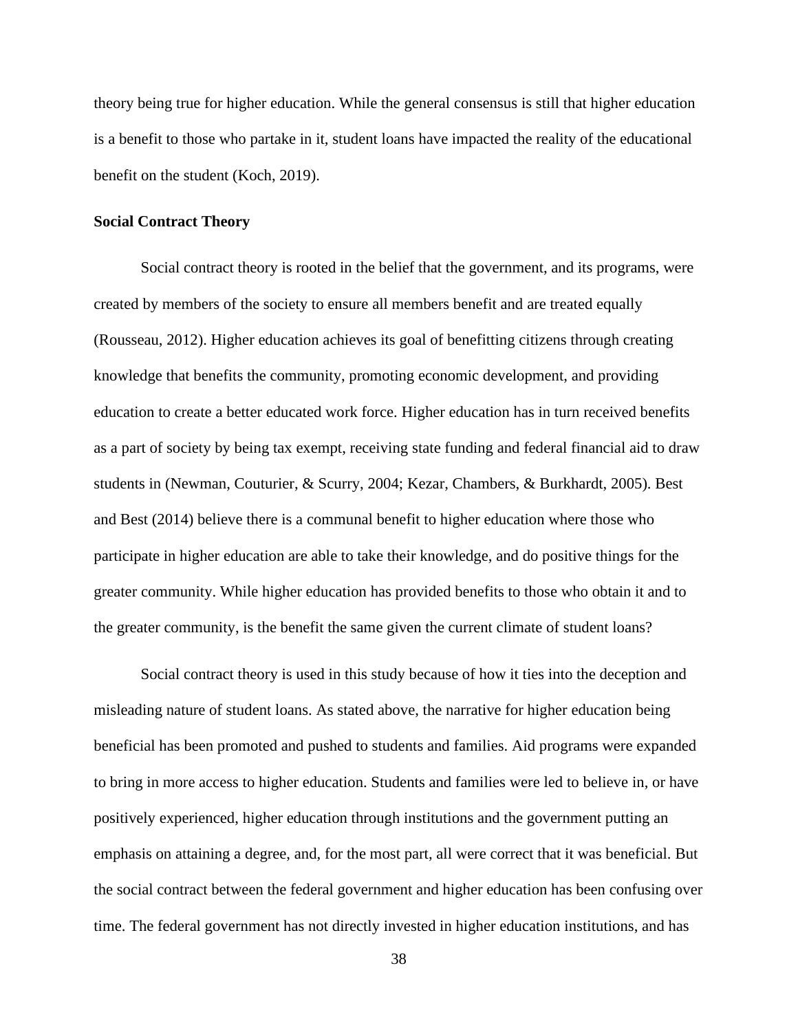theory being true for higher education. While the general consensus is still that higher education is a benefit to those who partake in it, student loans have impacted the reality of the educational benefit on the student (Koch, 2019).

### Social Contract Theory

Social contract theory is rooted in the belief that the government, and its programs, were created by members of the society to ensure all members benefit and are treated equally (Rousseau, 2012). Higher education achieves its goal of benefitting citizens through creating knowledge that benefits the community, promoting economic development, and providing education to create a better educated work force. Higher education has in turn received benefits as a part of society by being tax exempt, receiving state funding and federal financial aid to draw students in (Newman, Couturier, & Scurry, 2004; Kezar, Chambers, & Burkhardt, 2005). Best and Best (2014) believe there is a communal benefit to higher education where those who participate in higher education are able to take their knowledge, and do positive things for the greater community. While higher education has provided benefits to those who obtain it and to the greater community, is the benefit the same given the current climate of student loans?

Social contract theory is used in this study because of how it ties into the deception and misleading nature of student loans. As stated above, the narrative for higher education being beneficial has been promoted and pushed to students and families. Aid programs were expanded to bring in more access to higher education. Students and families were led to believe in, or have positively experienced, higher education through institutions and the government putting an emphasis on attaining a degree, and, for the most part, all were correct that it was beneficial. But the social contract between the federal government and higher education has been confusing over time. The federal government has not directly invested in higher education institutions, and has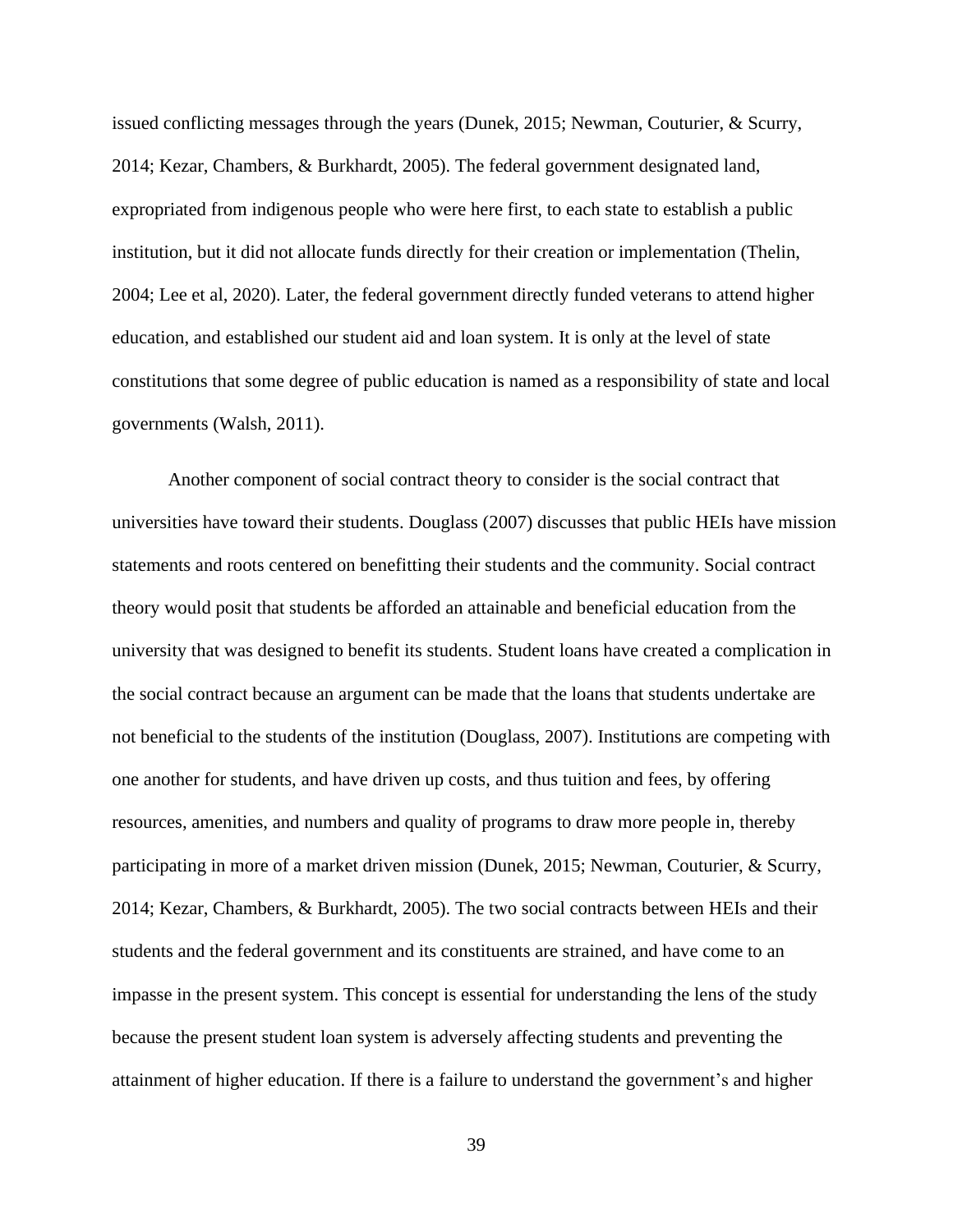issued conflicting messages through the years (Dunek, 2015; Newman, Couturier, & Scurry, 2014; Kezar, Chambers, & Burkhardt, 2005). The federal government designated land, expropriated from indigenous people who were here first, to each state to establish a public institution, but it did not allocate funds directly for their creation or implementation (Thelin, 2004; Lee et al, 2020). Later, the federal government directly funded veterans to attend higher education, and established our student aid and loan system. It is only at the level of state constitutions that some degree of public education is named as a responsibility of state and local governments (Walsh, 2011).

Another component of social contract theory to consider is the social contract that universities have toward their students. Douglass (2007) discusses that public HEIs have mission statements and roots centered on benefitting their students and the community. Social contract theory would posit that students be afforded an attainable and beneficial education from the university that was designed to benefit its students. Student loans have created a complication in the social contract because an argument can be made that the loans that students undertake are not beneficial to the students of the institution (Douglass, 2007). Institutions are competing with one another for students, and have driven up costs, and thus tuition and fees, by offering resources, amenities, and numbers and quality of programs to draw more people in, thereby participating in more of a market driven mission (Dunek, 2015; Newman, Couturier, & Scurry, 2014; Kezar, Chambers, & Burkhardt, 2005). The two social contracts between HEIs and their students and the federal government and its constituents are strained, and have come to an impasse in the present system. This concept is essential for understanding the lens of the study because the present student loan system is adversely affecting students and preventing the attainment of higher education. If there is a failure to understand the government's and higher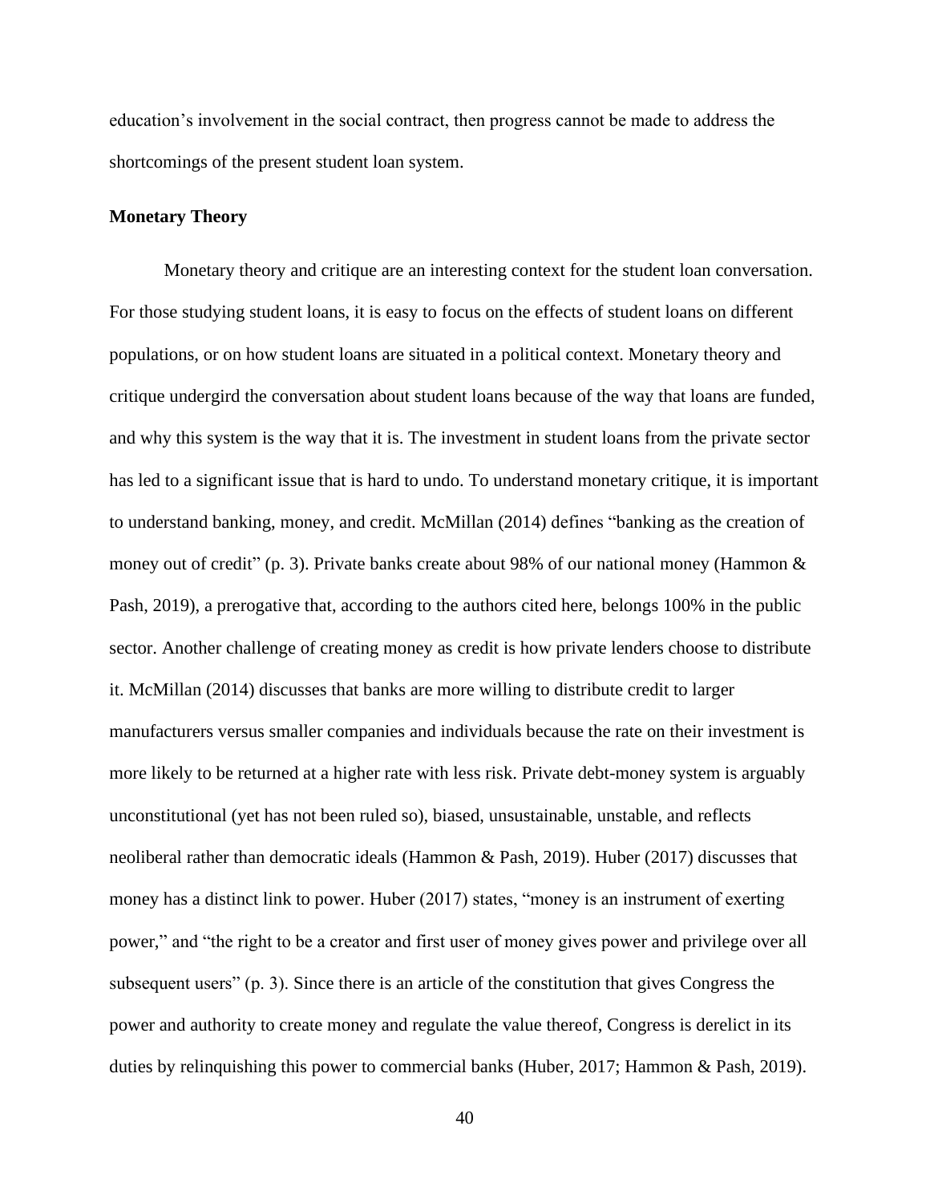education's involvement in the social contract, then progress cannot be made to address the shortcomings of the present student loan system.

**Monetary Theory**

Monetary theory and critique are an interesting context for the student loan conversation. For those studying student loans, it is easy to focus on the effects of student loans on different populations, or on how student loans are situated in a political context. Monetary theory and critique undergird the conversation about student loans because of the way that loans are funded, and why this system is the way that it is. The investment in student loans from the private sector has led to a significant issue that is hard to undo. To understand monetary critique, it is important to understand banking, money, and credit. McMillan (2014) defines "banking as the creation of money out of credit" (p. 3). Private banks create about 98% of our national money (Hammon & Pash, 2019), a prerogative that, according to the authors cited here, belongs 100% in the public sector. Another challenge of creating money as credit is how private lenders choose to distribute it. McMillan (2014) discusses that banks are more willing to distribute credit to larger manufacturers versus smaller companies and individuals because the rate on their investment is more likely to be returned at a higher rate with less risk. Private debt-money system is arguably unconstitutional (yet has not been ruled so), biased, unsustainable, unstable, and reflects neoliberal rather than democratic ideals (Hammon & Pash, 2019). Huber (2017) discusses that money has a distinct link to power. Huber (2017) states, "money is an instrument of exerting power," and "the right to be a creator and first user of money gives power and privilege over all subsequent users" (p. 3). Since there is an article of the constitution that gives Congress the power and authority to create money and regulate the value thereof, Congress is derelict in its duties by relinquishing this power to commercial banks (Huber, 2017; Hammon & Pash, 2019).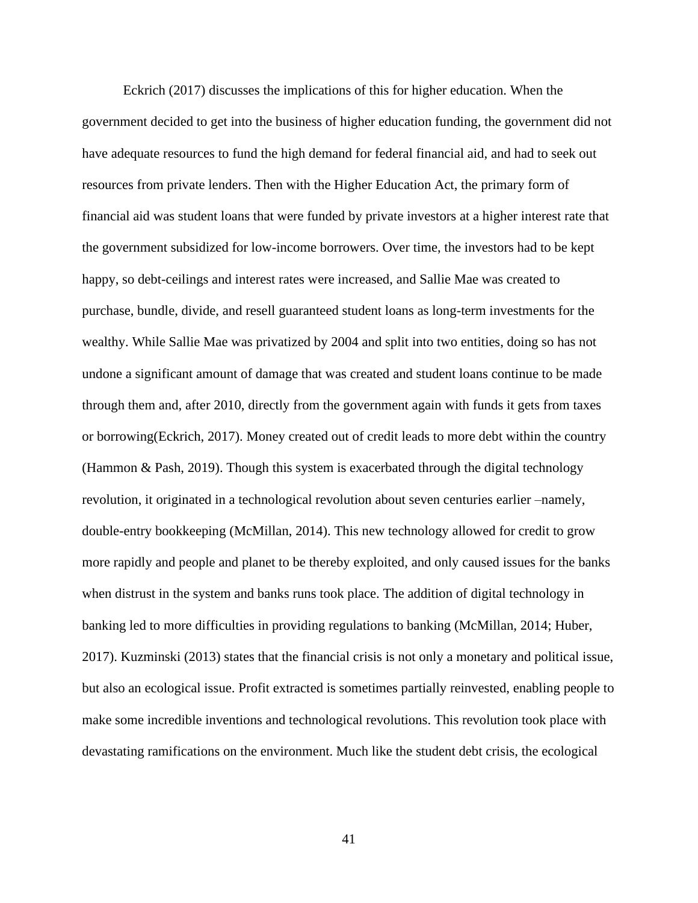Eckrich (2017) discusses the implications of this for higher education. When the government decided to get into the business of higher education funding, the government did not have adequate resources to fund the high demand for federal financial aid, and had to seek out resources from private lenders. Then with the Higher Education Act, the primary form of financial aid was student loans that were funded by private investors at a higher interest rate that the government subsidized for low-income borrowers. Over time, the investors had to be kept happy, so debt-ceilings and interest rates were increased, and Sallie Mae was created to purchase, bundle, divide, and resell guaranteed student loans as long-term investments for the wealthy. While Sallie Mae was privatized by 2004 and split into two entities, doing so has not undone a significant amount of damage that was created and student loans continue to be made through them and, after 2010, directly from the government again with funds it gets from taxes or borrowing(Eckrich, 2017). Money created out of credit leads to more debt within the country (Hammon & Pash, 2019). Though this system is exacerbated through the digital technology revolution, it originated in a technological revolution about seven centuries earlier –namely, double-entry bookkeeping (McMillan, 2014). This new technology allowed for credit to grow more rapidly and people and planet to be thereby exploited, and only caused issues for the banks when distrust in the system and banks runs took place. The addition of digital technology in banking led to more difficulties in providing regulations to banking (McMillan, 2014; Huber, 2017). Kuzminski (2013) states that the financial crisis is not only a monetary and political issue, but also an ecological issue. Profit extracted is sometimes partially reinvested, enabling people to make some incredible inventions and technological revolutions. This revolution took place with devastating ramifications on the environment. Much like the student debt crisis, the ecological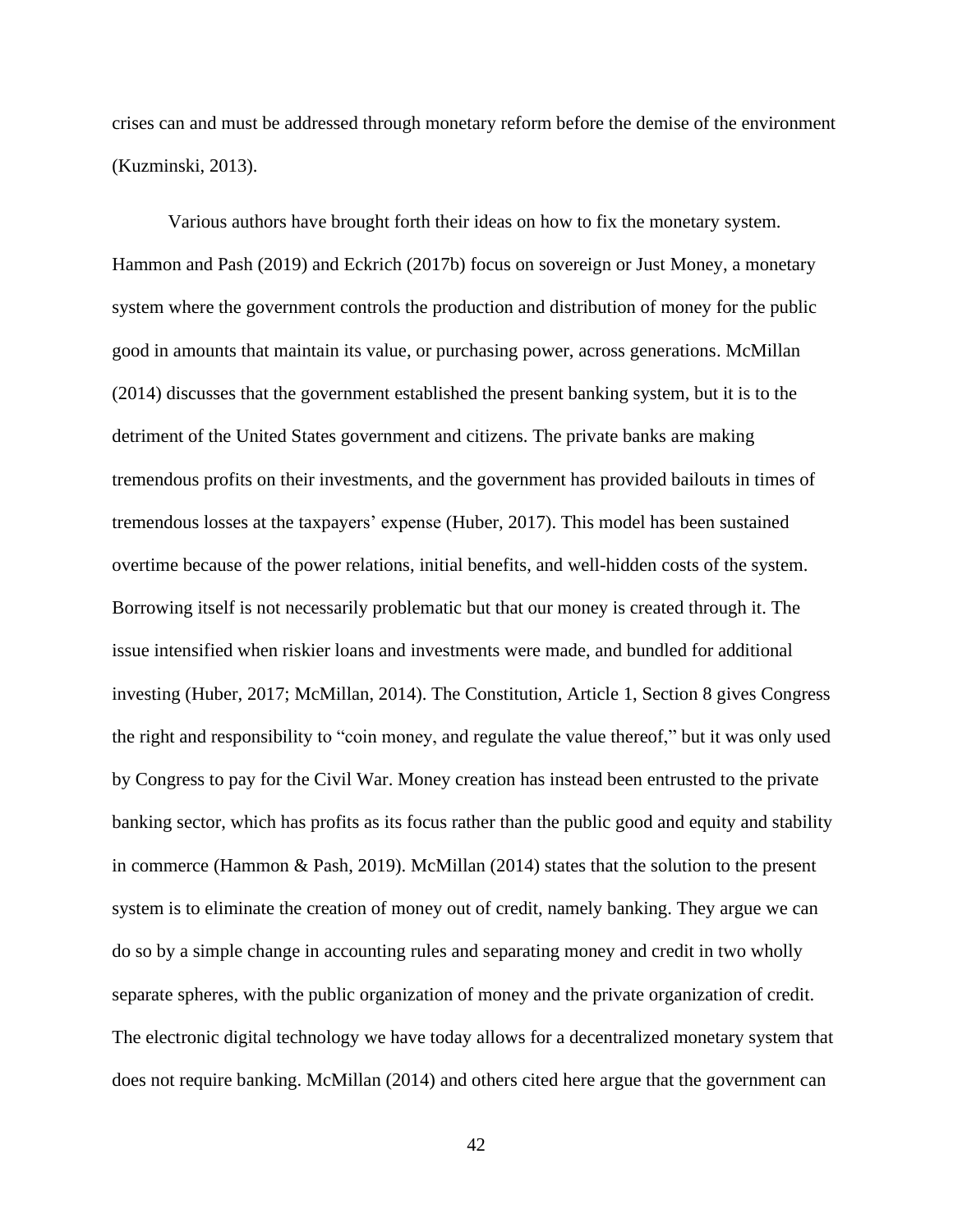crises can and must be addressed through monetary reform before the demise of the environment (Kuzminski, 2013).

Various authors have brought forth their ideas on how to fix the monetary system. Hammon and Pash (2019) and Eckrich (2017b) focus on sovereign or Just Money, a monetary system where the government controls the production and distribution of money for the public good in amounts that maintain its value, or purchasing power, across generations. McMillan (2014) discusses that the government established the present banking system, but it is to the detriment of the United States government and citizens. The private banks are making tremendous profits on their investments, and the government has provided bailouts in times of tremendous losses at the taxpayers' expense (Huber, 2017). This model has been sustained overtime because of the power relations, initial benefits, and well-hidden costs of the system. Borrowing itself is not necessarily problematic but that our money is created through it. The issue intensified when riskier loans and investments were made, and bundled for additional investing (Huber, 2017; McMillan, 2014). The Constitution, Article 1, Section 8 gives Congress the right and responsibility to "coin money, and regulate the value thereof," but it was only used by Congress to pay for the Civil War. Money creation has instead been entrusted to the private banking sector, which has profits as its focus rather than the public good and equity and stability in commerce (Hammon & Pash, 2019). McMillan (2014) states that the solution to the present system is to eliminate the creation of money out of credit, namely banking. They argue we can do so by a simple change in accounting rules and separating money and credit in two wholly separate spheres, with the public organization of money and the private organization of credit. The electronic digital technology we have today allows for a decentralized monetary system that does not require banking. McMillan (2014) and others cited here argue that the government can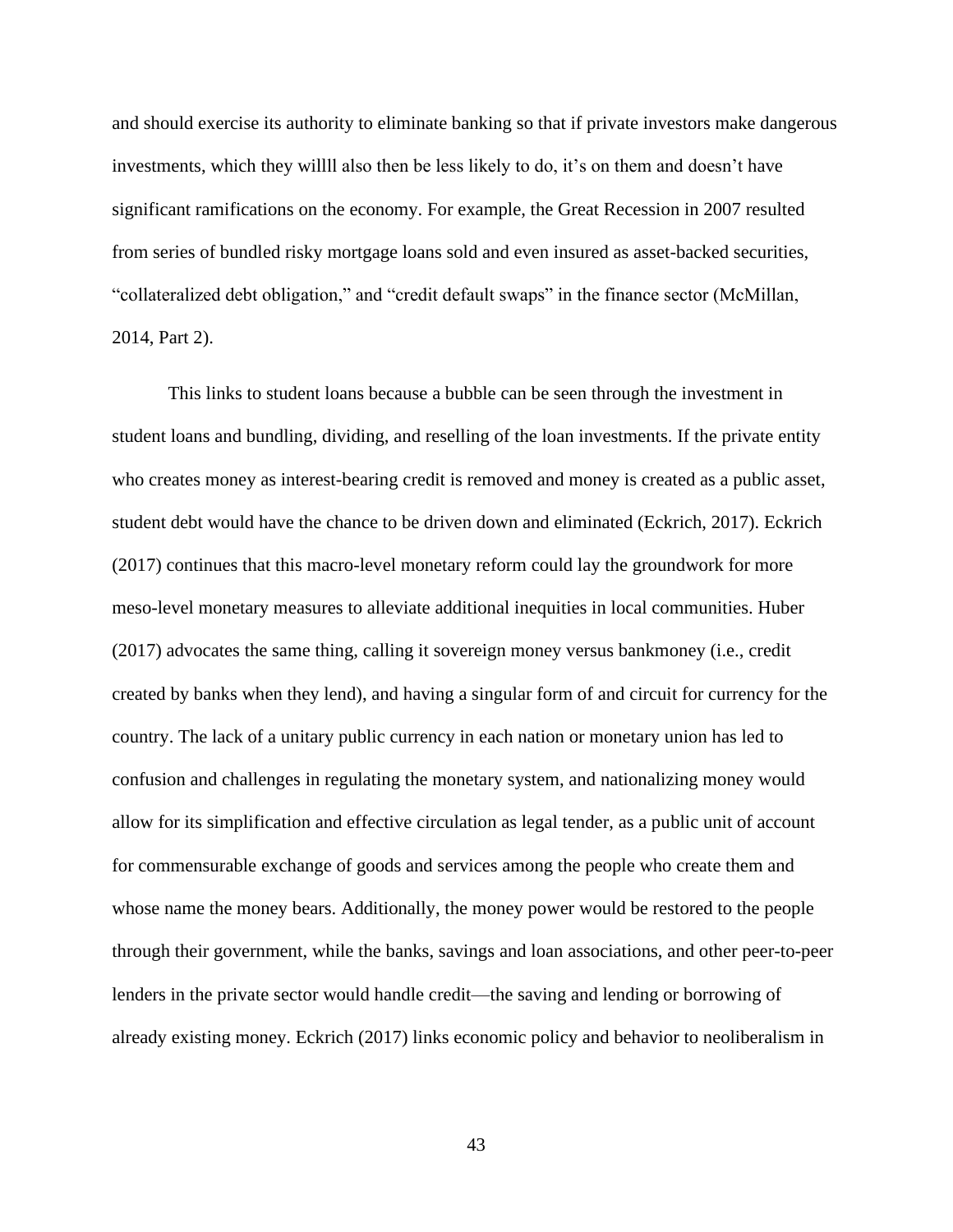and should exercise its authority to eliminate banking so that if private investors make dangerous investments, which they willll also then be less likely to do, it's on them and doesn't have significant ramifications on the economy. For example, the Great Recession in 2007 resulted from series of bundled risky mortgage loans sold and even insured as asset-backed securities, "collateralized debt obligation," and "credit default swaps" in the finance sector (McMillan, 2014, Part 2).

This links to student loans because a bubble can be seen through the investment in student loans and bundling, dividing, and reselling of the loan investments. If the private entity who creates money as interest-bearing credit is removed and money is created as a public asset, student debt would have the chance to be driven down and eliminated (Eckrich, 2017). Eckrich (2017) continues that this macro-level monetary reform could lay the groundwork for more meso-level monetary measures to alleviate additional inequities in local communities. Huber (2017) advocates the same thing, calling it sovereign money versus bankmoney (i.e., credit created by banks when they lend), and having a singular form of and circuit for currency for the country. The lack of a unitary public currency in each nation or monetary union has led to confusion and challenges in regulating the monetary system, and nationalizing money would allow for its simplification and effective circulation as legal tender, as a public unit of account for commensurable exchange of goods and services among the people who create them and whose name the money bears. Additionally, the money power would be restored to the people through their government, while the banks, savings and loan associations, and other peer-to-peer lenders in the private sector would handle credit—the saving and lending or borrowing of already existing money. Eckrich (2017) links economic policy and behavior to neoliberalism in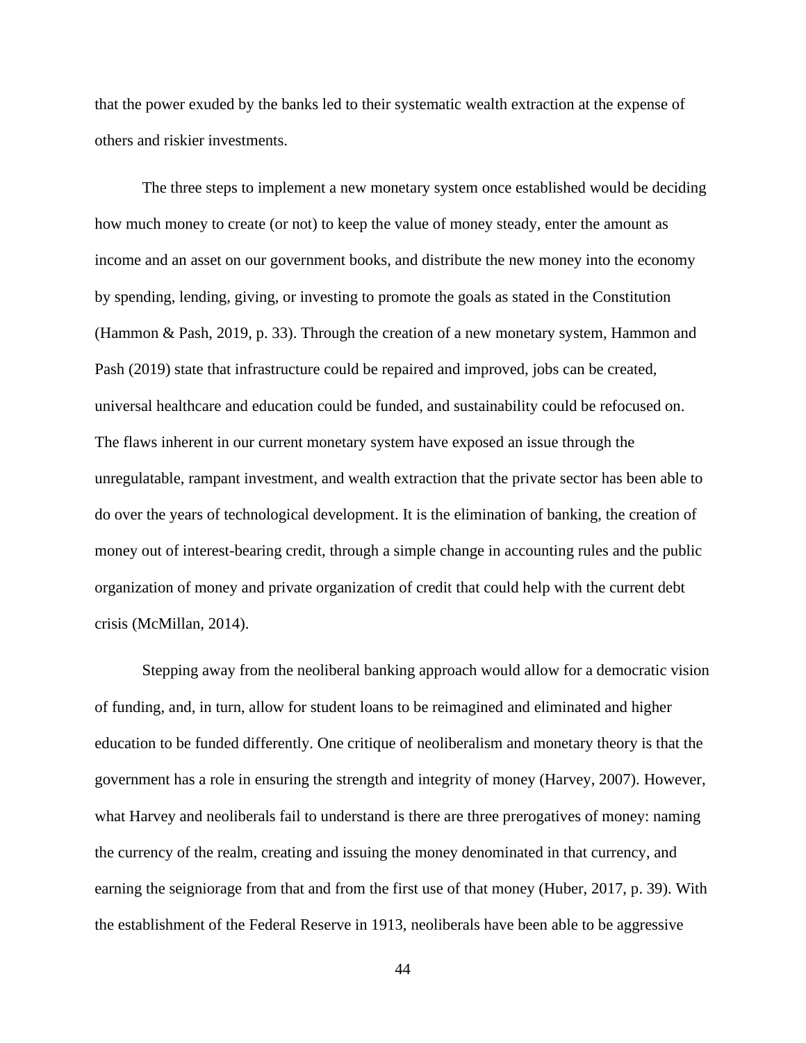that the power exuded by the banks led to their systematic wealth extraction at the expense of others and riskier investments.

The three steps to implement a new monetary system once established would be deciding how much money to create (or not) to keep the value of money steady, enter the amount as income and an asset on our government books, and distribute the new money into the economy by spending, lending, giving, or investing to promote the goals as stated in the Constitution (Hammon & Pash, 2019, p. 33). Through the creation of a new monetary system, Hammon and Pash (2019) state that infrastructure could be repaired and improved, jobs can be created, universal healthcare and education could be funded, and sustainability could be refocused on. The flaws inherent in our current monetary system have exposed an issue through the unregulatable, rampant investment, and wealth extraction that the private sector has been able to do over the years of technological development. It is the elimination of banking, the creation of money out of interest-bearing credit, through a simple change in accounting rules and the public organization of money and private organization of credit that could help with the current debt crisis (McMillan, 2014).

Stepping away from the neoliberal banking approach would allow for a democratic vision of funding, and, in turn, allow for student loans to be reimagined and eliminated and higher education to be funded differently. One critique of neoliberalism and monetary theory is that the government has a role in ensuring the strength and integrity of money (Harvey, 2007). However, what Harvey and neoliberals fail to understand is there are three prerogatives of money: naming the currency of the realm, creating and issuing the money denominated in that currency, and earning the seigniorage from that and from the first use of that money (Huber, 2017, p. 39). With the establishment of the Federal Reserve in 1913, neoliberals have been able to be aggressive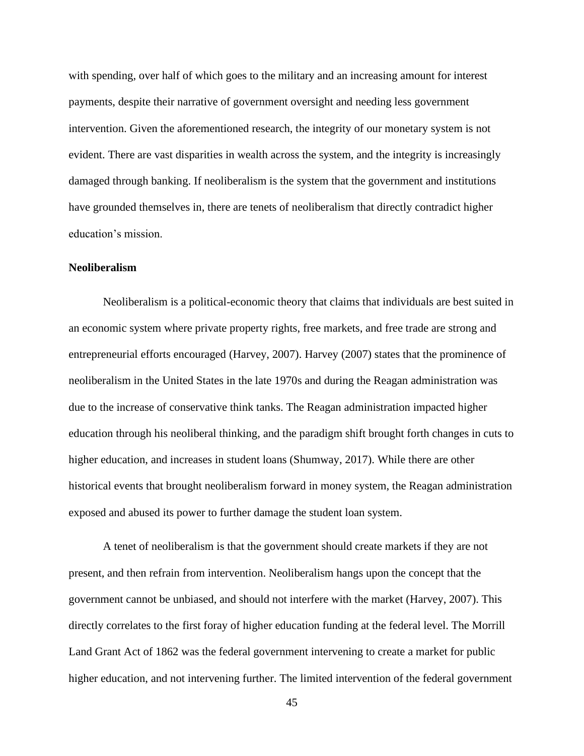with spending, over half of which goes to the military and an increasing amount for interest payments, despite their narrative of government oversight and needing less government intervention. Given the aforementioned research, the integrity of our monetary system is not evident. There are vast disparities in wealth across the system, and the integrity is increasingly damaged through banking. If neoliberalism is the system that the government and institutions have grounded themselves in, there are tenets of neoliberalism that directly contradict higher education's mission.

**Neoliberalism**

Neoliberalism is a political-economic theory that claims that individuals are best suited in an economic system where private property rights, free markets, and free trade are strong and entrepreneurial efforts encouraged (Harvey, 2007). Harvey (2007) states that the prominence of neoliberalism in the United States in the late 1970s and during the Reagan administration was due to the increase of conservative think tanks. The Reagan administration impacted higher education through his neoliberal thinking, and the paradigm shift brought forth changes in cuts to higher education, and increases in student loans (Shumway, 2017). While there are other historical events that brought neoliberalism forward in money system, the Reagan administration exposed and abused its power to further damage the student loan system.

A tenet of neoliberalism is that the government should create markets if they are not present, and then refrain from intervention. Neoliberalism hangs upon the concept that the government cannot be unbiased, and should not interfere with the market (Harvey, 2007). This directly correlates to the first foray of higher education funding at the federal level. The Morrill Land Grant Act of 1862 was the federal government intervening to create a market for public higher education, and not intervening further. The limited intervention of the federal government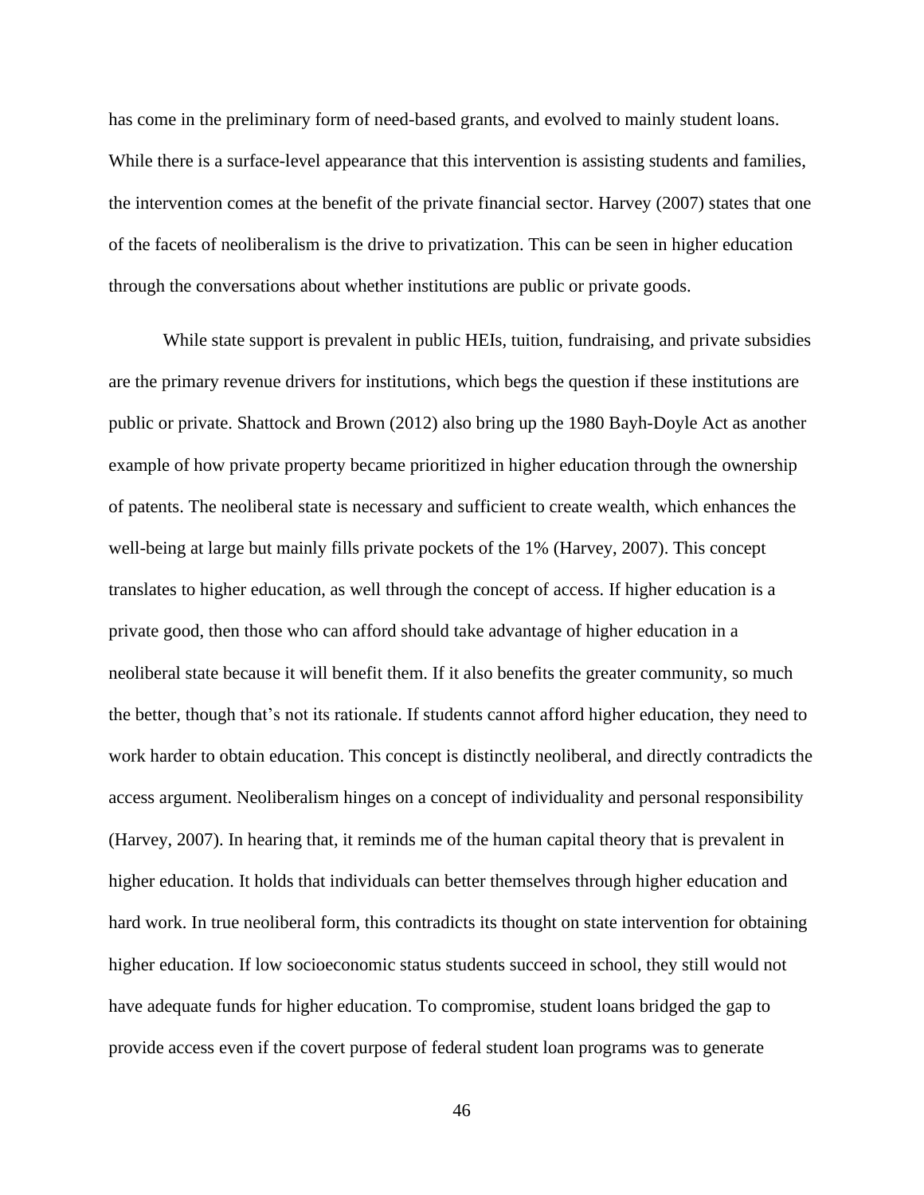has come in the preliminary form of need-based grants, and evolved to mainly student loans. While there is a surface-level appearance that this intervention is assisting students and families, the intervention comes at the benefit of the private financial sector. Harvey (2007) states that one of the facets of neoliberalism is the drive to privatization. This can be seen in higher education through the conversations about whether institutions are public or private goods.

While state support is prevalent in public HEIs, tuition, fundraising, and private subsidies are the primary revenue drivers for institutions, which begs the question if these institutions are public or private. Shattock and Brown (2012) also bring up the 1980 Bayh-Doyle Act as another example of how private property became prioritized in higher education through the ownership of patents. The neoliberal state is necessary and sufficient to create wealth, which enhances the well-being at large but mainly fills private pockets of the 1% (Harvey, 2007). This concept translates to higher education, as well through the concept of access. If higher education is a private good, then those who can afford should take advantage of higher education in a neoliberal state because it will benefit them. If it also benefits the greater community, so much the better, though that's not its rationale. If students cannot afford higher education, they need to work harder to obtain education. This concept is distinctly neoliberal, and directly contradicts the access argument. Neoliberalism hinges on a concept of individuality and personal responsibility (Harvey, 2007). In hearing that, it reminds me of the human capital theory that is prevalent in higher education. It holds that individuals can better themselves through higher education and hard work. In true neoliberal form, this contradicts its thought on state intervention for obtaining higher education. If low socioeconomic status students succeed in school, they still would not have adequate funds for higher education. To compromise, student loans bridged the gap to provide access even if the covert purpose of federal student loan programs was to generate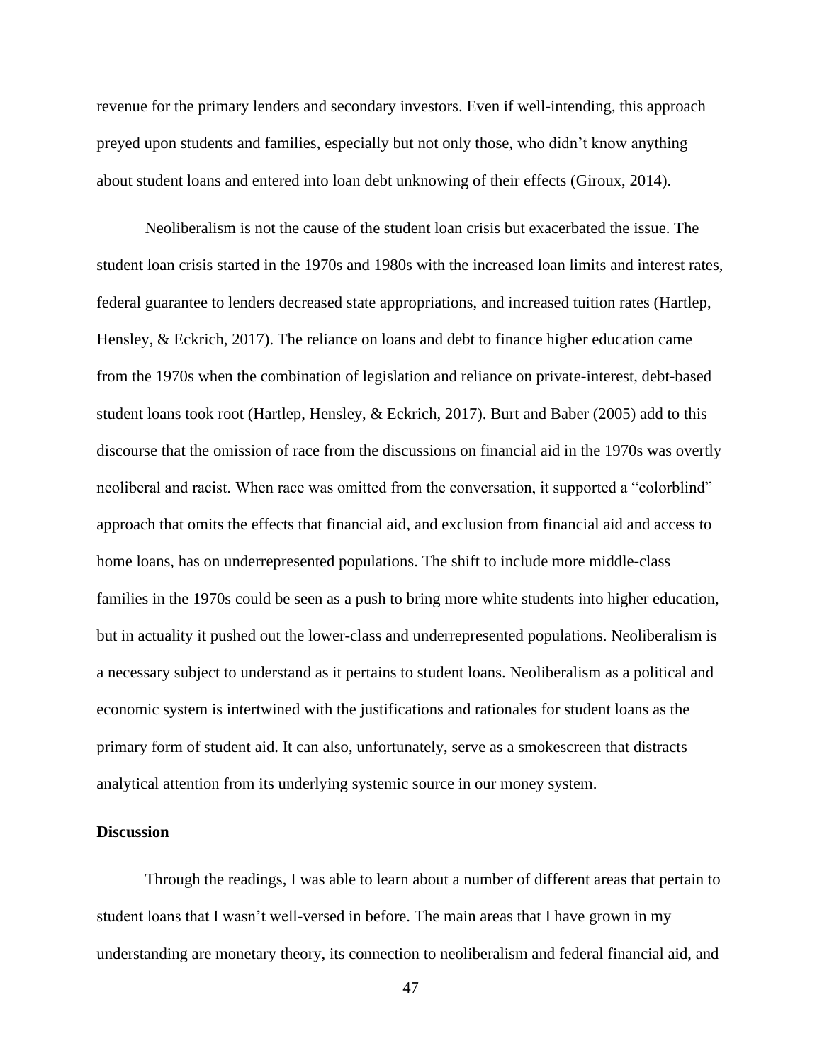revenue for the primary lenders and secondary investors. Even if well-intending, this approach preyed upon students and families, especially but not only those, who didn't know anything about student loans and entered into loan debt unknowing of their effects (Giroux, 2014).

Neoliberalism is not the cause of the student loan crisis but exacerbated the issue. The student loan crisis started in the 1970s and 1980s with the increased loan limits and interest rates, federal guarantee to lenders decreased state appropriations, and increased tuition rates (Hartlep, Hensley, & Eckrich, 2017). The reliance on loans and debt to finance higher education came from the 1970s when the combination of legislation and reliance on private-interest, debt-based student loans took root (Hartlep, Hensley, & Eckrich, 2017). Burt and Baber (2005) add to this discourse that the omission of race from the discussions on financial aid in the 1970s was overtly neoliberal and racist. When race was omitted from the conversation, it supported a "colorblind" approach that omits the effects that financial aid, and exclusion from financial aid and access to home loans, has on underrepresented populations. The shift to include more middle-class families in the 1970s could be seen as a push to bring more white students into higher education, but in actuality it pushed out the lower-class and underrepresented populations. Neoliberalism is a necessary subject to understand as it pertains to student loans. Neoliberalism as a political and economic system is intertwined with the justifications and rationales for student loans as the primary form of student aid. It can also, unfortunately, serve as a smokescreen that distracts analytical attention from its underlying systemic source in our money system.

**Discussion**

Through the readings, I was able to learn about a number of different areas that pertain to student loans that I wasn't well-versed in before. The main areas that I have grown in my understanding are monetary theory, its connection to neoliberalism and federal financial aid, and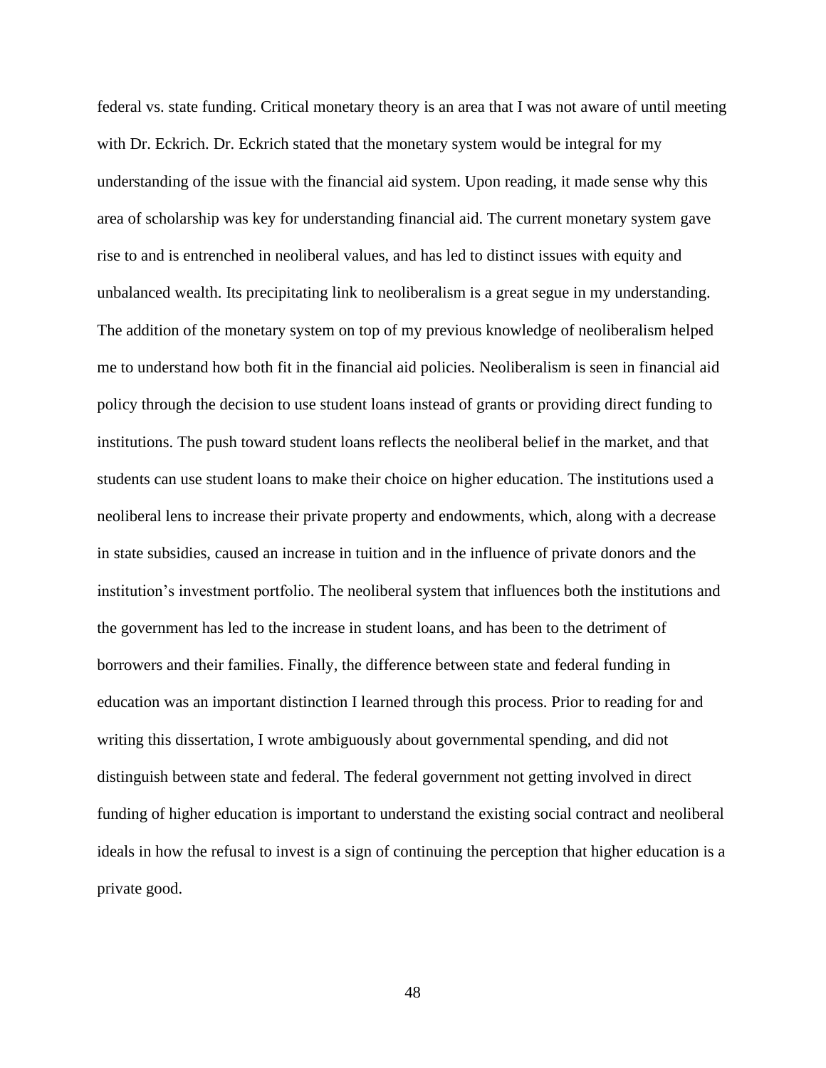federal vs. state funding. Critical monetary theory is an area that I was not aware of until meeting with Dr. Eckrich. Dr. Eckrich stated that the monetary system would be integral for my understanding of the issue with the financial aid system. Upon reading, it made sense why this area of scholarship was key for understanding financial aid. The current monetary system gave rise to and is entrenched in neoliberal values, and has led to distinct issues with equity and unbalanced wealth. Its precipitating link to neoliberalism is a great segue in my understanding. The addition of the monetary system on top of my previous knowledge of neoliberalism helped me to understand how both fit in the financial aid policies. Neoliberalism is seen in financial aid policy through the decision to use student loans instead of grants or providing direct funding to institutions. The push toward student loans reflects the neoliberal belief in the market, and that students can use student loans to make their choice on higher education. The institutions used a neoliberal lens to increase their private property and endowments, which, along with a decrease in state subsidies, caused an increase in tuition and in the influence of private donors and the institution's investment portfolio. The neoliberal system that influences both the institutions and the government has led to the increase in student loans, and has been to the detriment of borrowers and their families. Finally, the difference between state and federal funding in education was an important distinction I learned through this process. Prior to reading for and writing this dissertation, I wrote ambiguously about governmental spending, and did not distinguish between state and federal. The federal government not getting involved in direct funding of higher education is important to understand the existing social contract and neoliberal ideals in how the refusal to invest is a sign of continuing the perception that higher education is a private good.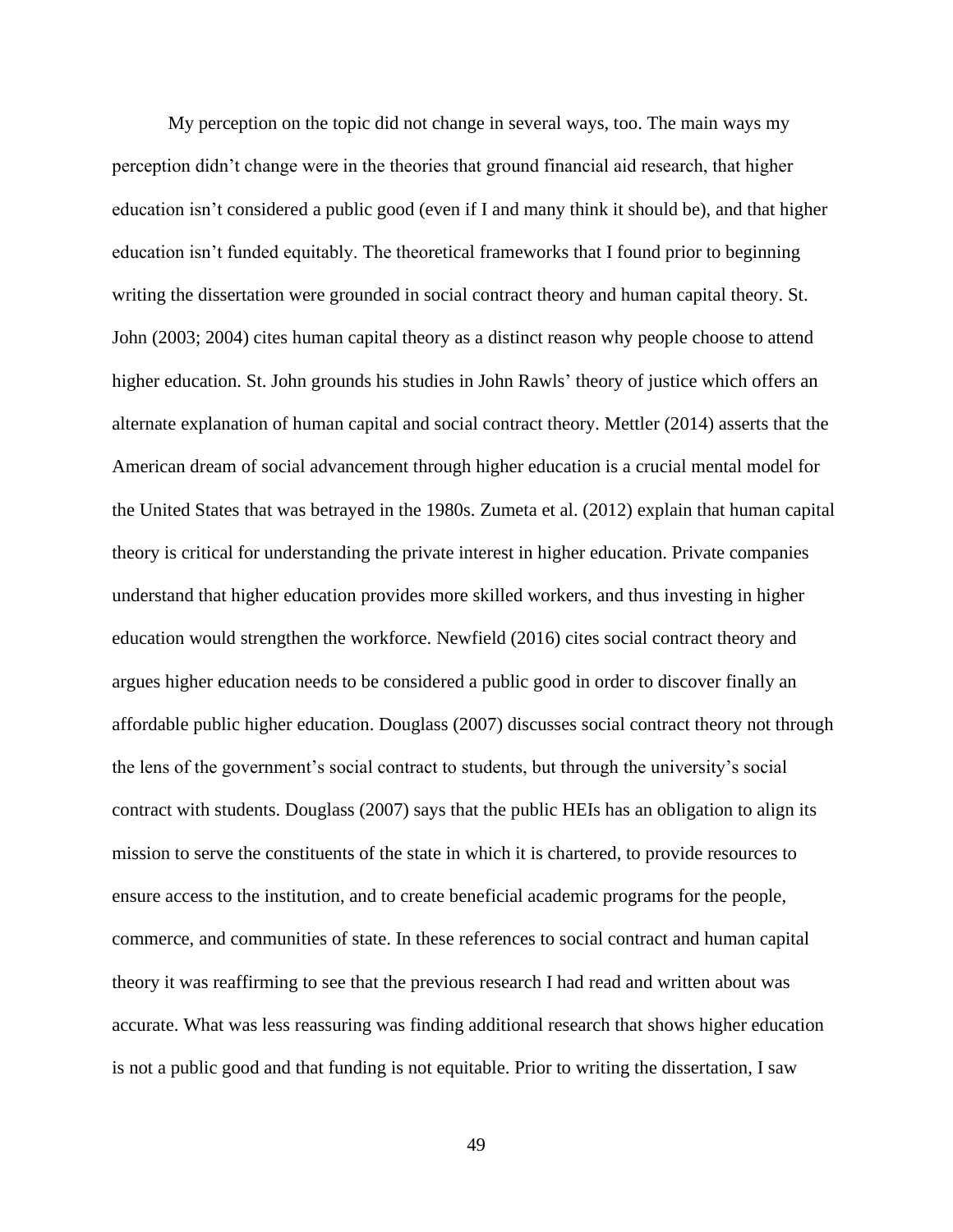My perception on the topic did not change in several ways, too. The main ways my perception didn't change were in the theories that ground financial aid research, that higher education isn't considered a public good (even if I and many think it should be), and that higher education isn't funded equitably. The theoretical frameworks that I found prior to beginning writing the dissertation were grounded in social contract theory and human capital theory. St. John (2003; 2004) cites human capital theory as a distinct reason why people choose to attend higher education. St. John grounds his studies in John Rawls' theory of justice which offers an alternate explanation of human capital and social contract theory. Mettler (2014) asserts that the American dream of social advancement through higher education is a crucial mental model for the United States that was betrayed in the 1980s. Zumeta et al. (2012) explain that human capital theory is critical for understanding the private interest in higher education. Private companies understand that higher education provides more skilled workers, and thus investing in higher education would strengthen the workforce. Newfield (2016) cites social contract theory and argues higher education needs to be considered a public good in order to discover finally an affordable public higher education. Douglass (2007) discusses social contract theory not through the lens of the government's social contract to students, but through the university's social contract with students. Douglass (2007) says that the public HEIs has an obligation to align its mission to serve the constituents of the state in which it is chartered, to provide resources to ensure access to the institution, and to create beneficial academic programs for the people, commerce, and communities of state. In these references to social contract and human capital theory it was reaffirming to see that the previous research I had read and written about was accurate. What was less reassuring was finding additional research that shows higher education is not a public good and that funding is not equitable. Prior to writing the dissertation, I saw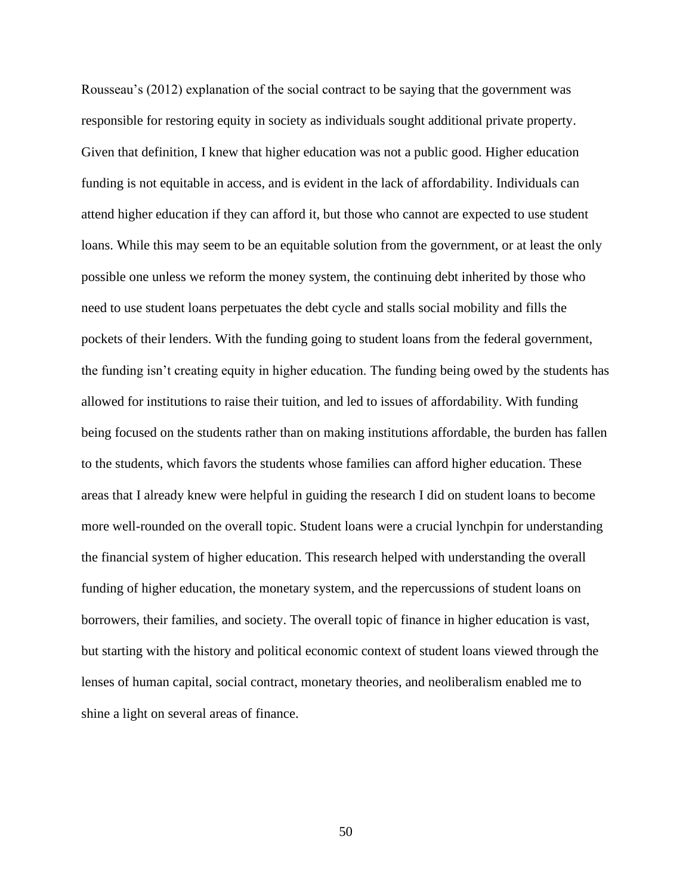Rousseau's (2012) explanation of the social contract to be saying that the government was responsible for restoring equity in society as individuals sought additional private property. Given that definition, I knew that higher education was not a public good. Higher education funding is not equitable in access, and is evident in the lack of affordability. Individuals can attend higher education if they can afford it, but those who cannot are expected to use student loans. While this may seem to be an equitable solution from the government, or at least the only possible one unless we reform the money system, the continuing debt inherited by those who need to use student loans perpetuates the debt cycle and stalls social mobility and fills the pockets of their lenders. With the funding going to student loans from the federal government, the funding isn't creating equity in higher education. The funding being owed by the students has allowed for institutions to raise their tuition, and led to issues of affordability. With funding being focused on the students rather than on making institutions affordable, the burden has fallen to the students, which favors the students whose families can afford higher education. These areas that I already knew were helpful in guiding the research I did on student loans to become more well-rounded on the overall topic. Student loans were a crucial lynchpin for understanding the financial system of higher education. This research helped with understanding the overall funding of higher education, the monetary system, and the repercussions of student loans on borrowers, their families, and society. The overall topic of finance in higher education is vast, but starting with the history and political economic context of student loans viewed through the lenses of human capital, social contract, monetary theories, and neoliberalism enabled me to shine a light on several areas of finance.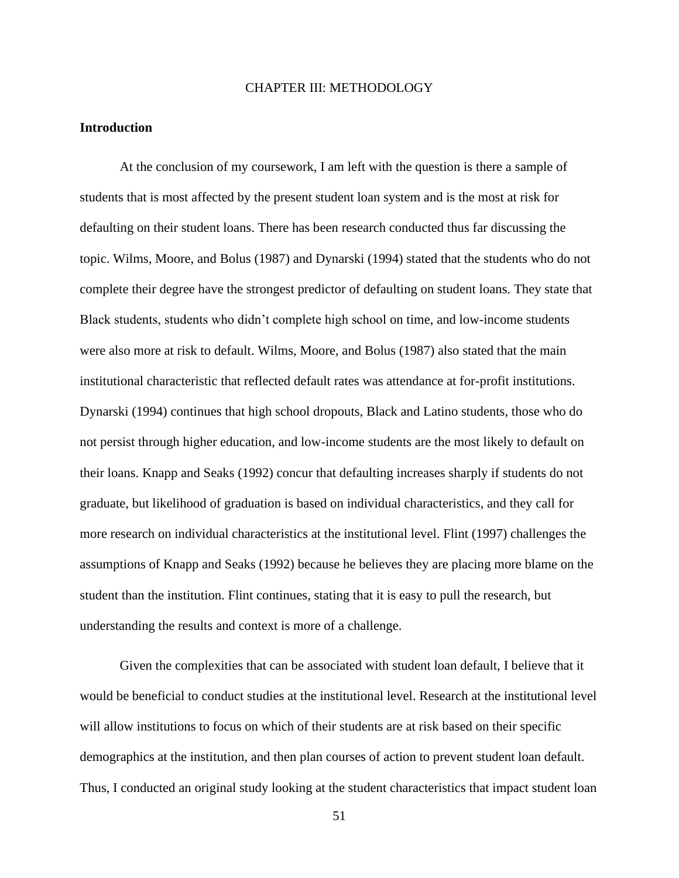# CHAPTER III: METHODOLOGY

**Introduction**

At the conclusion of my coursework, I am left with the question is there a sample of students that is most affected by the present student loan system and is the most at risk for defaulting on their student loans. There has been research conducted thus far discussing the topic. Wilms, Moore, and Bolus (1987) and Dynarski (1994) stated that the students who do not complete their degree have the strongest predictor of defaulting on student loans. They state that Black students, students who didn't complete high school on time, and low-income students were also more at risk to default. Wilms, Moore, and Bolus (1987) also stated that the main institutional characteristic that reflected default rates was attendance at for-profit institutions. Dynarski (1994) continues that high school dropouts, Black and Latino students, those who do not persist through higher education, and low-income students are the most likely to default on their loans. Knapp and Seaks (1992) concur that defaulting increases sharply if students do not graduate, but likelihood of graduation is based on individual characteristics, and they call for more research on individual characteristics at the institutional level. Flint (1997) challenges the assumptions of Knapp and Seaks (1992) because he believes they are placing more blame on the student than the institution. Flint continues, stating that it is easy to pull the research, but understanding the results and context is more of a challenge.

Given the complexities that can be associated with student loan default, I believe that it would be beneficial to conduct studies at the institutional level. Research at the institutional level will allow institutions to focus on which of their students are at risk based on their specific demographics at the institution, and then plan courses of action to prevent student loan default. Thus, I conducted an original study looking at the student characteristics that impact student loan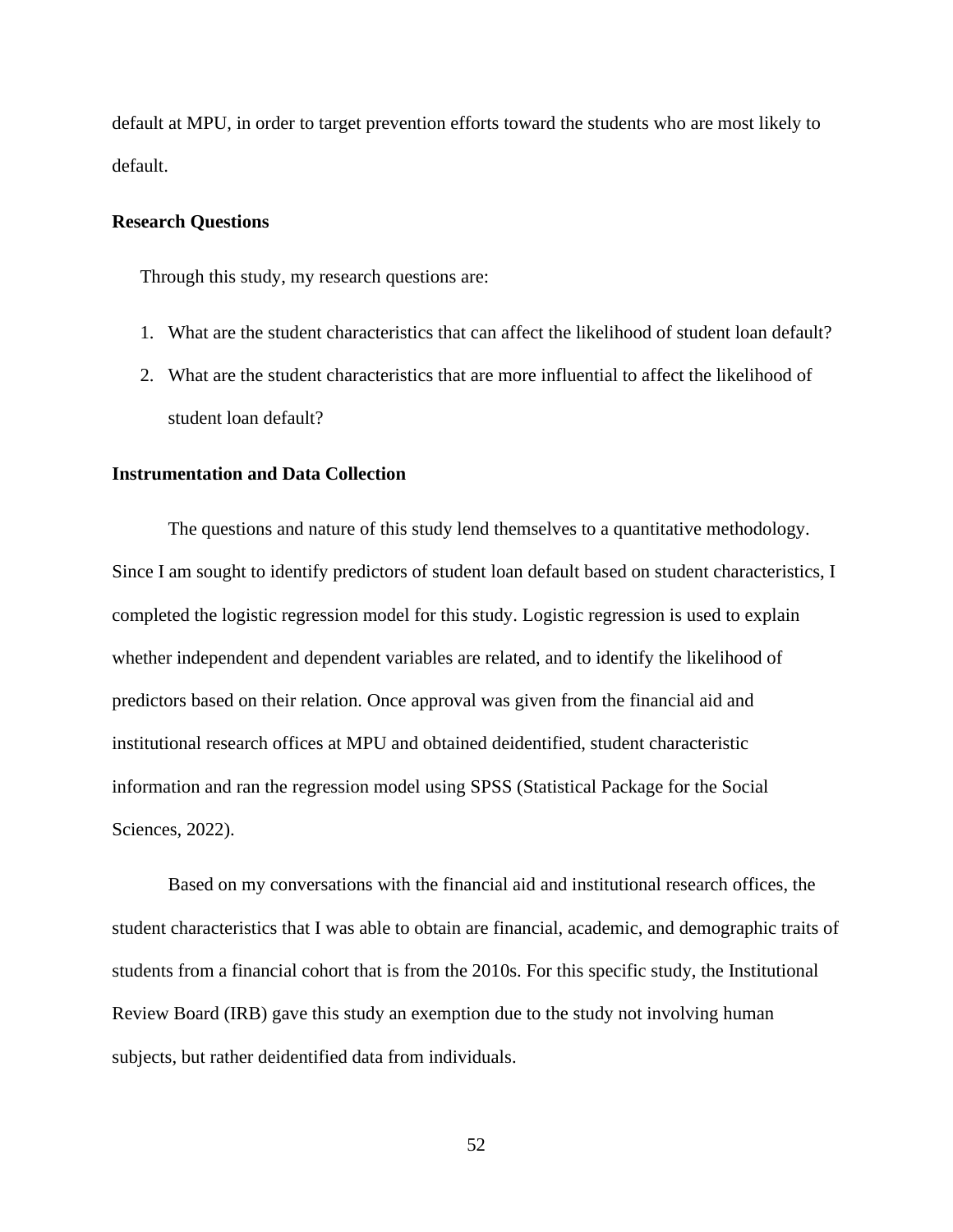default at MPU, in order to target prevention efforts toward the students who are most likely to default.

### Research Questions

Through this study, my research questions are:

1. What are the student characteristics that can affect the likelihood of student loan default?
2. What are the student characteristics that are more influential to affect the likelihood of student loan default?

### Instrumentation and Data Collection

The questions and nature of this study lend themselves to a quantitative methodology. Since I am sought to identify predictors of student loan default based on student characteristics, I completed the logistic regression model for this study. Logistic regression is used to explain whether independent and dependent variables are related, and to identify the likelihood of predictors based on their relation. Once approval was given from the financial aid and institutional research offices at MPU and obtained deidentified, student characteristic information and ran the regression model using SPSS (Statistical Package for the Social Sciences, 2022).

Based on my conversations with the financial aid and institutional research offices, the student characteristics that I was able to obtain are financial, academic, and demographic traits of students from a financial cohort that is from the 2010s. For this specific study, the Institutional Review Board (IRB) gave this study an exemption due to the study not involving human subjects, but rather deidentified data from individuals.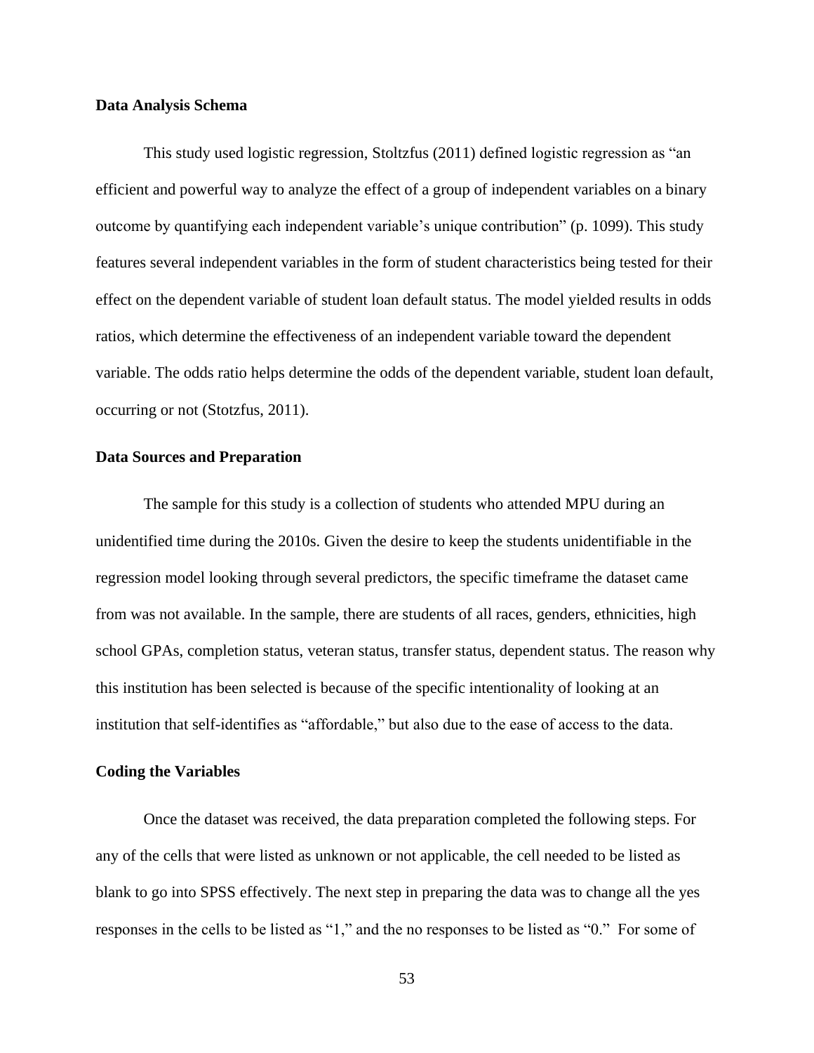**Data Analysis Schema**

This study used logistic regression, Stoltzfus (2011) defined logistic regression as "an efficient and powerful way to analyze the effect of a group of independent variables on a binary outcome by quantifying each independent variable's unique contribution" (p. 1099). This study features several independent variables in the form of student characteristics being tested for their effect on the dependent variable of student loan default status. The model yielded results in odds ratios, which determine the effectiveness of an independent variable toward the dependent variable. The odds ratio helps determine the odds of the dependent variable, student loan default, occurring or not (Stotzfus, 2011).

**Data Sources and Preparation**

The sample for this study is a collection of students who attended MPU during an unidentified time during the 2010s. Given the desire to keep the students unidentifiable in the regression model looking through several predictors, the specific timeframe the dataset came from was not available. In the sample, there are students of all races, genders, ethnicities, high school GPAs, completion status, veteran status, transfer status, dependent status. The reason why this institution has been selected is because of the specific intentionality of looking at an institution that self-identifies as "affordable," but also due to the ease of access to the data.

**Coding the Variables**

Once the dataset was received, the data preparation completed the following steps. For any of the cells that were listed as unknown or not applicable, the cell needed to be listed as blank to go into SPSS effectively. The next step in preparing the data was to change all the yes responses in the cells to be listed as "1," and the no responses to be listed as "0." For some of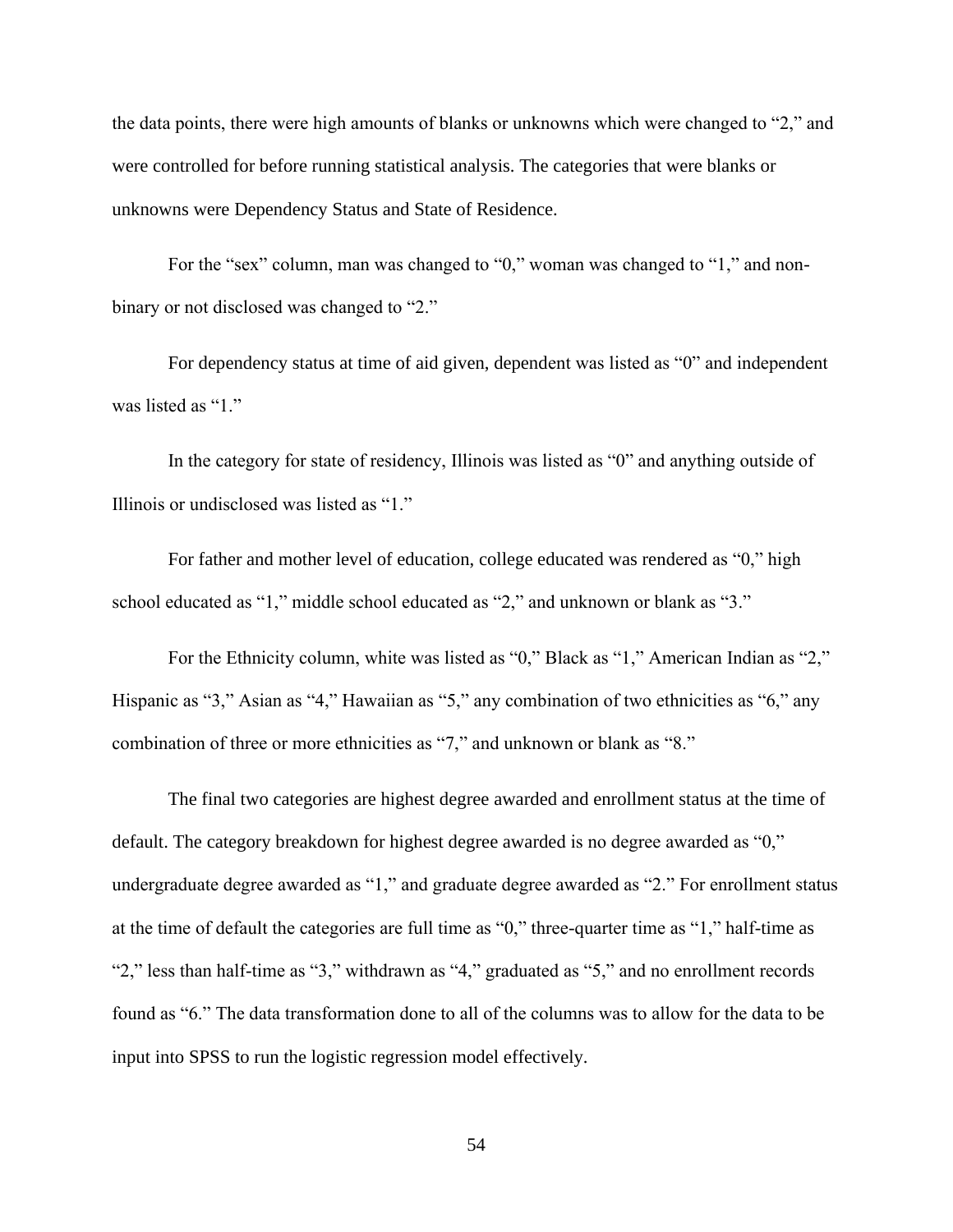the data points, there were high amounts of blanks or unknowns which were changed to “2,” and were controlled for before running statistical analysis. The categories that were blanks or unknowns were Dependency Status and State of Residence.

For the “sex” column, man was changed to “0,” woman was changed to “1,” and non-binary or not disclosed was changed to “2.”

For dependency status at time of aid given, dependent was listed as “0” and independent was listed as “1.”

In the category for state of residency, Illinois was listed as “0” and anything outside of Illinois or undisclosed was listed as “1.”

For father and mother level of education, college educated was rendered as “0,” high school educated as “1,” middle school educated as “2,” and unknown or blank as “3.”

For the Ethnicity column, white was listed as “0,” Black as “1,” American Indian as “2,” Hispanic as “3,” Asian as “4,” Hawaiian as “5,” any combination of two ethnicities as “6,” any combination of three or more ethnicities as “7,” and unknown or blank as “8.”

The final two categories are highest degree awarded and enrollment status at the time of default. The category breakdown for highest degree awarded is no degree awarded as “0,” undergraduate degree awarded as “1,” and graduate degree awarded as “2.” For enrollment status at the time of default the categories are full time as “0,” three-quarter time as “1,” half-time as “2,” less than half-time as “3,” withdrawn as “4,” graduated as “5,” and no enrollment records found as “6.” The data transformation done to all of the columns was to allow for the data to be input into SPSS to run the logistic regression model effectively.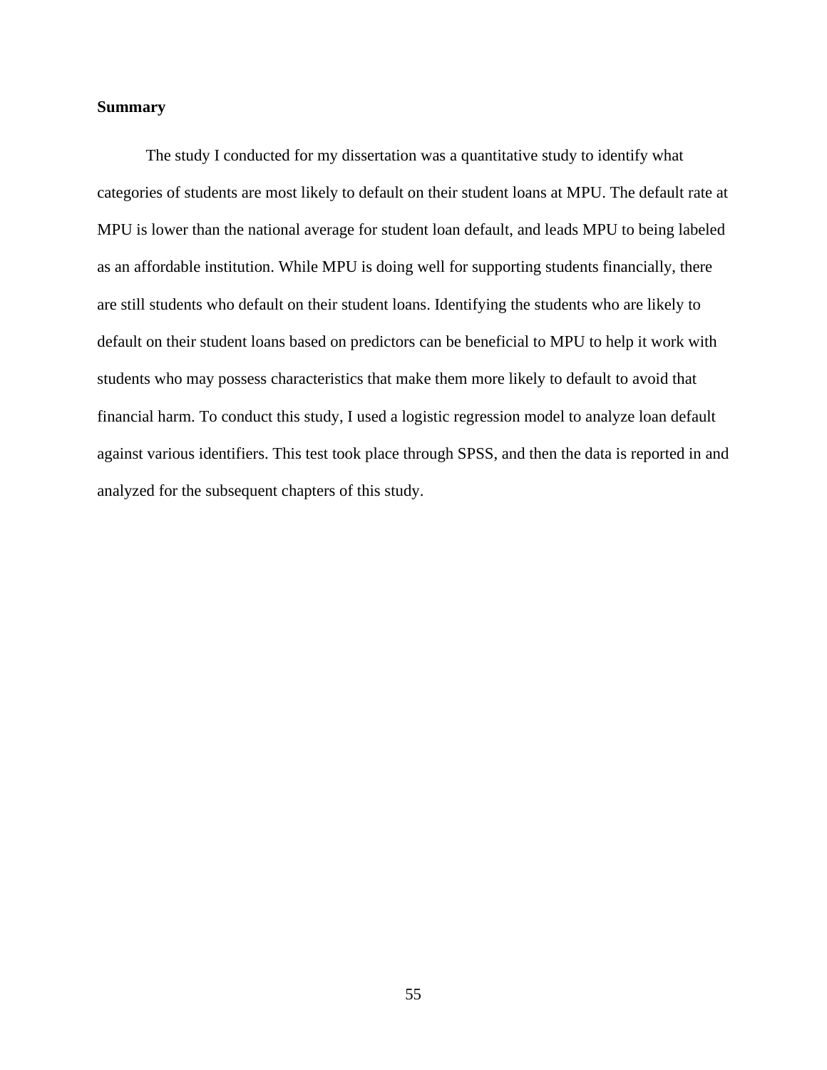**Summary**

The study I conducted for my dissertation was a quantitative study to identify what categories of students are most likely to default on their student loans at MPU. The default rate at MPU is lower than the national average for student loan default, and leads MPU to being labeled as an affordable institution. While MPU is doing well for supporting students financially, there are still students who default on their student loans. Identifying the students who are likely to default on their student loans based on predictors can be beneficial to MPU to help it work with students who may possess characteristics that make them more likely to default to avoid that financial harm. To conduct this study, I used a logistic regression model to analyze loan default against various identifiers. This test took place through SPSS, and then the data is reported in and analyzed for the subsequent chapters of this study.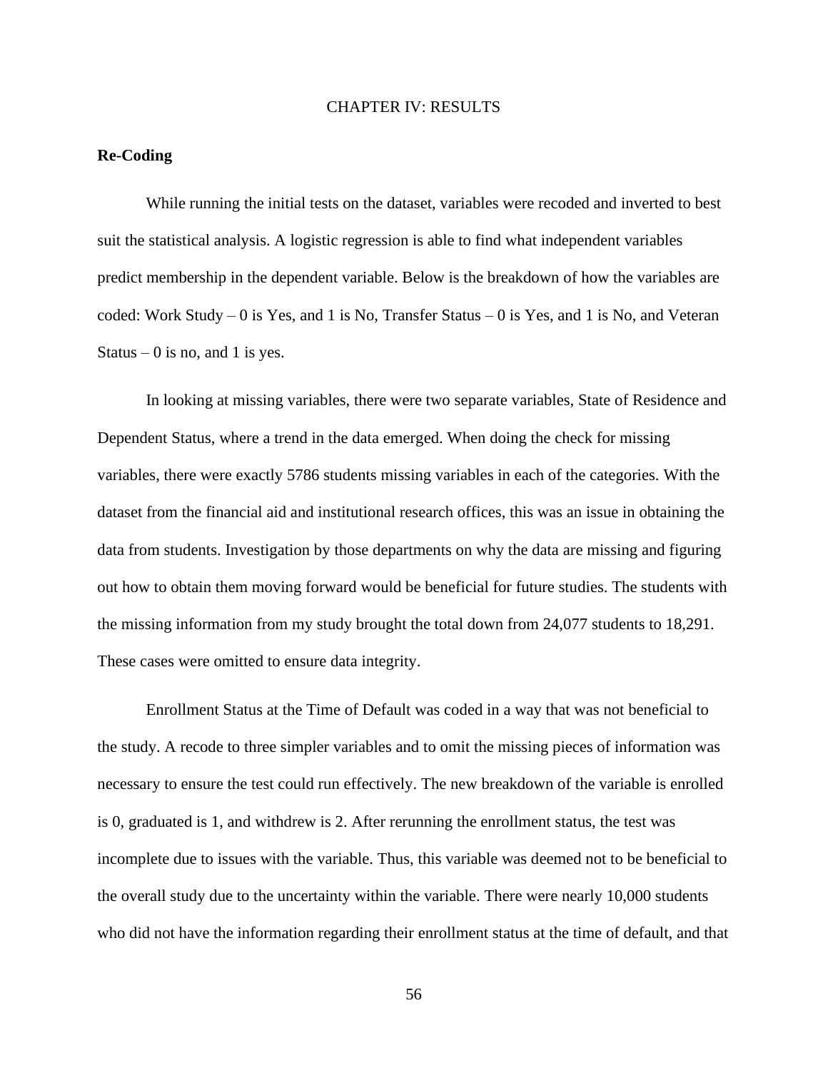# CHAPTER IV: RESULTS

**Re-Coding**

While running the initial tests on the dataset, variables were recoded and inverted to best suit the statistical analysis. A logistic regression is able to find what independent variables predict membership in the dependent variable. Below is the breakdown of how the variables are coded: Work Study – 0 is Yes, and 1 is No, Transfer Status – 0 is Yes, and 1 is No, and Veteran Status – 0 is no, and 1 is yes.

In looking at missing variables, there were two separate variables, State of Residence and Dependent Status, where a trend in the data emerged. When doing the check for missing variables, there were exactly 5786 students missing variables in each of the categories. With the dataset from the financial aid and institutional research offices, this was an issue in obtaining the data from students. Investigation by those departments on why the data are missing and figuring out how to obtain them moving forward would be beneficial for future studies. The students with the missing information from my study brought the total down from 24,077 students to 18,291. These cases were omitted to ensure data integrity.

Enrollment Status at the Time of Default was coded in a way that was not beneficial to the study. A recode to three simpler variables and to omit the missing pieces of information was necessary to ensure the test could run effectively. The new breakdown of the variable is enrolled is 0, graduated is 1, and withdrew is 2. After rerunning the enrollment status, the test was incomplete due to issues with the variable. Thus, this variable was deemed not to be beneficial to the overall study due to the uncertainty within the variable. There were nearly 10,000 students who did not have the information regarding their enrollment status at the time of default, and that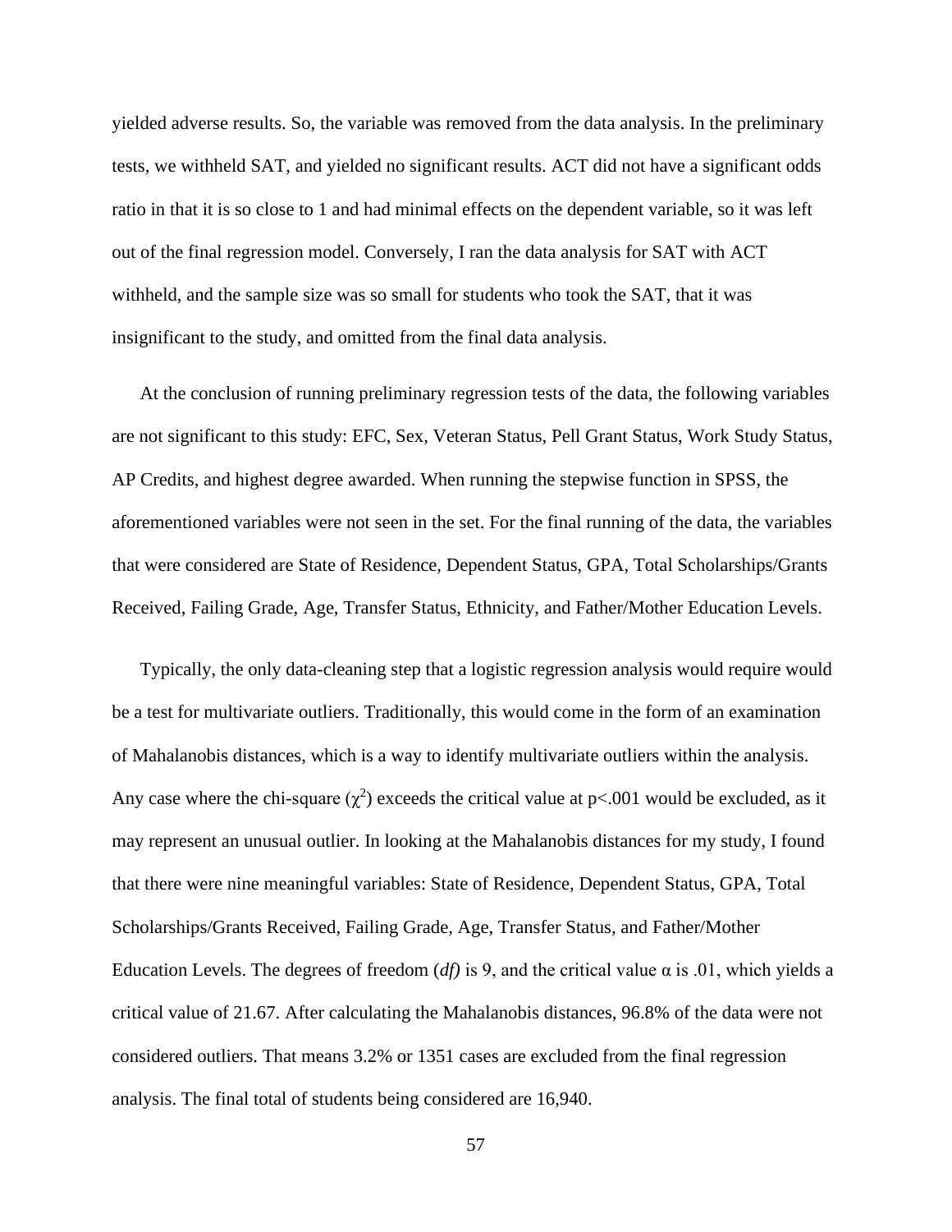yielded adverse results. So, the variable was removed from the data analysis. In the preliminary tests, we withheld SAT, and yielded no significant results. ACT did not have a significant odds ratio in that it is so close to 1 and had minimal effects on the dependent variable, so it was left out of the final regression model. Conversely, I ran the data analysis for SAT with ACT withheld, and the sample size was so small for students who took the SAT, that it was insignificant to the study, and omitted from the final data analysis.

At the conclusion of running preliminary regression tests of the data, the following variables are not significant to this study: EFC, Sex, Veteran Status, Pell Grant Status, Work Study Status, AP Credits, and highest degree awarded. When running the stepwise function in SPSS, the aforementioned variables were not seen in the set. For the final running of the data, the variables that were considered are State of Residence, Dependent Status, GPA, Total Scholarships/Grants Received, Failing Grade, Age, Transfer Status, Ethnicity, and Father/Mother Education Levels.

Typically, the only data-cleaning step that a logistic regression analysis would require would be a test for multivariate outliers. Traditionally, this would come in the form of an examination of Mahalanobis distances, which is a way to identify multivariate outliers within the analysis. Any case where the chi-square ($\chi^2$) exceeds the critical value at $p<.001$ would be excluded, as it may represent an unusual outlier. In looking at the Mahalanobis distances for my study, I found that there were nine meaningful variables: State of Residence, Dependent Status, GPA, Total Scholarships/Grants Received, Failing Grade, Age, Transfer Status, and Father/Mother Education Levels. The degrees of freedom (*df)* is 9, and the critical value $\alpha$ is .01, which yields a critical value of 21.67. After calculating the Mahalanobis distances, 96.8% of the data were not considered outliers. That means 3.2% or 1351 cases are excluded from the final regression analysis. The final total of students being considered are 16,940.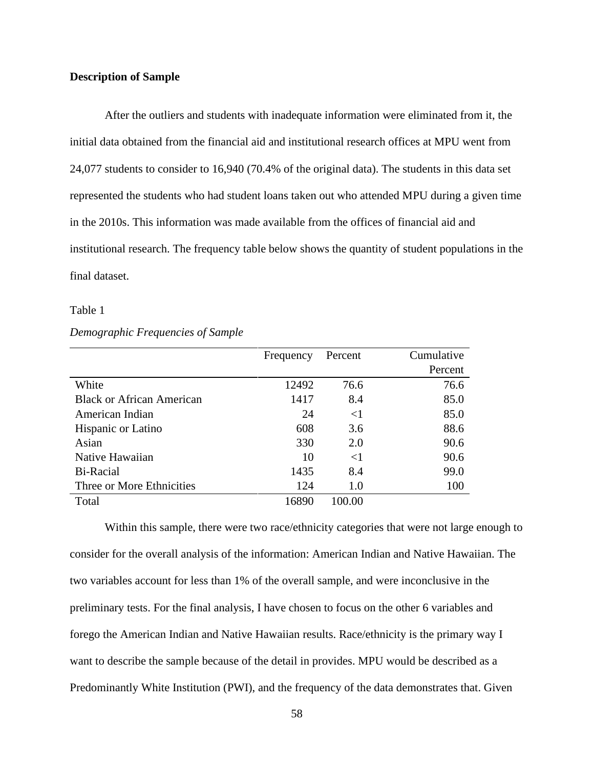**Description of Sample**

After the outliers and students with inadequate information were eliminated from it, the initial data obtained from the financial aid and institutional research offices at MPU went from 24,077 students to consider to 16,940 (70.4% of the original data). The students in this data set represented the students who had student loans taken out who attended MPU during a given time in the 2010s. This information was made available from the offices of financial aid and institutional research. The frequency table below shows the quantity of student populations in the final dataset.

Table 1

*Demographic Frequencies of Sample*

| | Frequency | Percent | Cumulative Percent |
|---|---|---|---|
| White | 12492 | 76.6 | 76.6 |
| Black or African American | 1417 | 8.4 | 85.0 |
| American Indian | 24 | <1 | 85.0 |
| Hispanic or Latino | 608 | 3.6 | 88.6 |
| Asian | 330 | 2.0 | 90.6 |
| Native Hawaiian | 10 | <1 | 90.6 |
| Bi-Racial | 1435 | 8.4 | 99.0 |
| Three or More Ethnicities | 124 | 1.0 | 100 |
| Total | 16890 | 100.00 | |

Within this sample, there were two race/ethnicity categories that were not large enough to consider for the overall analysis of the information: American Indian and Native Hawaiian. The two variables account for less than 1% of the overall sample, and were inconclusive in the preliminary tests. For the final analysis, I have chosen to focus on the other 6 variables and forego the American Indian and Native Hawaiian results. Race/ethnicity is the primary way I want to describe the sample because of the detail in provides. MPU would be described as a Predominantly White Institution (PWI), and the frequency of the data demonstrates that. Given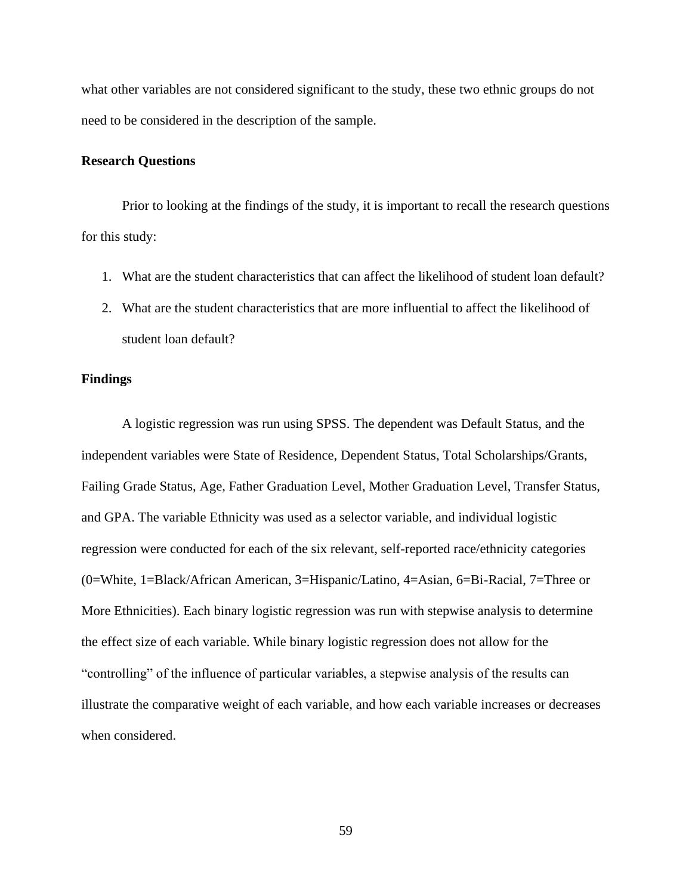what other variables are not considered significant to the study, these two ethnic groups do not need to be considered in the description of the sample.

## Research Questions

Prior to looking at the findings of the study, it is important to recall the research questions for this study:

1. What are the student characteristics that can affect the likelihood of student loan default?
2. What are the student characteristics that are more influential to affect the likelihood of student loan default?

## Findings

A logistic regression was run using SPSS. The dependent was Default Status, and the independent variables were State of Residence, Dependent Status, Total Scholarships/Grants, Failing Grade Status, Age, Father Graduation Level, Mother Graduation Level, Transfer Status, and GPA. The variable Ethnicity was used as a selector variable, and individual logistic regression were conducted for each of the six relevant, self-reported race/ethnicity categories (0=White, 1=Black/African American, 3=Hispanic/Latino, 4=Asian, 6=Bi-Racial, 7=Three or More Ethnicities). Each binary logistic regression was run with stepwise analysis to determine the effect size of each variable. While binary logistic regression does not allow for the "controlling" of the influence of particular variables, a stepwise analysis of the results can illustrate the comparative weight of each variable, and how each variable increases or decreases when considered.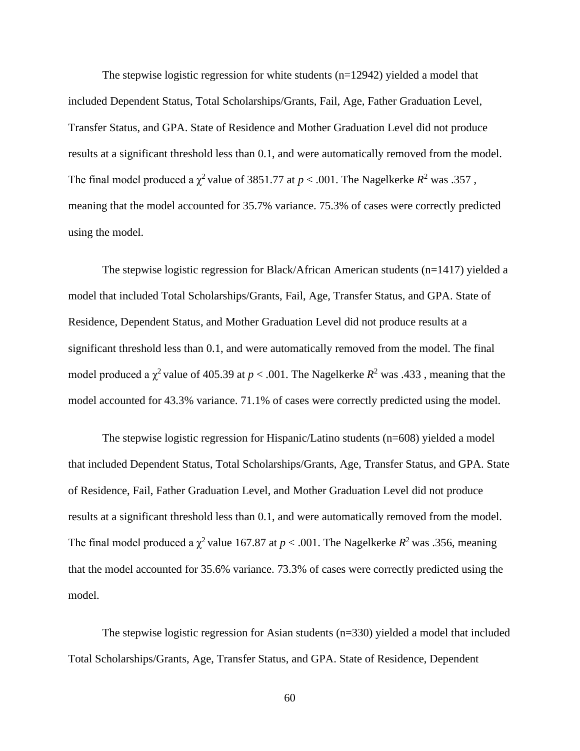The stepwise logistic regression for white students (n=12942) yielded a model that included Dependent Status, Total Scholarships/Grants, Fail, Age, Father Graduation Level, Transfer Status, and GPA. State of Residence and Mother Graduation Level did not produce results at a significant threshold less than 0.1, and were automatically removed from the model. The final model produced a $\chi^2$ value of 3851.77 at $p < .001$. The Nagelkerke $R^2$ was .357 , meaning that the model accounted for 35.7% variance. 75.3% of cases were correctly predicted using the model.

The stepwise logistic regression for Black/African American students (n=1417) yielded a model that included Total Scholarships/Grants, Fail, Age, Transfer Status, and GPA. State of Residence, Dependent Status, and Mother Graduation Level did not produce results at a significant threshold less than 0.1, and were automatically removed from the model. The final model produced a $\chi^2$ value of 405.39 at $p < .001$. The Nagelkerke $R^2$ was .433 , meaning that the model accounted for 43.3% variance. 71.1% of cases were correctly predicted using the model.

The stepwise logistic regression for Hispanic/Latino students (n=608) yielded a model that included Dependent Status, Total Scholarships/Grants, Age, Transfer Status, and GPA. State of Residence, Fail, Father Graduation Level, and Mother Graduation Level did not produce results at a significant threshold less than 0.1, and were automatically removed from the model. The final model produced a $\chi^2$ value 167.87 at $p < .001$. The Nagelkerke $R^2$ was .356, meaning that the model accounted for 35.6% variance. 73.3% of cases were correctly predicted using the model.

The stepwise logistic regression for Asian students (n=330) yielded a model that included Total Scholarships/Grants, Age, Transfer Status, and GPA. State of Residence, Dependent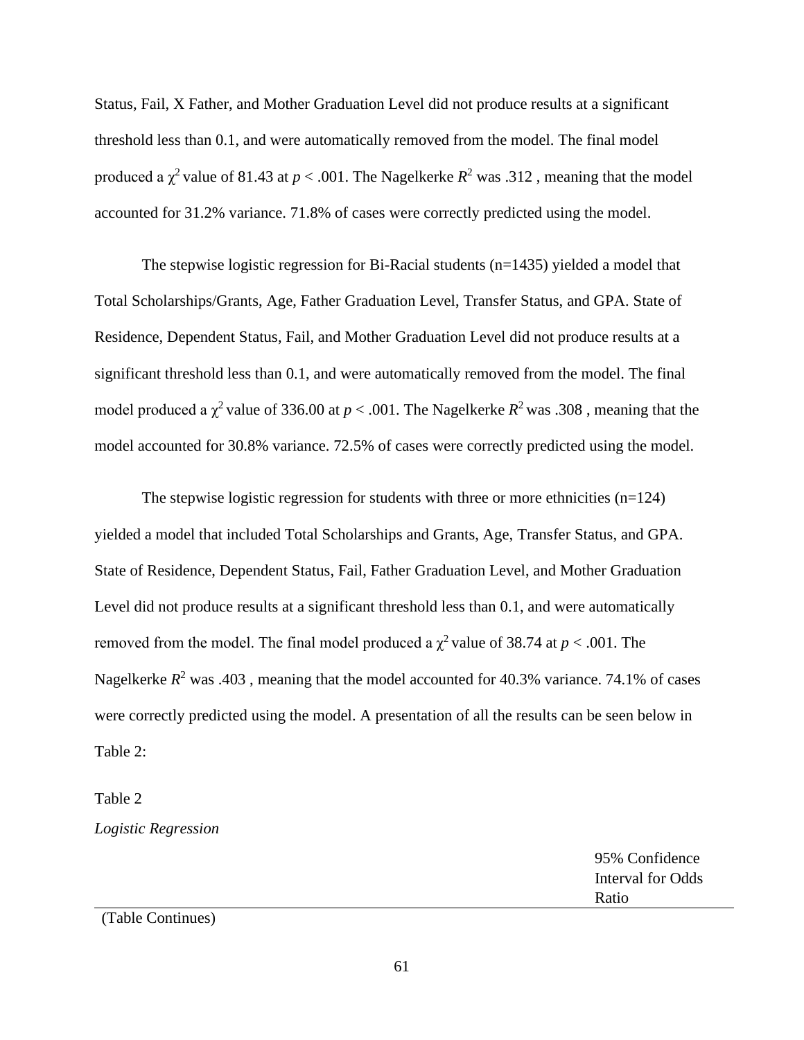Status, Fail, X Father, and Mother Graduation Level did not produce results at a significant threshold less than 0.1, and were automatically removed from the model. The final model produced a $\chi^2$ value of 81.43 at $p < .001$. The Nagelkerke $R^2$ was .312 , meaning that the model accounted for 31.2% variance. 71.8% of cases were correctly predicted using the model.

The stepwise logistic regression for Bi-Racial students (n=1435) yielded a model that Total Scholarships/Grants, Age, Father Graduation Level, Transfer Status, and GPA. State of Residence, Dependent Status, Fail, and Mother Graduation Level did not produce results at a significant threshold less than 0.1, and were automatically removed from the model. The final model produced a $\chi^2$ value of 336.00 at $p < .001$. The Nagelkerke $R^2$ was .308 , meaning that the model accounted for 30.8% variance. 72.5% of cases were correctly predicted using the model.

The stepwise logistic regression for students with three or more ethnicities (n=124) yielded a model that included Total Scholarships and Grants, Age, Transfer Status, and GPA. State of Residence, Dependent Status, Fail, Father Graduation Level, and Mother Graduation Level did not produce results at a significant threshold less than 0.1, and were automatically removed from the model. The final model produced a $\chi^2$ value of 38.74 at $p < .001$. The Nagelkerke $R^2$ was .403 , meaning that the model accounted for 40.3% variance. 74.1% of cases were correctly predicted using the model. A presentation of all the results can be seen below in Table 2:

Table 2

*Logistic Regression*

| | 95% Confidence Interval for Odds Ratio |
|---|---|

(Table Continues)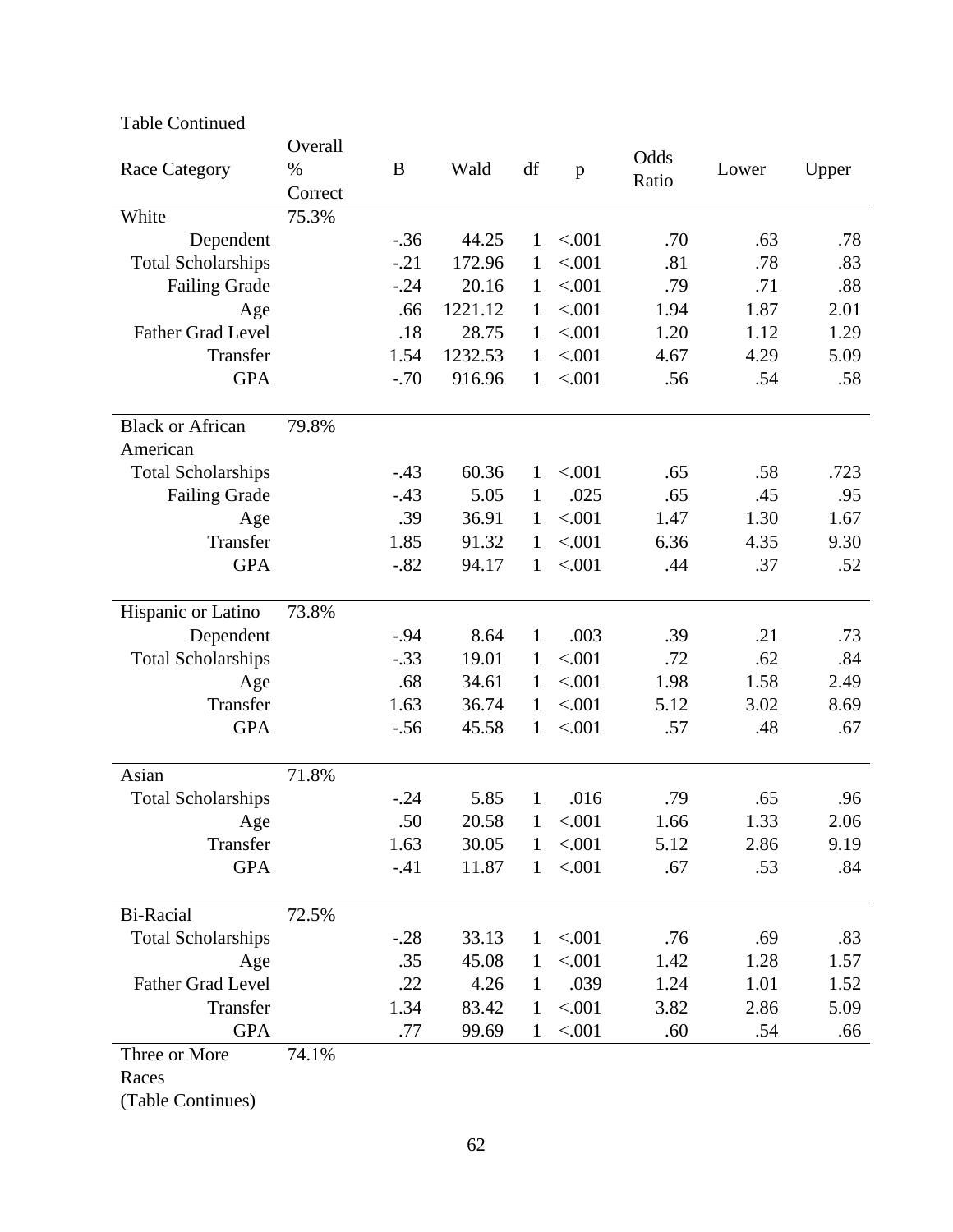Table Continued

| Race Category | Overall % Correct | B | Wald | df | p | Odds Ratio | Lower | Upper |
|---|---|---|---|---|---|---|---|---|
| White | 75.3% | | | | | | | |
| Dependent | | -.36 | 44.25 | 1 | <.001 | .70 | .63 | .78 |
| Total Scholarships | | -.21 | 172.96 | 1 | <.001 | .81 | .78 | .83 |
| Failing Grade | | -.24 | 20.16 | 1 | <.001 | .79 | .71 | .88 |
| Age | | .66 | 1221.12 | 1 | <.001 | 1.94 | 1.87 | 2.01 |
| Father Grad Level | | .18 | 28.75 | 1 | <.001 | 1.20 | 1.12 | 1.29 |
| Transfer | | 1.54 | 1232.53 | 1 | <.001 | 4.67 | 4.29 | 5.09 |
| GPA | | -.70 | 916.96 | 1 | <.001 | .56 | .54 | .58 |
| Black or African American | 79.8% | | | | | | | |
| Total Scholarships | | -.43 | 60.36 | 1 | <.001 | .65 | .58 | .723 |
| Failing Grade | | -.43 | 5.05 | 1 | .025 | .65 | .45 | .95 |
| Age | | .39 | 36.91 | 1 | <.001 | 1.47 | 1.30 | 1.67 |
| Transfer | | 1.85 | 91.32 | 1 | <.001 | 6.36 | 4.35 | 9.30 |
| GPA | | -.82 | 94.17 | 1 | <.001 | .44 | .37 | .52 |
| Hispanic or Latino | 73.8% | | | | | | | |
| Dependent | | -.94 | 8.64 | 1 | .003 | .39 | .21 | .73 |
| Total Scholarships | | -.33 | 19.01 | 1 | <.001 | .72 | .62 | .84 |
| Age | | .68 | 34.61 | 1 | <.001 | 1.98 | 1.58 | 2.49 |
| Transfer | | 1.63 | 36.74 | 1 | <.001 | 5.12 | 3.02 | 8.69 |
| GPA | | -.56 | 45.58 | 1 | <.001 | .57 | .48 | .67 |
| Asian | 71.8% | | | | | | | |
| Total Scholarships | | -.24 | 5.85 | 1 | .016 | .79 | .65 | .96 |
| Age | | .50 | 20.58 | 1 | <.001 | 1.66 | 1.33 | 2.06 |
| Transfer | | 1.63 | 30.05 | 1 | <.001 | 5.12 | 2.86 | 9.19 |
| GPA | | -.41 | 11.87 | 1 | <.001 | .67 | .53 | .84 |
| Bi-Racial | 72.5% | | | | | | | |
| Total Scholarships | | -.28 | 33.13 | 1 | <.001 | .76 | .69 | .83 |
| Age | | .35 | 45.08 | 1 | <.001 | 1.42 | 1.28 | 1.57 |
| Father Grad Level | | .22 | 4.26 | 1 | .039 | 1.24 | 1.01 | 1.52 |
| Transfer | | 1.34 | 83.42 | 1 | <.001 | 3.82 | 2.86 | 5.09 |
| GPA | | .77 | 99.69 | 1 | <.001 | .60 | .54 | .66 |
| Three or More Races | 74.1% | | | | | | | |

(Table Continues)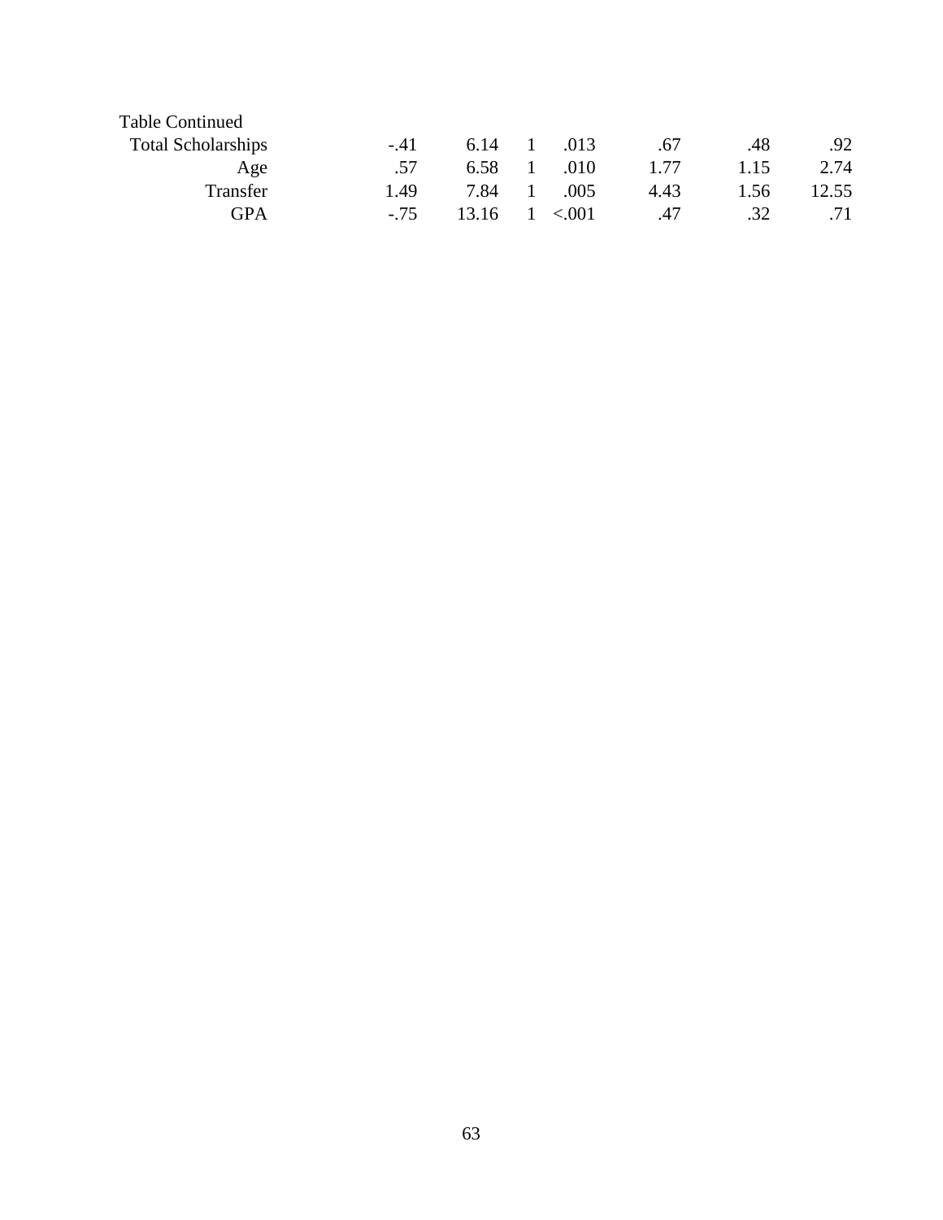Table Continued

| | | | | | | | |
|---|---|---|---|---|---|---|---|
| Total Scholarships | -.41 | 6.14 | 1 | .013 | .67 | .48 | .92 |
| Age | .57 | 6.58 | 1 | .010 | 1.77 | 1.15 | 2.74 |
| Transfer | 1.49 | 7.84 | 1 | .005 | 4.43 | 1.56 | 12.55 |
| GPA | -.75 | 13.16 | 1 | <.001 | .47 | .32 | .71 |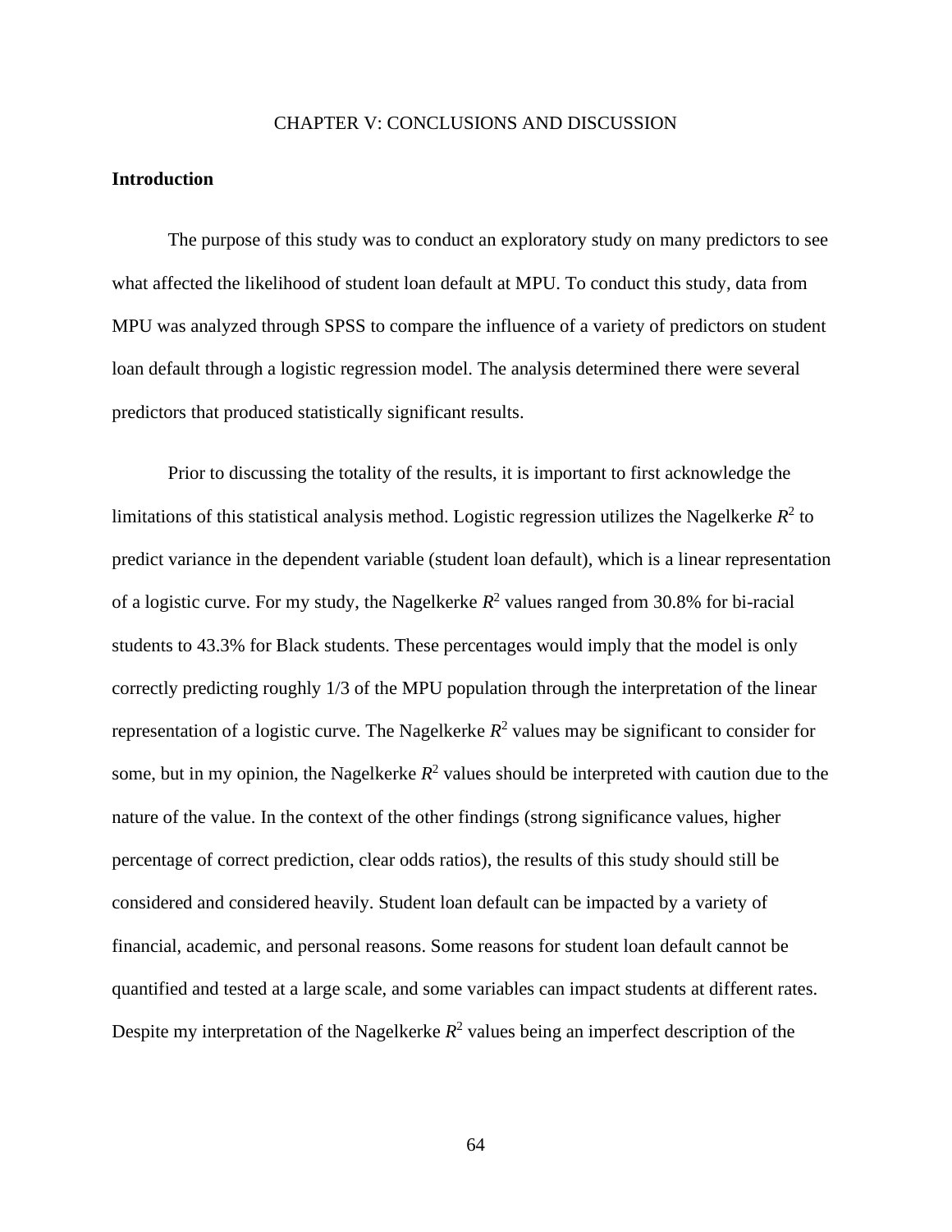# CHAPTER V: CONCLUSIONS AND DISCUSSION

## Introduction

The purpose of this study was to conduct an exploratory study on many predictors to see what affected the likelihood of student loan default at MPU. To conduct this study, data from MPU was analyzed through SPSS to compare the influence of a variety of predictors on student loan default through a logistic regression model. The analysis determined there were several predictors that produced statistically significant results.

Prior to discussing the totality of the results, it is important to first acknowledge the limitations of this statistical analysis method. Logistic regression utilizes the Nagelkerke $R^2$ to predict variance in the dependent variable (student loan default), which is a linear representation of a logistic curve. For my study, the Nagelkerke $R^2$ values ranged from 30.8% for bi-racial students to 43.3% for Black students. These percentages would imply that the model is only correctly predicting roughly 1/3 of the MPU population through the interpretation of the linear representation of a logistic curve. The Nagelkerke $R^2$ values may be significant to consider for some, but in my opinion, the Nagelkerke $R^2$ values should be interpreted with caution due to the nature of the value. In the context of the other findings (strong significance values, higher percentage of correct prediction, clear odds ratios), the results of this study should still be considered and considered heavily. Student loan default can be impacted by a variety of financial, academic, and personal reasons. Some reasons for student loan default cannot be quantified and tested at a large scale, and some variables can impact students at different rates. Despite my interpretation of the Nagelkerke $R^2$ values being an imperfect description of the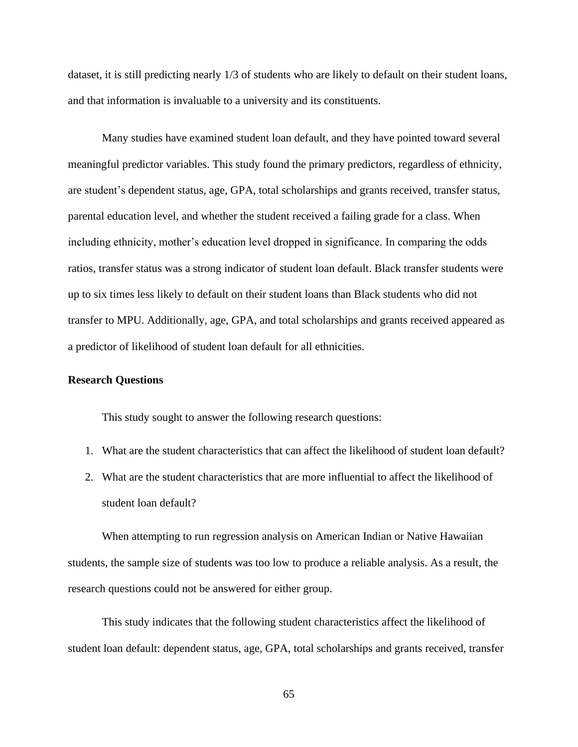dataset, it is still predicting nearly 1/3 of students who are likely to default on their student loans, and that information is invaluable to a university and its constituents.

Many studies have examined student loan default, and they have pointed toward several meaningful predictor variables. This study found the primary predictors, regardless of ethnicity, are student's dependent status, age, GPA, total scholarships and grants received, transfer status, parental education level, and whether the student received a failing grade for a class. When including ethnicity, mother's education level dropped in significance. In comparing the odds ratios, transfer status was a strong indicator of student loan default. Black transfer students were up to six times less likely to default on their student loans than Black students who did not transfer to MPU. Additionally, age, GPA, and total scholarships and grants received appeared as a predictor of likelihood of student loan default for all ethnicities.

**Research Questions**

This study sought to answer the following research questions:

1. What are the student characteristics that can affect the likelihood of student loan default?
2. What are the student characteristics that are more influential to affect the likelihood of student loan default?

When attempting to run regression analysis on American Indian or Native Hawaiian students, the sample size of students was too low to produce a reliable analysis. As a result, the research questions could not be answered for either group.

This study indicates that the following student characteristics affect the likelihood of student loan default: dependent status, age, GPA, total scholarships and grants received, transfer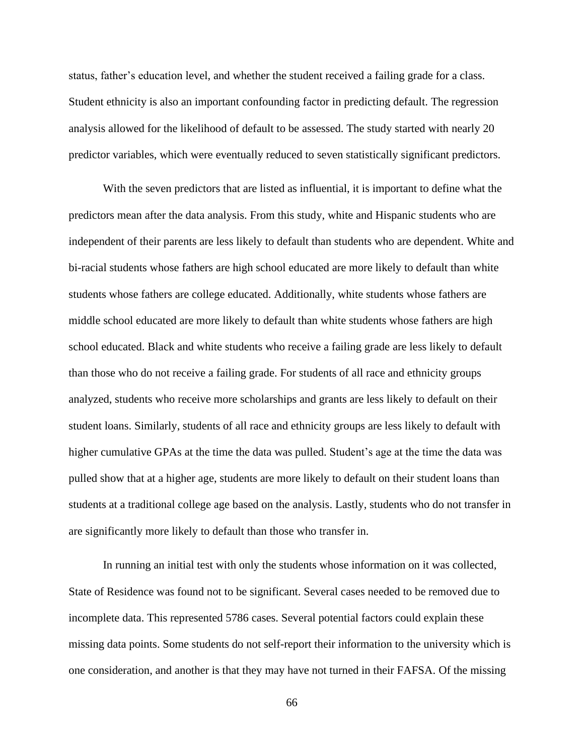status, father's education level, and whether the student received a failing grade for a class. Student ethnicity is also an important confounding factor in predicting default. The regression analysis allowed for the likelihood of default to be assessed. The study started with nearly 20 predictor variables, which were eventually reduced to seven statistically significant predictors.

With the seven predictors that are listed as influential, it is important to define what the predictors mean after the data analysis. From this study, white and Hispanic students who are independent of their parents are less likely to default than students who are dependent. White and bi-racial students whose fathers are high school educated are more likely to default than white students whose fathers are college educated. Additionally, white students whose fathers are middle school educated are more likely to default than white students whose fathers are high school educated. Black and white students who receive a failing grade are less likely to default than those who do not receive a failing grade. For students of all race and ethnicity groups analyzed, students who receive more scholarships and grants are less likely to default on their student loans. Similarly, students of all race and ethnicity groups are less likely to default with higher cumulative GPAs at the time the data was pulled. Student's age at the time the data was pulled show that at a higher age, students are more likely to default on their student loans than students at a traditional college age based on the analysis. Lastly, students who do not transfer in are significantly more likely to default than those who transfer in.

In running an initial test with only the students whose information on it was collected, State of Residence was found not to be significant. Several cases needed to be removed due to incomplete data. This represented 5786 cases. Several potential factors could explain these missing data points. Some students do not self-report their information to the university which is one consideration, and another is that they may have not turned in their FAFSA. Of the missing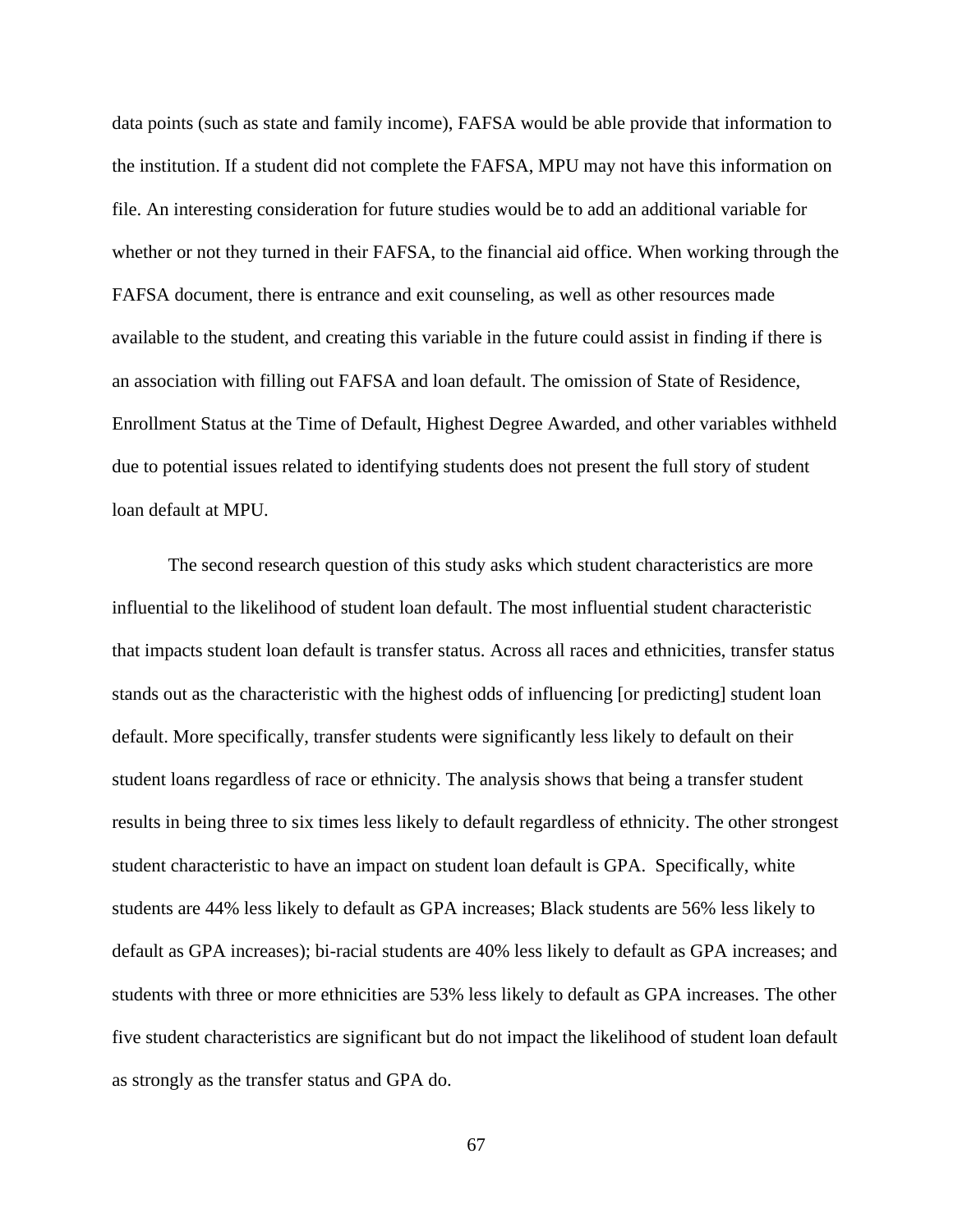data points (such as state and family income), FAFSA would be able provide that information to the institution. If a student did not complete the FAFSA, MPU may not have this information on file. An interesting consideration for future studies would be to add an additional variable for whether or not they turned in their FAFSA, to the financial aid office. When working through the FAFSA document, there is entrance and exit counseling, as well as other resources made available to the student, and creating this variable in the future could assist in finding if there is an association with filling out FAFSA and loan default. The omission of State of Residence, Enrollment Status at the Time of Default, Highest Degree Awarded, and other variables withheld due to potential issues related to identifying students does not present the full story of student loan default at MPU.

The second research question of this study asks which student characteristics are more influential to the likelihood of student loan default. The most influential student characteristic that impacts student loan default is transfer status. Across all races and ethnicities, transfer status stands out as the characteristic with the highest odds of influencing [or predicting] student loan default. More specifically, transfer students were significantly less likely to default on their student loans regardless of race or ethnicity. The analysis shows that being a transfer student results in being three to six times less likely to default regardless of ethnicity. The other strongest student characteristic to have an impact on student loan default is GPA. Specifically, white students are 44% less likely to default as GPA increases; Black students are 56% less likely to default as GPA increases); bi-racial students are 40% less likely to default as GPA increases; and students with three or more ethnicities are 53% less likely to default as GPA increases. The other five student characteristics are significant but do not impact the likelihood of student loan default as strongly as the transfer status and GPA do.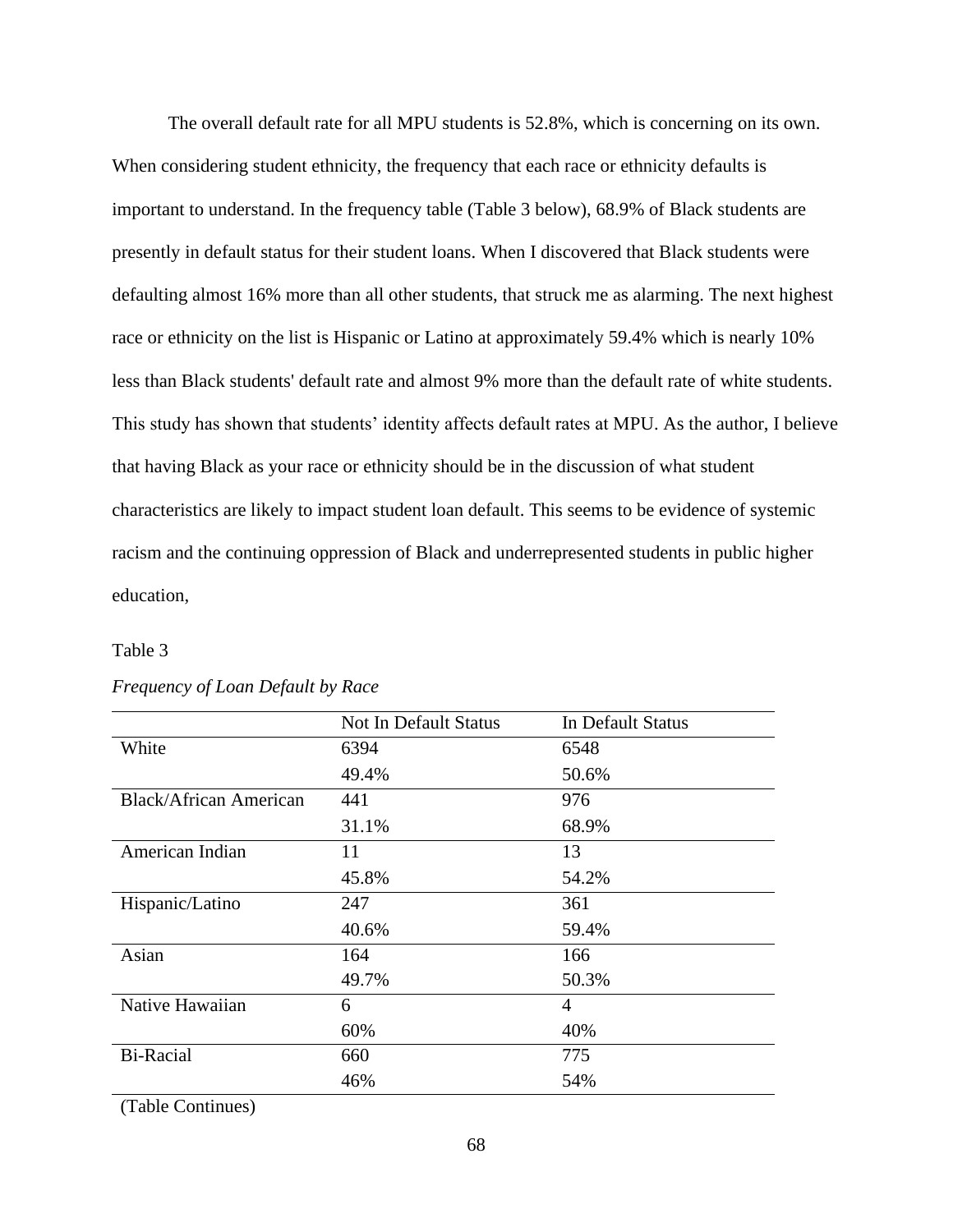The overall default rate for all MPU students is 52.8%, which is concerning on its own. When considering student ethnicity, the frequency that each race or ethnicity defaults is important to understand. In the frequency table (Table 3 below), 68.9% of Black students are presently in default status for their student loans. When I discovered that Black students were defaulting almost 16% more than all other students, that struck me as alarming. The next highest race or ethnicity on the list is Hispanic or Latino at approximately 59.4% which is nearly 10% less than Black students' default rate and almost 9% more than the default rate of white students. This study has shown that students' identity affects default rates at MPU. As the author, I believe that having Black as your race or ethnicity should be in the discussion of what student characteristics are likely to impact student loan default. This seems to be evidence of systemic racism and the continuing oppression of Black and underrepresented students in public higher education,

Table 3

*Frequency of Loan Default by Race*

| | Not In Default Status | In Default Status |
|---|---|---|
| White | 6394 | 6548 |
| | 49.4% | 50.6% |
| Black/African American | 441 | 976 |
| | 31.1% | 68.9% |
| American Indian | 11 | 13 |
| | 45.8% | 54.2% |
| Hispanic/Latino | 247 | 361 |
| | 40.6% | 59.4% |
| Asian | 164 | 166 |
| | 49.7% | 50.3% |
| Native Hawaiian | 6 | 4 |
| | 60% | 40% |
| Bi-Racial | 660 | 775 |
| | 46% | 54% |

(Table Continues)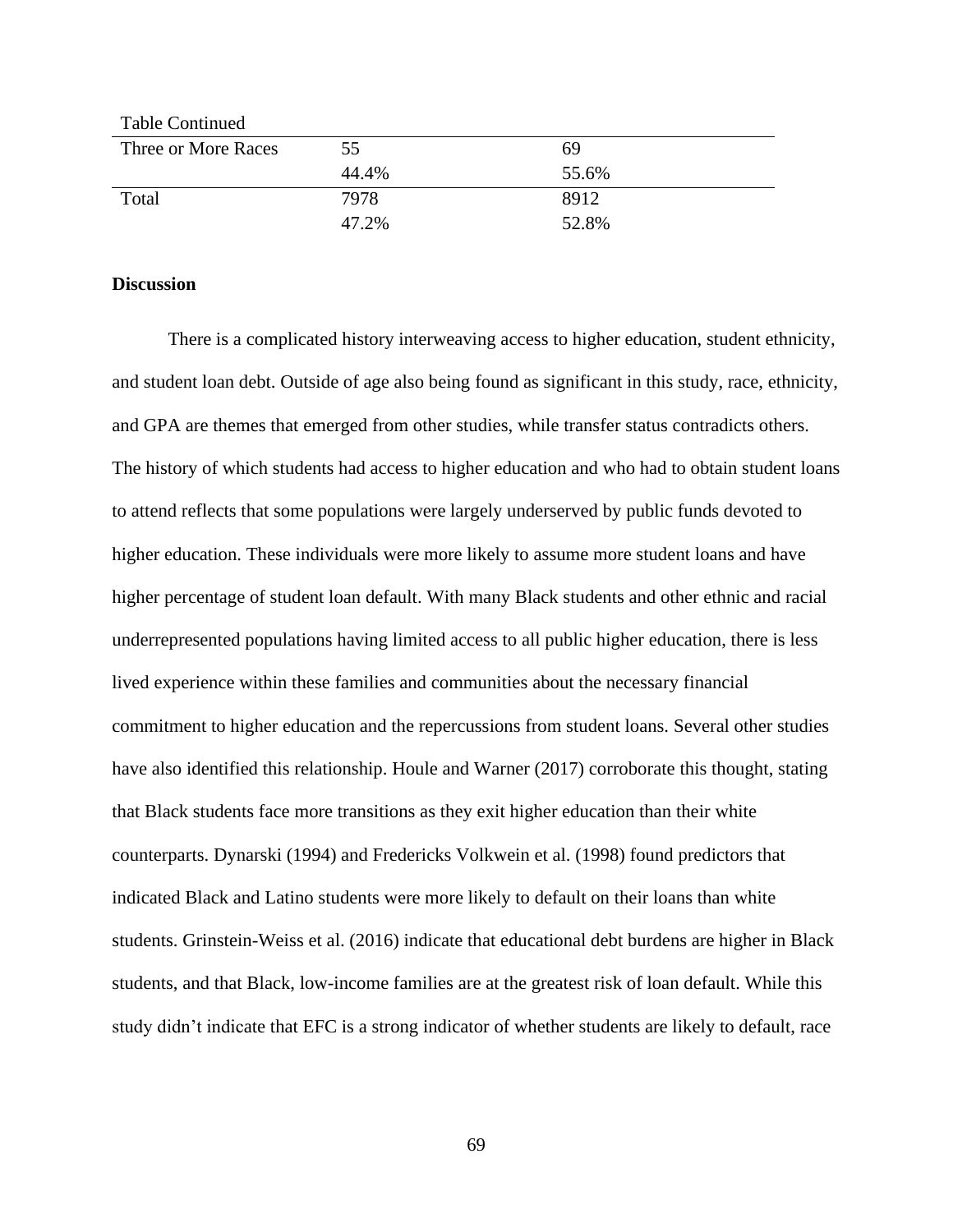Table Continued

| | | |
|---|---|---|
| Three or More Races | 55 | 69 |
| | 44.4% | 55.6% |
| Total | 7978 | 8912 |
| | 47.2% | 52.8% |

**Discussion**

There is a complicated history interweaving access to higher education, student ethnicity, and student loan debt. Outside of age also being found as significant in this study, race, ethnicity, and GPA are themes that emerged from other studies, while transfer status contradicts others. The history of which students had access to higher education and who had to obtain student loans to attend reflects that some populations were largely underserved by public funds devoted to higher education. These individuals were more likely to assume more student loans and have higher percentage of student loan default. With many Black students and other ethnic and racial underrepresented populations having limited access to all public higher education, there is less lived experience within these families and communities about the necessary financial commitment to higher education and the repercussions from student loans. Several other studies have also identified this relationship. Houle and Warner (2017) corroborate this thought, stating that Black students face more transitions as they exit higher education than their white counterparts. Dynarski (1994) and Fredericks Volkwein et al. (1998) found predictors that indicated Black and Latino students were more likely to default on their loans than white students. Grinstein-Weiss et al. (2016) indicate that educational debt burdens are higher in Black students, and that Black, low-income families are at the greatest risk of loan default. While this study didn't indicate that EFC is a strong indicator of whether students are likely to default, race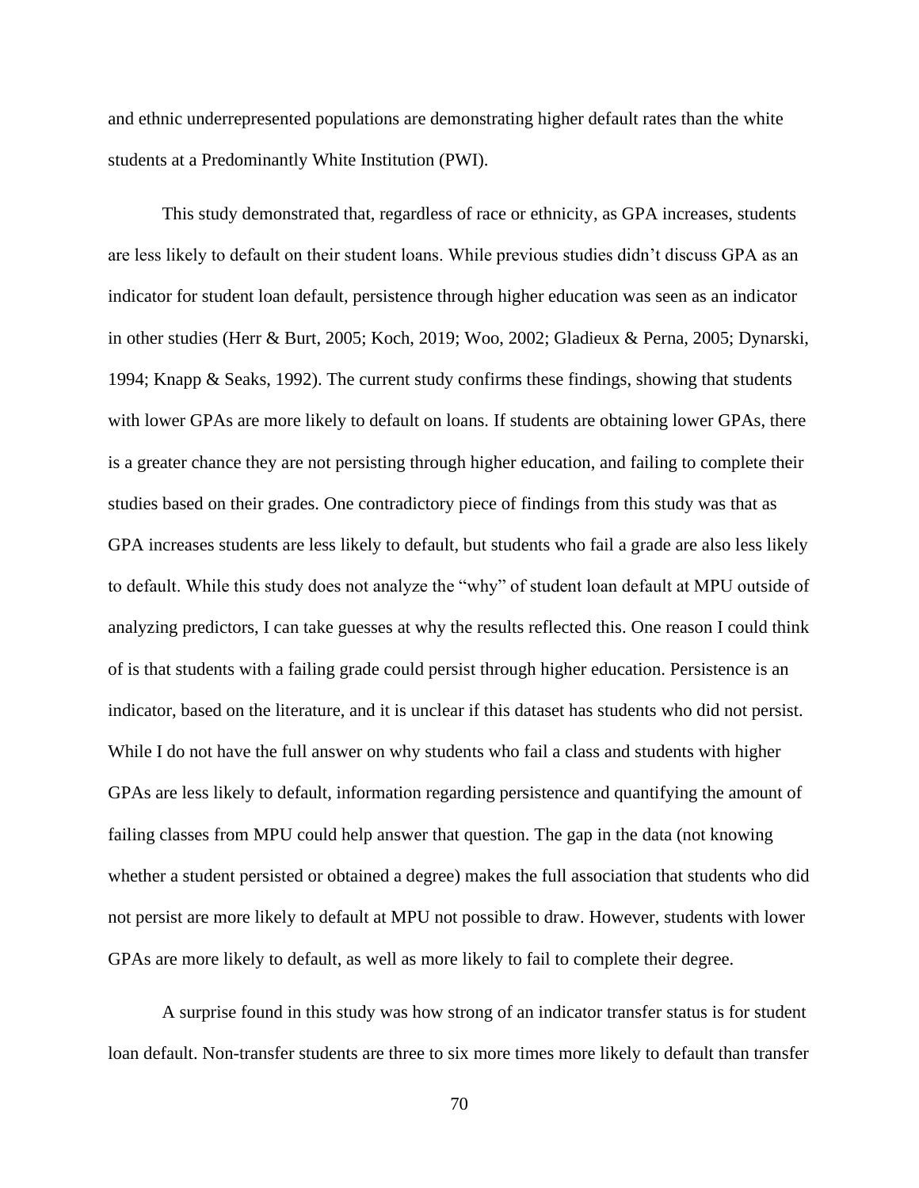and ethnic underrepresented populations are demonstrating higher default rates than the white students at a Predominantly White Institution (PWI).

This study demonstrated that, regardless of race or ethnicity, as GPA increases, students are less likely to default on their student loans. While previous studies didn't discuss GPA as an indicator for student loan default, persistence through higher education was seen as an indicator in other studies (Herr & Burt, 2005; Koch, 2019; Woo, 2002; Gladieux & Perna, 2005; Dynarski, 1994; Knapp & Seaks, 1992). The current study confirms these findings, showing that students with lower GPAs are more likely to default on loans. If students are obtaining lower GPAs, there is a greater chance they are not persisting through higher education, and failing to complete their studies based on their grades. One contradictory piece of findings from this study was that as GPA increases students are less likely to default, but students who fail a grade are also less likely to default. While this study does not analyze the "why" of student loan default at MPU outside of analyzing predictors, I can take guesses at why the results reflected this. One reason I could think of is that students with a failing grade could persist through higher education. Persistence is an indicator, based on the literature, and it is unclear if this dataset has students who did not persist. While I do not have the full answer on why students who fail a class and students with higher GPAs are less likely to default, information regarding persistence and quantifying the amount of failing classes from MPU could help answer that question. The gap in the data (not knowing whether a student persisted or obtained a degree) makes the full association that students who did not persist are more likely to default at MPU not possible to draw. However, students with lower GPAs are more likely to default, as well as more likely to fail to complete their degree.

A surprise found in this study was how strong of an indicator transfer status is for student loan default. Non-transfer students are three to six more times more likely to default than transfer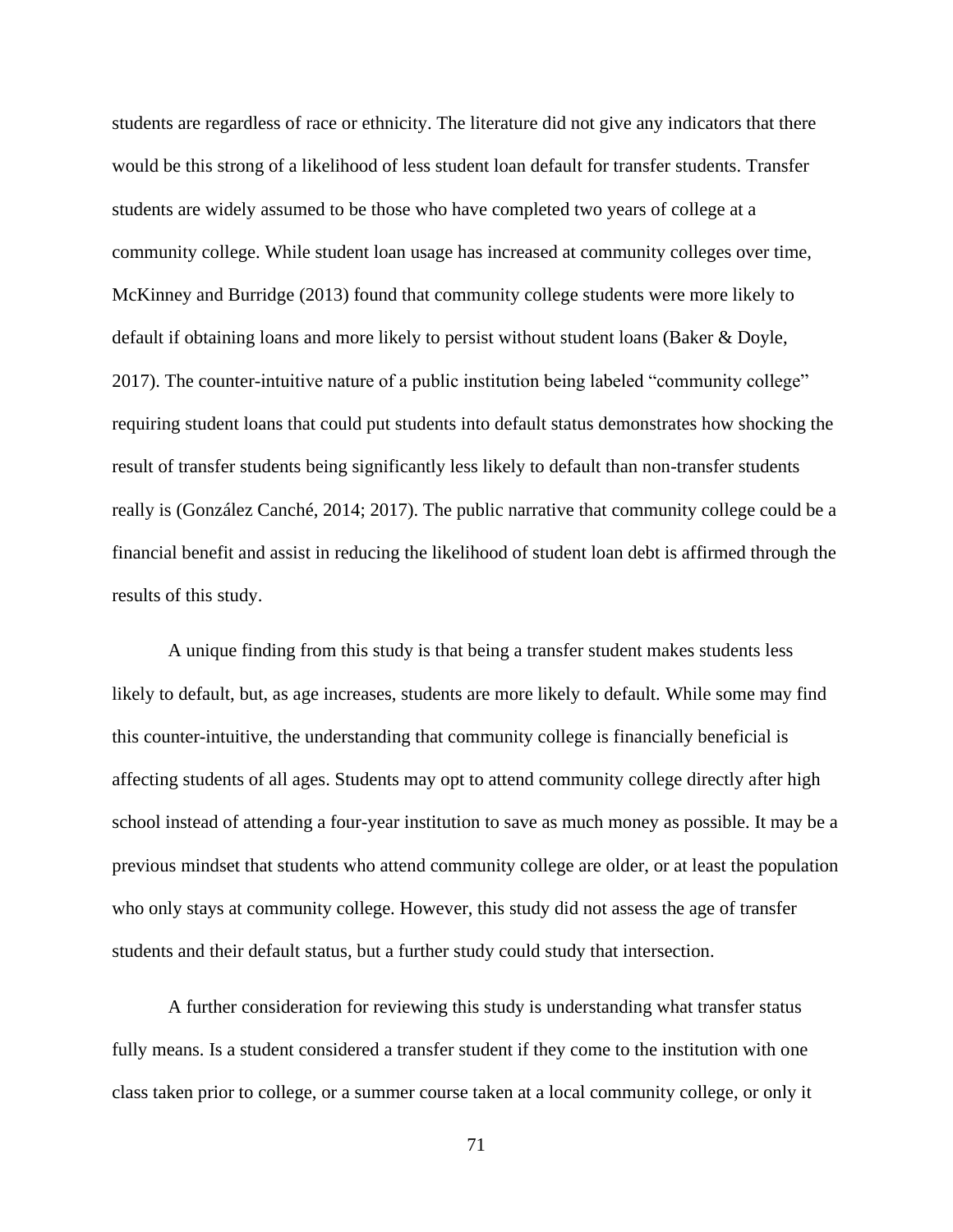students are regardless of race or ethnicity. The literature did not give any indicators that there would be this strong of a likelihood of less student loan default for transfer students. Transfer students are widely assumed to be those who have completed two years of college at a community college. While student loan usage has increased at community colleges over time, McKinney and Burridge (2013) found that community college students were more likely to default if obtaining loans and more likely to persist without student loans (Baker & Doyle, 2017). The counter-intuitive nature of a public institution being labeled "community college" requiring student loans that could put students into default status demonstrates how shocking the result of transfer students being significantly less likely to default than non-transfer students really is (González Canché, 2014; 2017). The public narrative that community college could be a financial benefit and assist in reducing the likelihood of student loan debt is affirmed through the results of this study.

A unique finding from this study is that being a transfer student makes students less likely to default, but, as age increases, students are more likely to default. While some may find this counter-intuitive, the understanding that community college is financially beneficial is affecting students of all ages. Students may opt to attend community college directly after high school instead of attending a four-year institution to save as much money as possible. It may be a previous mindset that students who attend community college are older, or at least the population who only stays at community college. However, this study did not assess the age of transfer students and their default status, but a further study could study that intersection.

A further consideration for reviewing this study is understanding what transfer status fully means. Is a student considered a transfer student if they come to the institution with one class taken prior to college, or a summer course taken at a local community college, or only it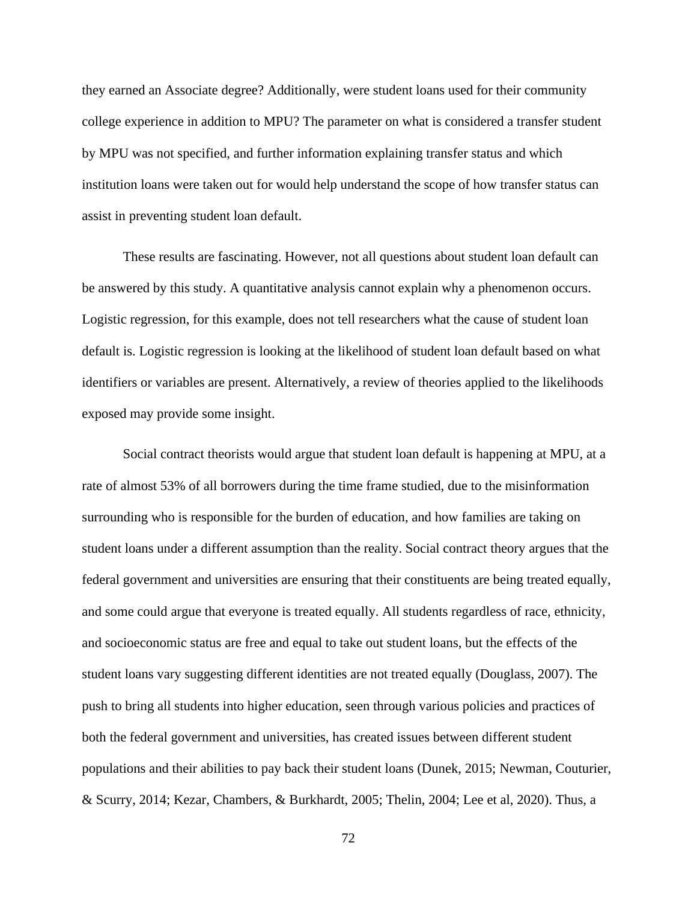they earned an Associate degree? Additionally, were student loans used for their community college experience in addition to MPU? The parameter on what is considered a transfer student by MPU was not specified, and further information explaining transfer status and which institution loans were taken out for would help understand the scope of how transfer status can assist in preventing student loan default.

These results are fascinating. However, not all questions about student loan default can be answered by this study. A quantitative analysis cannot explain why a phenomenon occurs. Logistic regression, for this example, does not tell researchers what the cause of student loan default is. Logistic regression is looking at the likelihood of student loan default based on what identifiers or variables are present. Alternatively, a review of theories applied to the likelihoods exposed may provide some insight.

Social contract theorists would argue that student loan default is happening at MPU, at a rate of almost 53% of all borrowers during the time frame studied, due to the misinformation surrounding who is responsible for the burden of education, and how families are taking on student loans under a different assumption than the reality. Social contract theory argues that the federal government and universities are ensuring that their constituents are being treated equally, and some could argue that everyone is treated equally. All students regardless of race, ethnicity, and socioeconomic status are free and equal to take out student loans, but the effects of the student loans vary suggesting different identities are not treated equally (Douglass, 2007). The push to bring all students into higher education, seen through various policies and practices of both the federal government and universities, has created issues between different student populations and their abilities to pay back their student loans (Dunek, 2015; Newman, Couturier, & Scurry, 2014; Kezar, Chambers, & Burkhardt, 2005; Thelin, 2004; Lee et al, 2020). Thus, a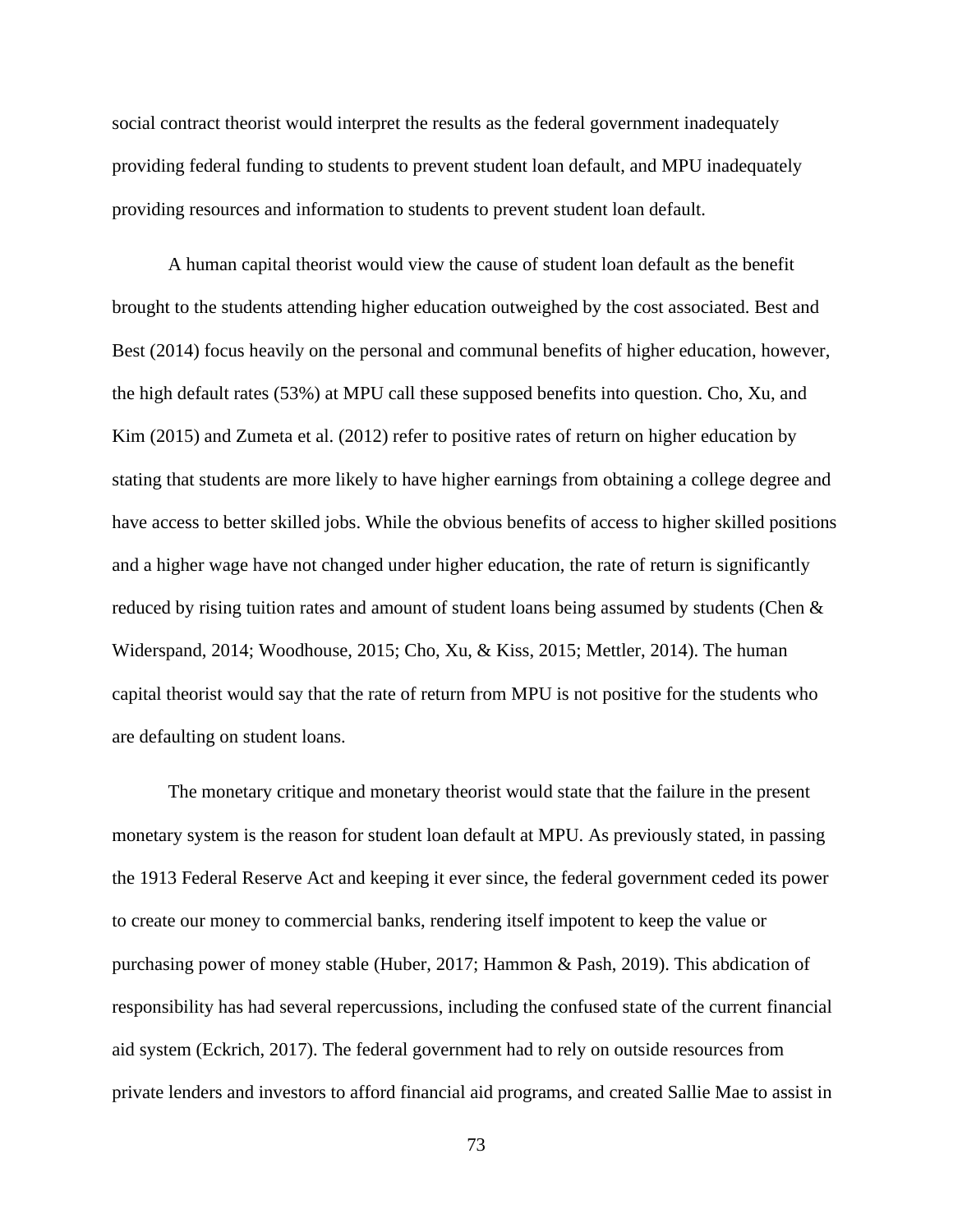social contract theorist would interpret the results as the federal government inadequately providing federal funding to students to prevent student loan default, and MPU inadequately providing resources and information to students to prevent student loan default.

A human capital theorist would view the cause of student loan default as the benefit brought to the students attending higher education outweighed by the cost associated. Best and Best (2014) focus heavily on the personal and communal benefits of higher education, however, the high default rates (53%) at MPU call these supposed benefits into question. Cho, Xu, and Kim (2015) and Zumeta et al. (2012) refer to positive rates of return on higher education by stating that students are more likely to have higher earnings from obtaining a college degree and have access to better skilled jobs. While the obvious benefits of access to higher skilled positions and a higher wage have not changed under higher education, the rate of return is significantly reduced by rising tuition rates and amount of student loans being assumed by students (Chen & Widerspand, 2014; Woodhouse, 2015; Cho, Xu, & Kiss, 2015; Mettler, 2014). The human capital theorist would say that the rate of return from MPU is not positive for the students who are defaulting on student loans.

The monetary critique and monetary theorist would state that the failure in the present monetary system is the reason for student loan default at MPU. As previously stated, in passing the 1913 Federal Reserve Act and keeping it ever since, the federal government ceded its power to create our money to commercial banks, rendering itself impotent to keep the value or purchasing power of money stable (Huber, 2017; Hammon & Pash, 2019). This abdication of responsibility has had several repercussions, including the confused state of the current financial aid system (Eckrich, 2017). The federal government had to rely on outside resources from private lenders and investors to afford financial aid programs, and created Sallie Mae to assist in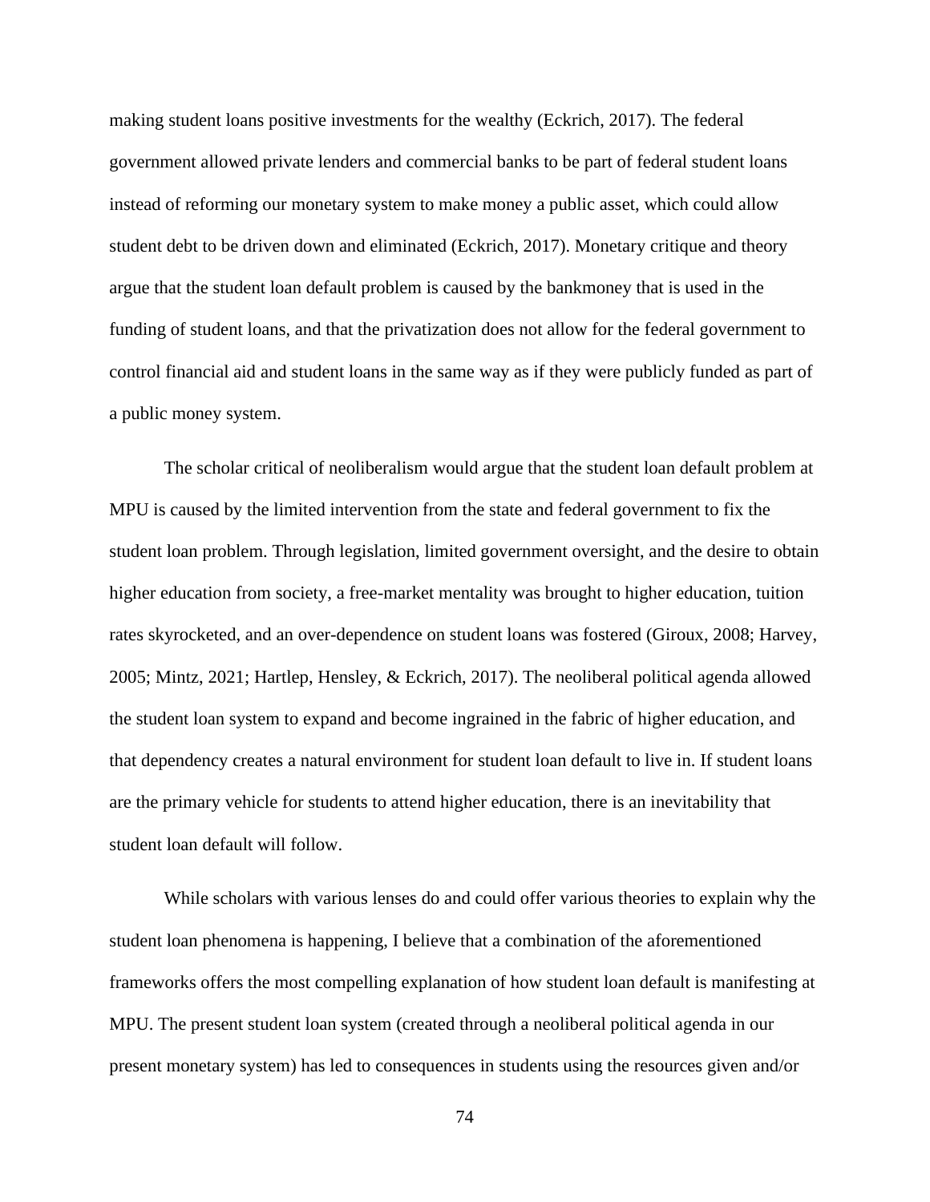making student loans positive investments for the wealthy (Eckrich, 2017). The federal government allowed private lenders and commercial banks to be part of federal student loans instead of reforming our monetary system to make money a public asset, which could allow student debt to be driven down and eliminated (Eckrich, 2017). Monetary critique and theory argue that the student loan default problem is caused by the bankmoney that is used in the funding of student loans, and that the privatization does not allow for the federal government to control financial aid and student loans in the same way as if they were publicly funded as part of a public money system.

The scholar critical of neoliberalism would argue that the student loan default problem at MPU is caused by the limited intervention from the state and federal government to fix the student loan problem. Through legislation, limited government oversight, and the desire to obtain higher education from society, a free-market mentality was brought to higher education, tuition rates skyrocketed, and an over-dependence on student loans was fostered (Giroux, 2008; Harvey, 2005; Mintz, 2021; Hartlep, Hensley, & Eckrich, 2017). The neoliberal political agenda allowed the student loan system to expand and become ingrained in the fabric of higher education, and that dependency creates a natural environment for student loan default to live in. If student loans are the primary vehicle for students to attend higher education, there is an inevitability that student loan default will follow.

While scholars with various lenses do and could offer various theories to explain why the student loan phenomena is happening, I believe that a combination of the aforementioned frameworks offers the most compelling explanation of how student loan default is manifesting at MPU. The present student loan system (created through a neoliberal political agenda in our present monetary system) has led to consequences in students using the resources given and/or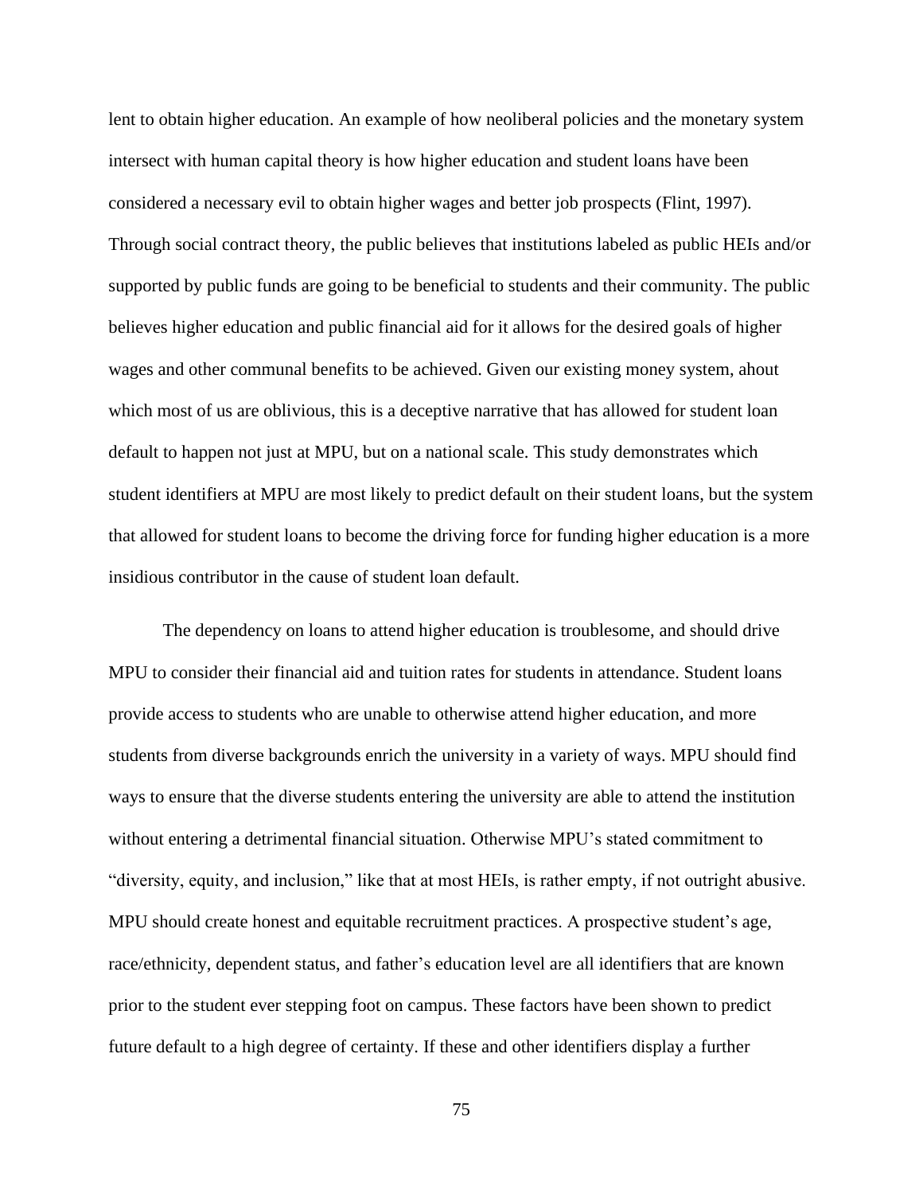lent to obtain higher education. An example of how neoliberal policies and the monetary system intersect with human capital theory is how higher education and student loans have been considered a necessary evil to obtain higher wages and better job prospects (Flint, 1997). Through social contract theory, the public believes that institutions labeled as public HEIs and/or supported by public funds are going to be beneficial to students and their community. The public believes higher education and public financial aid for it allows for the desired goals of higher wages and other communal benefits to be achieved. Given our existing money system, ahout which most of us are oblivious, this is a deceptive narrative that has allowed for student loan default to happen not just at MPU, but on a national scale. This study demonstrates which student identifiers at MPU are most likely to predict default on their student loans, but the system that allowed for student loans to become the driving force for funding higher education is a more insidious contributor in the cause of student loan default.

The dependency on loans to attend higher education is troublesome, and should drive MPU to consider their financial aid and tuition rates for students in attendance. Student loans provide access to students who are unable to otherwise attend higher education, and more students from diverse backgrounds enrich the university in a variety of ways. MPU should find ways to ensure that the diverse students entering the university are able to attend the institution without entering a detrimental financial situation. Otherwise MPU's stated commitment to "diversity, equity, and inclusion," like that at most HEIs, is rather empty, if not outright abusive. MPU should create honest and equitable recruitment practices. A prospective student's age, race/ethnicity, dependent status, and father's education level are all identifiers that are known prior to the student ever stepping foot on campus. These factors have been shown to predict future default to a high degree of certainty. If these and other identifiers display a further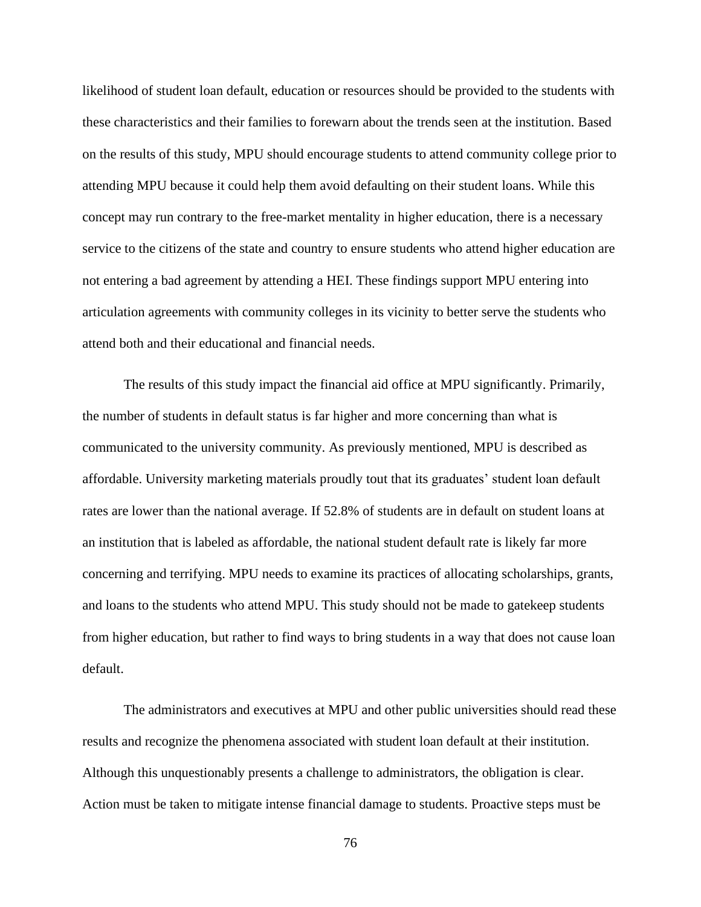likelihood of student loan default, education or resources should be provided to the students with these characteristics and their families to forewarn about the trends seen at the institution. Based on the results of this study, MPU should encourage students to attend community college prior to attending MPU because it could help them avoid defaulting on their student loans. While this concept may run contrary to the free-market mentality in higher education, there is a necessary service to the citizens of the state and country to ensure students who attend higher education are not entering a bad agreement by attending a HEI. These findings support MPU entering into articulation agreements with community colleges in its vicinity to better serve the students who attend both and their educational and financial needs.

The results of this study impact the financial aid office at MPU significantly. Primarily, the number of students in default status is far higher and more concerning than what is communicated to the university community. As previously mentioned, MPU is described as affordable. University marketing materials proudly tout that its graduates' student loan default rates are lower than the national average. If 52.8% of students are in default on student loans at an institution that is labeled as affordable, the national student default rate is likely far more concerning and terrifying. MPU needs to examine its practices of allocating scholarships, grants, and loans to the students who attend MPU. This study should not be made to gatekeep students from higher education, but rather to find ways to bring students in a way that does not cause loan default.

The administrators and executives at MPU and other public universities should read these results and recognize the phenomena associated with student loan default at their institution. Although this unquestionably presents a challenge to administrators, the obligation is clear. Action must be taken to mitigate intense financial damage to students. Proactive steps must be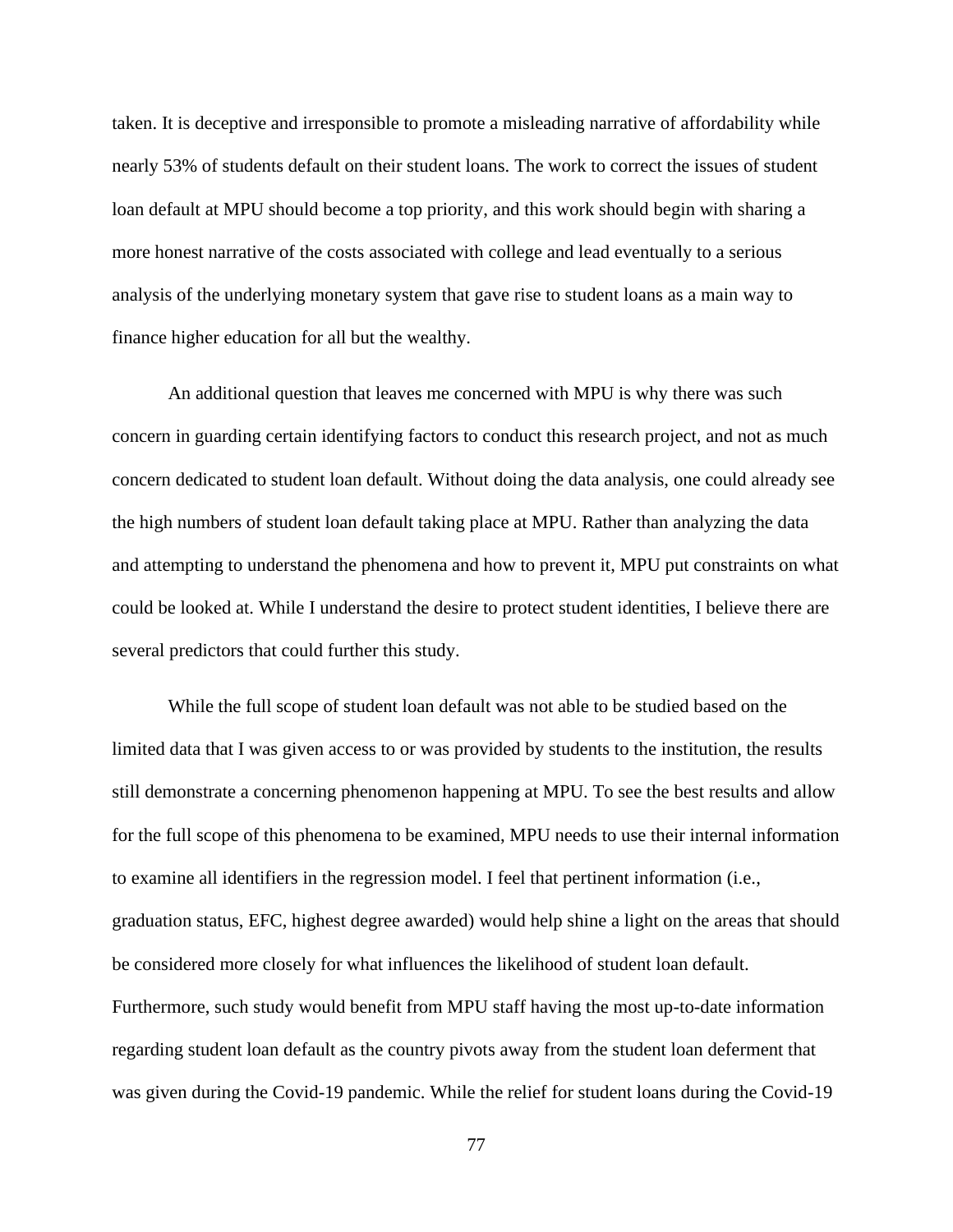taken. It is deceptive and irresponsible to promote a misleading narrative of affordability while nearly 53% of students default on their student loans. The work to correct the issues of student loan default at MPU should become a top priority, and this work should begin with sharing a more honest narrative of the costs associated with college and lead eventually to a serious analysis of the underlying monetary system that gave rise to student loans as a main way to finance higher education for all but the wealthy.

An additional question that leaves me concerned with MPU is why there was such concern in guarding certain identifying factors to conduct this research project, and not as much concern dedicated to student loan default. Without doing the data analysis, one could already see the high numbers of student loan default taking place at MPU. Rather than analyzing the data and attempting to understand the phenomena and how to prevent it, MPU put constraints on what could be looked at. While I understand the desire to protect student identities, I believe there are several predictors that could further this study.

While the full scope of student loan default was not able to be studied based on the limited data that I was given access to or was provided by students to the institution, the results still demonstrate a concerning phenomenon happening at MPU. To see the best results and allow for the full scope of this phenomena to be examined, MPU needs to use their internal information to examine all identifiers in the regression model. I feel that pertinent information (i.e., graduation status, EFC, highest degree awarded) would help shine a light on the areas that should be considered more closely for what influences the likelihood of student loan default. Furthermore, such study would benefit from MPU staff having the most up-to-date information regarding student loan default as the country pivots away from the student loan deferment that was given during the Covid-19 pandemic. While the relief for student loans during the Covid-19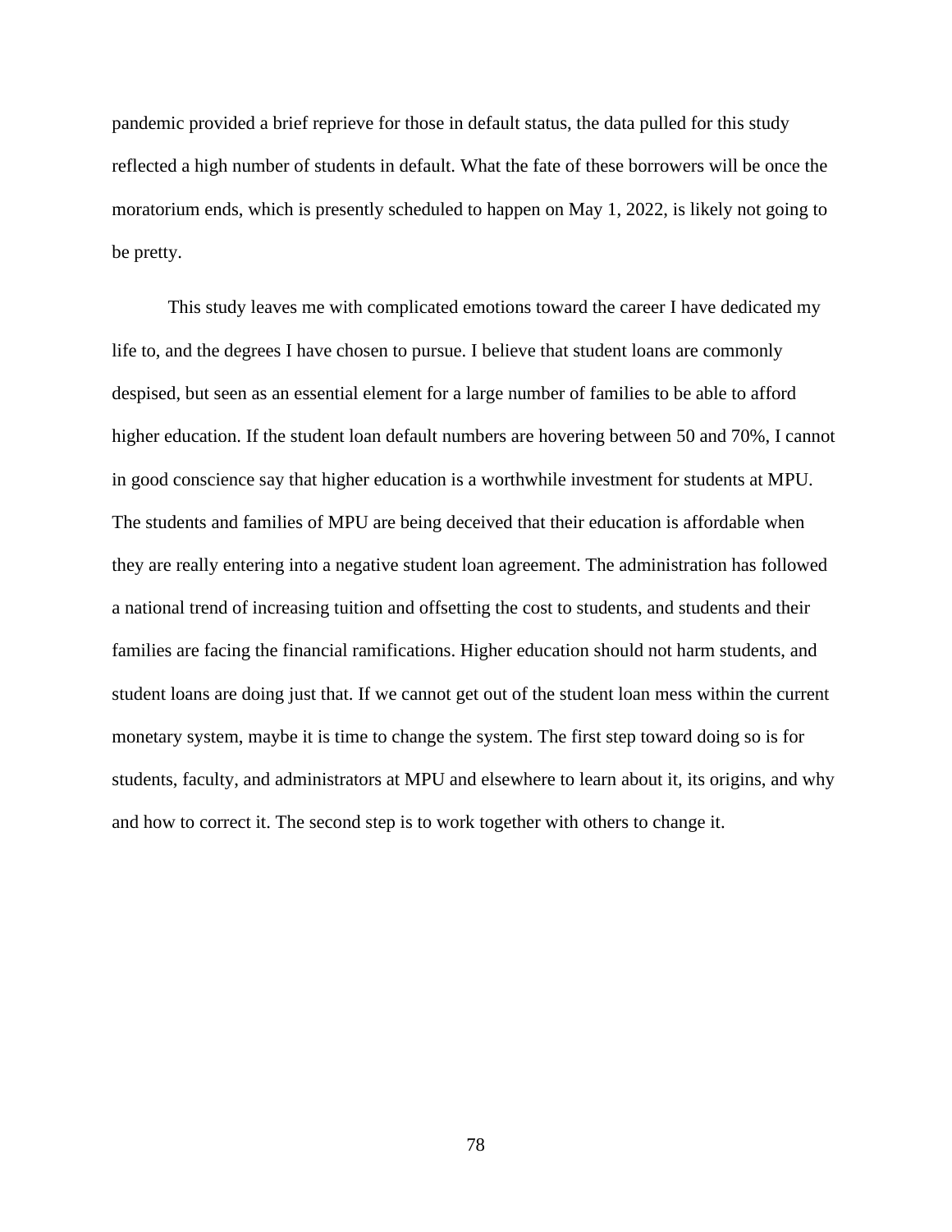pandemic provided a brief reprieve for those in default status, the data pulled for this study reflected a high number of students in default. What the fate of these borrowers will be once the moratorium ends, which is presently scheduled to happen on May 1, 2022, is likely not going to be pretty.

This study leaves me with complicated emotions toward the career I have dedicated my life to, and the degrees I have chosen to pursue. I believe that student loans are commonly despised, but seen as an essential element for a large number of families to be able to afford higher education. If the student loan default numbers are hovering between 50 and 70%, I cannot in good conscience say that higher education is a worthwhile investment for students at MPU. The students and families of MPU are being deceived that their education is affordable when they are really entering into a negative student loan agreement. The administration has followed a national trend of increasing tuition and offsetting the cost to students, and students and their families are facing the financial ramifications. Higher education should not harm students, and student loans are doing just that. If we cannot get out of the student loan mess within the current monetary system, maybe it is time to change the system. The first step toward doing so is for students, faculty, and administrators at MPU and elsewhere to learn about it, its origins, and why and how to correct it. The second step is to work together with others to change it.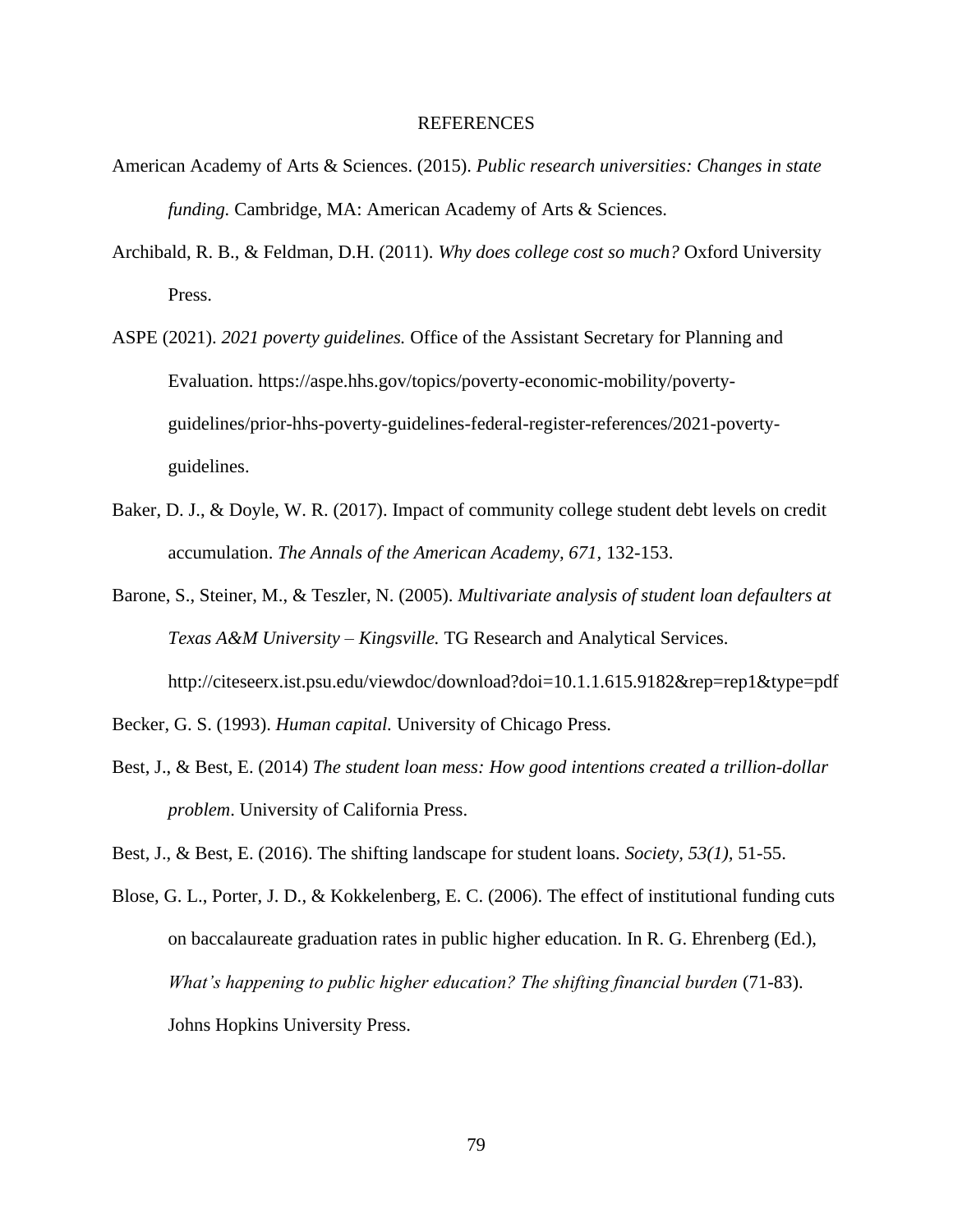# REFERENCES

American Academy of Arts & Sciences. (2015). *Public research universities: Changes in state funding.* Cambridge, MA: American Academy of Arts & Sciences.

Archibald, R. B., & Feldman, D.H. (2011). *Why does college cost so much?* Oxford University Press.

ASPE (2021). *2021 poverty guidelines.* Office of the Assistant Secretary for Planning and Evaluation. https://aspe.hhs.gov/topics/poverty-economic-mobility/poverty-guidelines/prior-hhs-poverty-guidelines-federal-register-references/2021-poverty-guidelines.

Baker, D. J., & Doyle, W. R. (2017). Impact of community college student debt levels on credit accumulation. *The Annals of the American Academy, 671*, 132-153.

Barone, S., Steiner, M., & Teszler, N. (2005). *Multivariate analysis of student loan defaulters at Texas A&M University – Kingsville.* TG Research and Analytical Services. http://citeseerx.ist.psu.edu/viewdoc/download?doi=10.1.1.615.9182&rep=rep1&type=pdf

Becker, G. S. (1993). *Human capital.* University of Chicago Press.

Best, J., & Best, E. (2014) *The student loan mess: How good intentions created a trillion-dollar problem*. University of California Press.

Best, J., & Best, E. (2016). The shifting landscape for student loans. *Society, 53(1),* 51-55.

Blose, G. L., Porter, J. D., & Kokkelenberg, E. C. (2006). The effect of institutional funding cuts on baccalaureate graduation rates in public higher education. In R. G. Ehrenberg (Ed.), *What's happening to public higher education? The shifting financial burden* (71-83). Johns Hopkins University Press.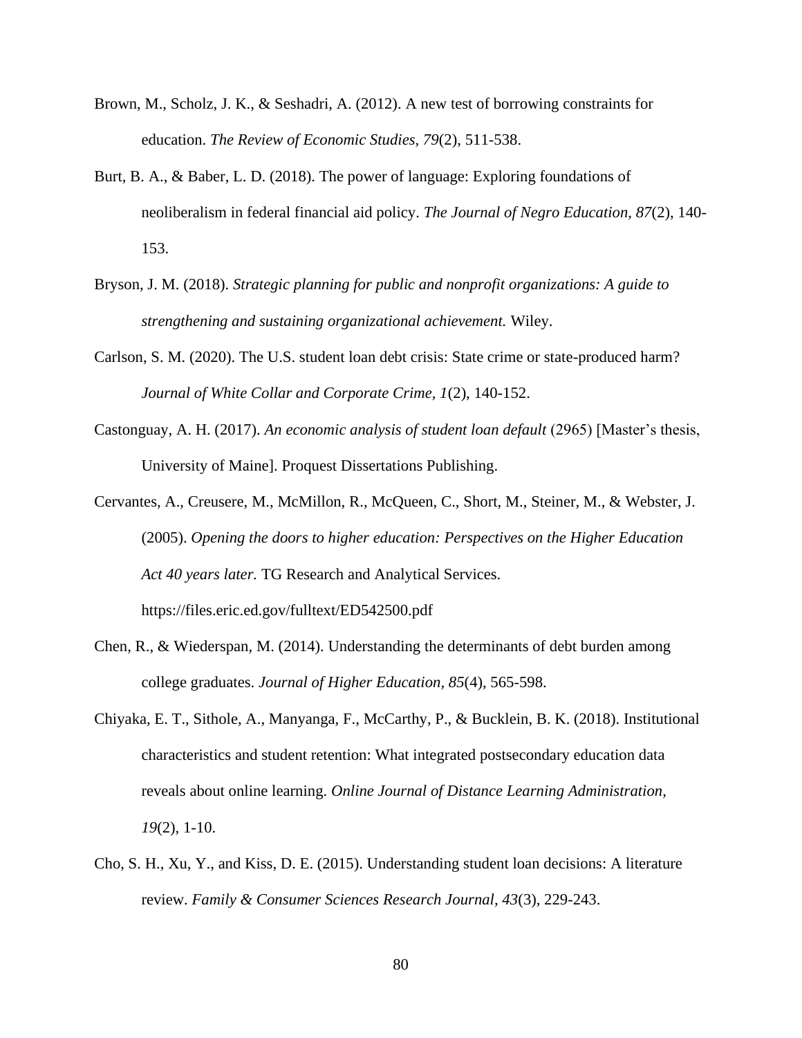Brown, M., Scholz, J. K., & Seshadri, A. (2012). A new test of borrowing constraints for education. *The Review of Economic Studies, 79*(2), 511-538.

Burt, B. A., & Baber, L. D. (2018). The power of language: Exploring foundations of neoliberalism in federal financial aid policy. *The Journal of Negro Education, 87*(2), 140-153.

Bryson, J. M. (2018). *Strategic planning for public and nonprofit organizations: A guide to strengthening and sustaining organizational achievement.* Wiley.

Carlson, S. M. (2020). The U.S. student loan debt crisis: State crime or state-produced harm? *Journal of White Collar and Corporate Crime, 1*(2), 140-152.

Castonguay, A. H. (2017). *An economic analysis of student loan default* (2965) [Master's thesis, University of Maine]. Proquest Dissertations Publishing.

Cervantes, A., Creusere, M., McMillon, R., McQueen, C., Short, M., Steiner, M., & Webster, J. (2005). *Opening the doors to higher education: Perspectives on the Higher Education Act 40 years later.* TG Research and Analytical Services. https://files.eric.ed.gov/fulltext/ED542500.pdf

Chen, R., & Wiederspan, M. (2014). Understanding the determinants of debt burden among college graduates. *Journal of Higher Education, 85*(4), 565-598.

Chiyaka, E. T., Sithole, A., Manyanga, F., McCarthy, P., & Bucklein, B. K. (2018). Institutional characteristics and student retention: What integrated postsecondary education data reveals about online learning. *Online Journal of Distance Learning Administration, 19*(2), 1-10.

Cho, S. H., Xu, Y., and Kiss, D. E. (2015). Understanding student loan decisions: A literature review. *Family & Consumer Sciences Research Journal, 43*(3), 229-243.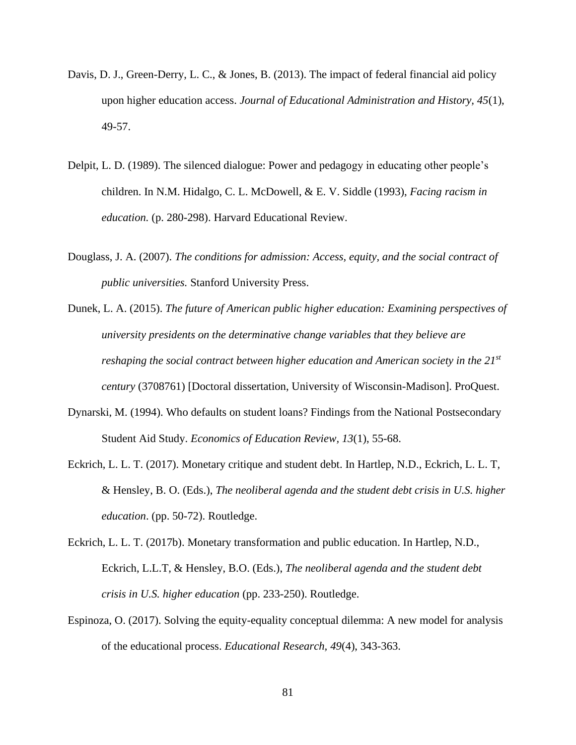Davis, D. J., Green-Derry, L. C., & Jones, B. (2013). The impact of federal financial aid policy upon higher education access. *Journal of Educational Administration and History, 45*(1), 49-57.

Delpit, L. D. (1989). The silenced dialogue: Power and pedagogy in educating other people's children. In N.M. Hidalgo, C. L. McDowell, & E. V. Siddle (1993), *Facing racism in education.* (p. 280-298). Harvard Educational Review.

Douglass, J. A. (2007). *The conditions for admission: Access, equity, and the social contract of public universities.* Stanford University Press.

Dunek, L. A. (2015). *The future of American public higher education: Examining perspectives of university presidents on the determinative change variables that they believe are reshaping the social contract between higher education and American society in the 21st century* (3708761) [Doctoral dissertation, University of Wisconsin-Madison]. ProQuest.

Dynarski, M. (1994). Who defaults on student loans? Findings from the National Postsecondary Student Aid Study. *Economics of Education Review*, *13*(1), 55-68.

Eckrich, L. L. T. (2017). Monetary critique and student debt. In Hartlep, N.D., Eckrich, L. L. T, & Hensley, B. O. (Eds.), *The neoliberal agenda and the student debt crisis in U.S. higher education*. (pp. 50-72). Routledge.

Eckrich, L. L. T. (2017b). Monetary transformation and public education. In Hartlep, N.D., Eckrich, L.L.T, & Hensley, B.O. (Eds.), *The neoliberal agenda and the student debt crisis in U.S. higher education* (pp. 233-250). Routledge.

Espinoza, O. (2017). Solving the equity-equality conceptual dilemma: A new model for analysis of the educational process. *Educational Research*, *49*(4), 343-363.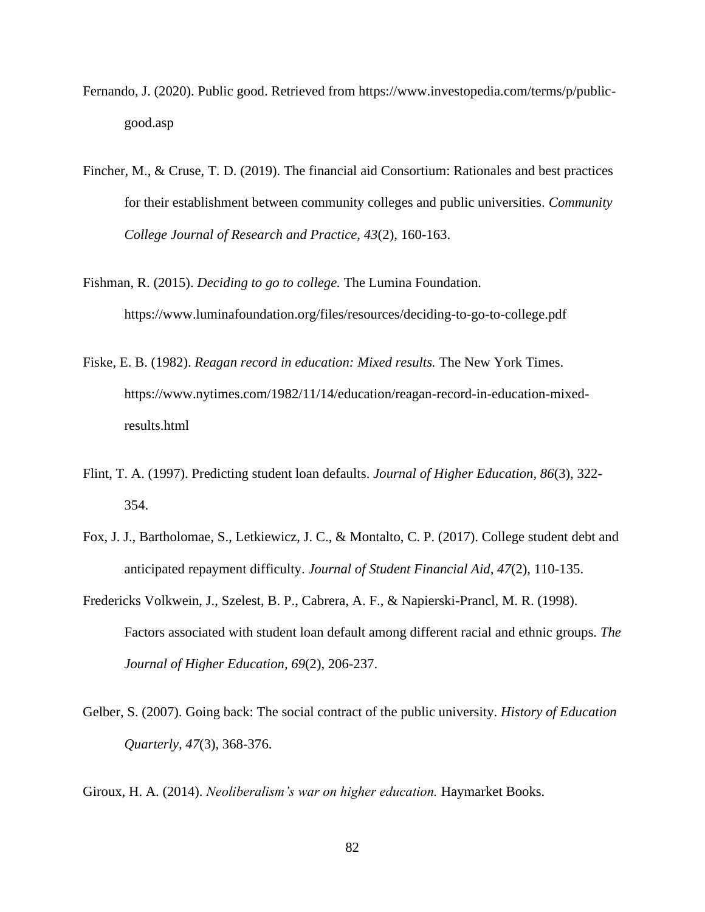Fernando, J. (2020). Public good. Retrieved from https://www.investopedia.com/terms/p/public-good.asp

Fincher, M., & Cruse, T. D. (2019). The financial aid Consortium: Rationales and best practices for their establishment between community colleges and public universities. *Community College Journal of Research and Practice, 43*(2), 160-163.

Fishman, R. (2015). *Deciding to go to college.* The Lumina Foundation. https://www.luminafoundation.org/files/resources/deciding-to-go-to-college.pdf

Fiske, E. B. (1982). *Reagan record in education: Mixed results.* The New York Times. https://www.nytimes.com/1982/11/14/education/reagan-record-in-education-mixed-results.html

Flint, T. A. (1997). Predicting student loan defaults. *Journal of Higher Education, 86*(3), 322-354.

Fox, J. J., Bartholomae, S., Letkiewicz, J. C., & Montalto, C. P. (2017). College student debt and anticipated repayment difficulty. *Journal of Student Financial Aid, 47*(2), 110-135.

Fredericks Volkwein, J., Szelest, B. P., Cabrera, A. F., & Napierski-Prancl, M. R. (1998). Factors associated with student loan default among different racial and ethnic groups. *The Journal of Higher Education, 69*(2), 206-237.

Gelber, S. (2007). Going back: The social contract of the public university. *History of Education Quarterly, 47*(3), 368-376.

Giroux, H. A. (2014). *Neoliberalism's war on higher education.* Haymarket Books.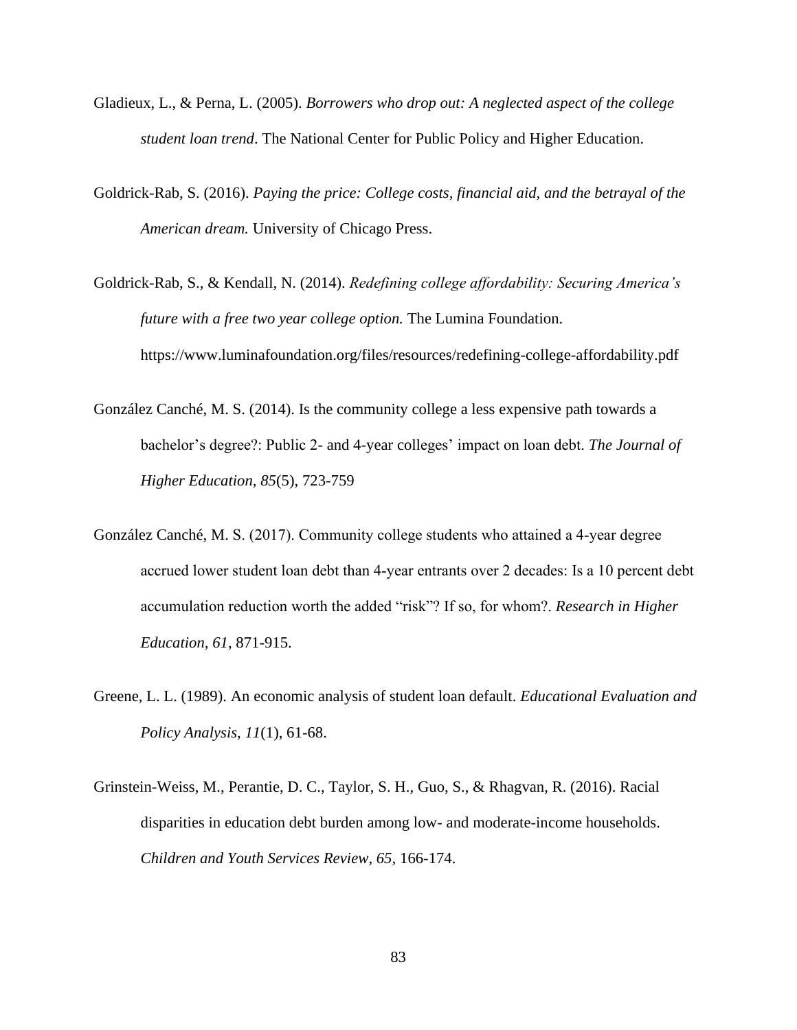Gladieux, L., & Perna, L. (2005). *Borrowers who drop out: A neglected aspect of the college student loan trend*. The National Center for Public Policy and Higher Education.

Goldrick-Rab, S. (2016). *Paying the price: College costs, financial aid, and the betrayal of the American dream.* University of Chicago Press.

Goldrick-Rab, S., & Kendall, N. (2014). *Redefining college affordability: Securing America's future with a free two year college option.* The Lumina Foundation. https://www.luminafoundation.org/files/resources/redefining-college-affordability.pdf

González Canché, M. S. (2014). Is the community college a less expensive path towards a bachelor's degree?: Public 2- and 4-year colleges' impact on loan debt. *The Journal of Higher Education, 85*(5), 723-759

González Canché, M. S. (2017). Community college students who attained a 4-year degree accrued lower student loan debt than 4-year entrants over 2 decades: Is a 10 percent debt accumulation reduction worth the added "risk"? If so, for whom?. *Research in Higher Education, 61*, 871-915.

Greene, L. L. (1989). An economic analysis of student loan default. *Educational Evaluation and Policy Analysis, 11*(1), 61-68.

Grinstein-Weiss, M., Perantie, D. C., Taylor, S. H., Guo, S., & Rhagvan, R. (2016). Racial disparities in education debt burden among low- and moderate-income households. *Children and Youth Services Review, 65,* 166-174.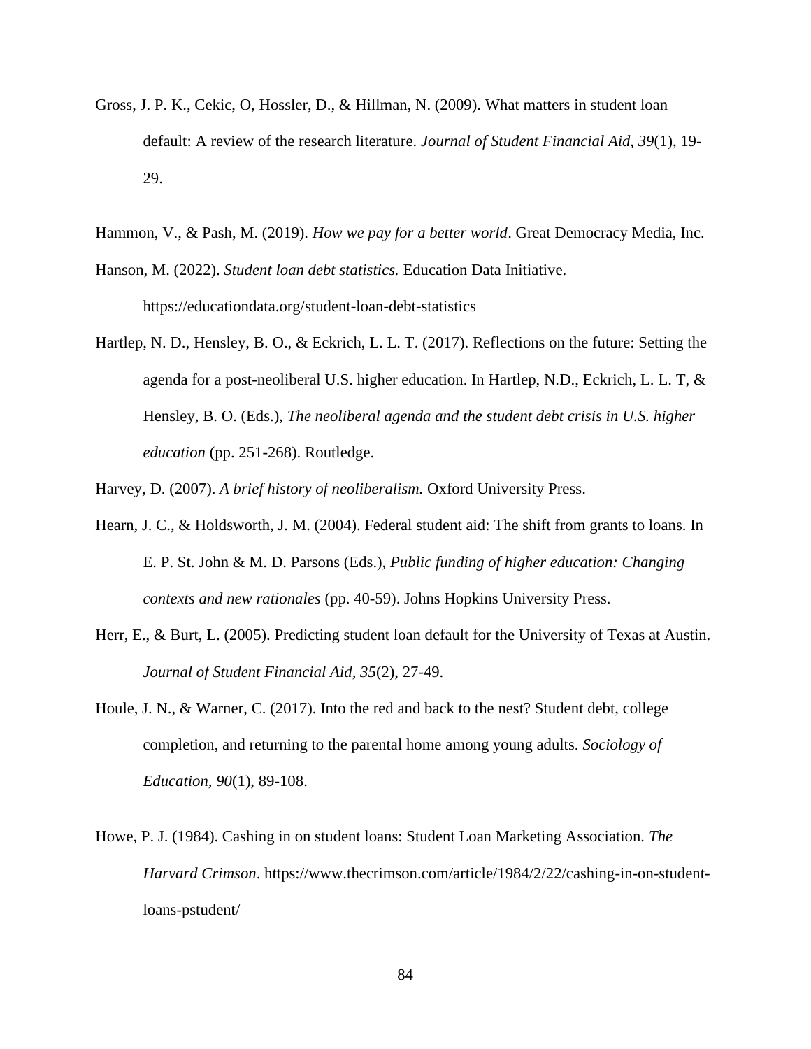Gross, J. P. K., Cekic, O, Hossler, D., & Hillman, N. (2009). What matters in student loan default: A review of the research literature. *Journal of Student Financial Aid, 39*(1), 19-29.

Hammon, V., & Pash, M. (2019). *How we pay for a better world*. Great Democracy Media, Inc.

Hanson, M. (2022). *Student loan debt statistics.* Education Data Initiative. https://educationdata.org/student-loan-debt-statistics

Hartlep, N. D., Hensley, B. O., & Eckrich, L. L. T. (2017). Reflections on the future: Setting the agenda for a post-neoliberal U.S. higher education. In Hartlep, N.D., Eckrich, L. L. T, & Hensley, B. O. (Eds.), *The neoliberal agenda and the student debt crisis in U.S. higher education* (pp. 251-268). Routledge.

Harvey, D. (2007). *A brief history of neoliberalism.* Oxford University Press.

Hearn, J. C., & Holdsworth, J. M. (2004). Federal student aid: The shift from grants to loans. In E. P. St. John & M. D. Parsons (Eds.), *Public funding of higher education: Changing contexts and new rationales* (pp. 40-59). Johns Hopkins University Press.

Herr, E., & Burt, L. (2005). Predicting student loan default for the University of Texas at Austin. *Journal of Student Financial Aid, 35*(2), 27-49.

Houle, J. N., & Warner, C. (2017). Into the red and back to the nest? Student debt, college completion, and returning to the parental home among young adults. *Sociology of Education, 90*(1), 89-108.

Howe, P. J. (1984). Cashing in on student loans: Student Loan Marketing Association. *The Harvard Crimson*. https://www.thecrimson.com/article/1984/2/22/cashing-in-on-student-loans-pstudent/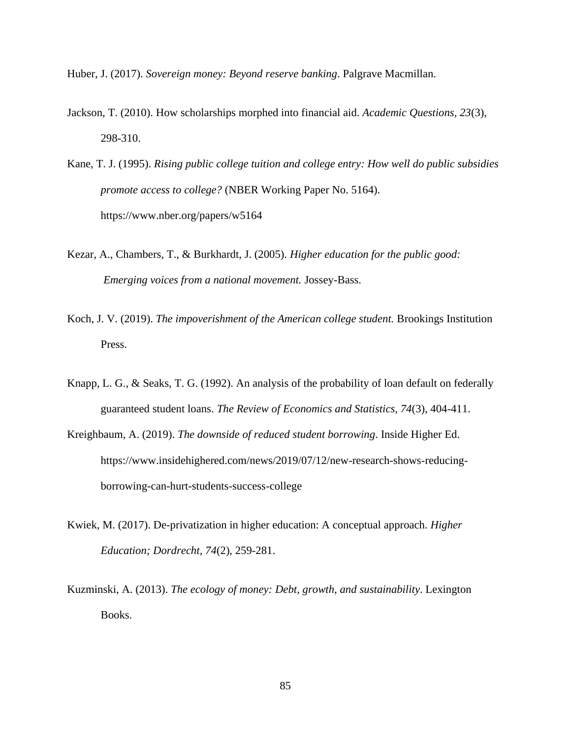Huber, J. (2017). *Sovereign money: Beyond reserve banking*. Palgrave Macmillan.

Jackson, T. (2010). How scholarships morphed into financial aid. *Academic Questions, 23*(3), 298-310.

Kane, T. J. (1995). *Rising public college tuition and college entry: How well do public subsidies promote access to college?* (NBER Working Paper No. 5164). https://www.nber.org/papers/w5164

Kezar, A., Chambers, T., & Burkhardt, J. (2005). *Higher education for the public good: Emerging voices from a national movement.* Jossey-Bass.

Koch, J. V. (2019). *The impoverishment of the American college student.* Brookings Institution Press.

Knapp, L. G., & Seaks, T. G. (1992). An analysis of the probability of loan default on federally guaranteed student loans. *The Review of Economics and Statistics, 74*(3), 404-411.

Kreighbaum, A. (2019). *The downside of reduced student borrowing*. Inside Higher Ed. https://www.insidehighered.com/news/2019/07/12/new-research-shows-reducing-borrowing-can-hurt-students-success-college

Kwiek, M. (2017). De-privatization in higher education: A conceptual approach. *Higher Education; Dordrecht, 74*(2), 259-281.

Kuzminski, A. (2013). *The ecology of money: Debt, growth, and sustainability*. Lexington Books.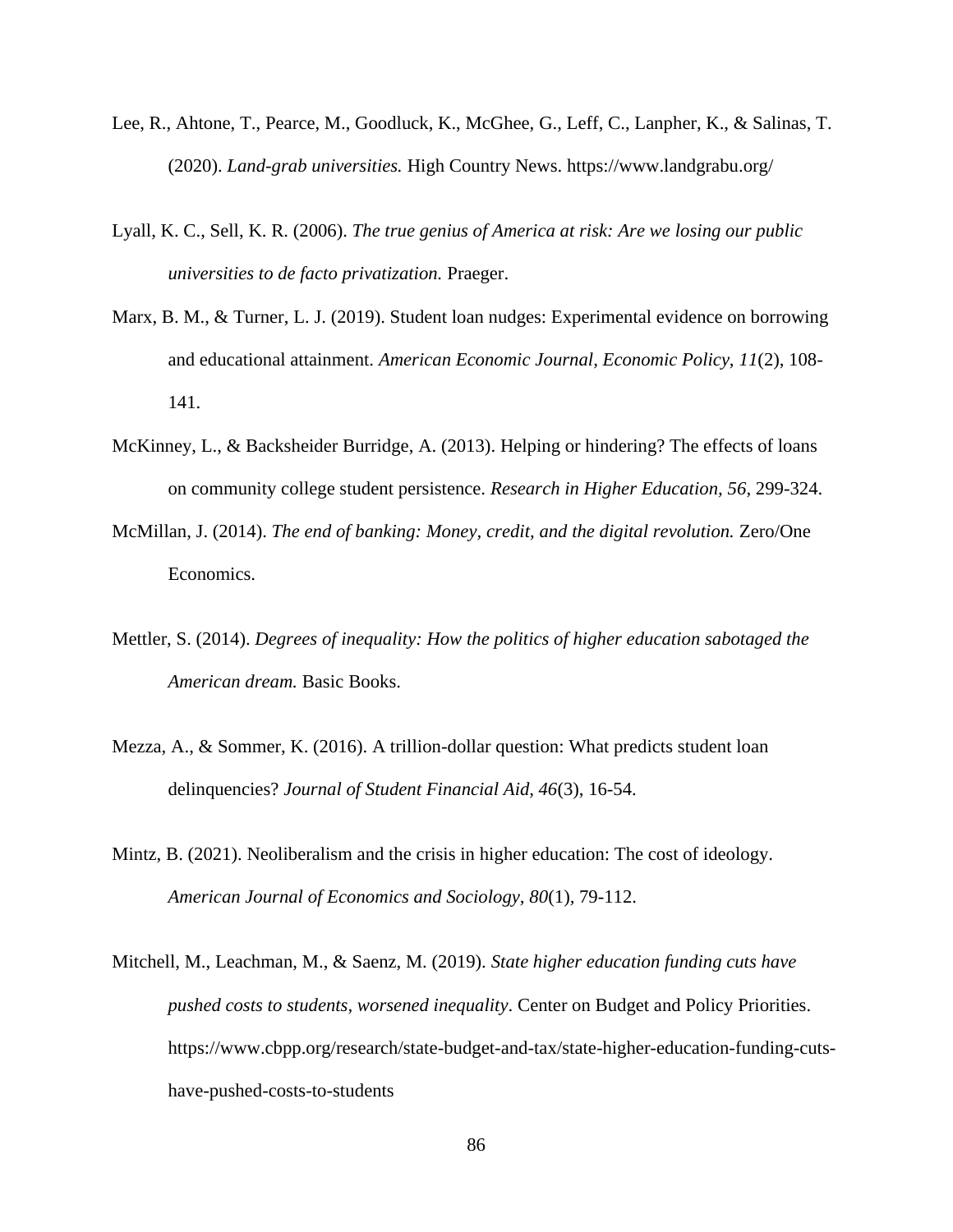Lee, R., Ahtone, T., Pearce, M., Goodluck, K., McGhee, G., Leff, C., Lanpher, K., & Salinas, T. (2020). *Land-grab universities.* High Country News. https://www.landgrabu.org/

Lyall, K. C., Sell, K. R. (2006). *The true genius of America at risk: Are we losing our public universities to de facto privatization.* Praeger.

Marx, B. M., & Turner, L. J. (2019). Student loan nudges: Experimental evidence on borrowing and educational attainment. *American Economic Journal, Economic Policy, 11*(2), 108-141.

McKinney, L., & Backsheider Burridge, A. (2013). Helping or hindering? The effects of loans on community college student persistence. *Research in Higher Education, 56*, 299-324.

McMillan, J. (2014). *The end of banking: Money, credit, and the digital revolution.* Zero/One Economics.

Mettler, S. (2014). *Degrees of inequality: How the politics of higher education sabotaged the American dream.* Basic Books.

Mezza, A., & Sommer, K. (2016). A trillion-dollar question: What predicts student loan delinquencies? *Journal of Student Financial Aid, 46*(3), 16-54.

Mintz, B. (2021). Neoliberalism and the crisis in higher education: The cost of ideology. *American Journal of Economics and Sociology, 80*(1), 79-112.

Mitchell, M., Leachman, M., & Saenz, M. (2019). *State higher education funding cuts have pushed costs to students, worsened inequality*. Center on Budget and Policy Priorities. https://www.cbpp.org/research/state-budget-and-tax/state-higher-education-funding-cuts-have-pushed-costs-to-students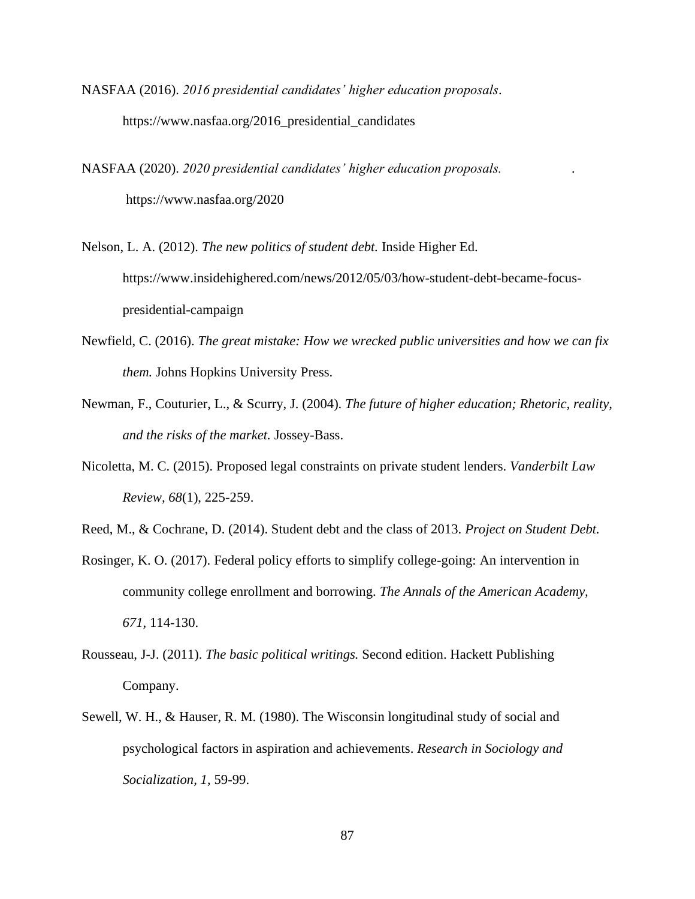NASFAA (2016). *2016 presidential candidates' higher education proposals*. https://www.nasfaa.org/2016_presidential_candidates

NASFAA (2020). *2020 presidential candidates' higher education proposals.* . https://www.nasfaa.org/2020

Nelson, L. A. (2012). *The new politics of student debt.* Inside Higher Ed. https://www.insidehighered.com/news/2012/05/03/how-student-debt-became-focus-presidential-campaign

Newfield, C. (2016). *The great mistake: How we wrecked public universities and how we can fix them.* Johns Hopkins University Press.

Newman, F., Couturier, L., & Scurry, J. (2004). *The future of higher education; Rhetoric, reality, and the risks of the market.* Jossey-Bass.

Nicoletta, M. C. (2015). Proposed legal constraints on private student lenders. *Vanderbilt Law Review*, *68*(1), 225-259.

Reed, M., & Cochrane, D. (2014). Student debt and the class of 2013. *Project on Student Debt.*

Rosinger, K. O. (2017). Federal policy efforts to simplify college-going: An intervention in community college enrollment and borrowing. *The Annals of the American Academy, 671,* 114-130.

Rousseau, J-J. (2011). *The basic political writings.* Second edition. Hackett Publishing Company.

Sewell, W. H., & Hauser, R. M. (1980). The Wisconsin longitudinal study of social and psychological factors in aspiration and achievements. *Research in Sociology and Socialization, 1,* 59-99.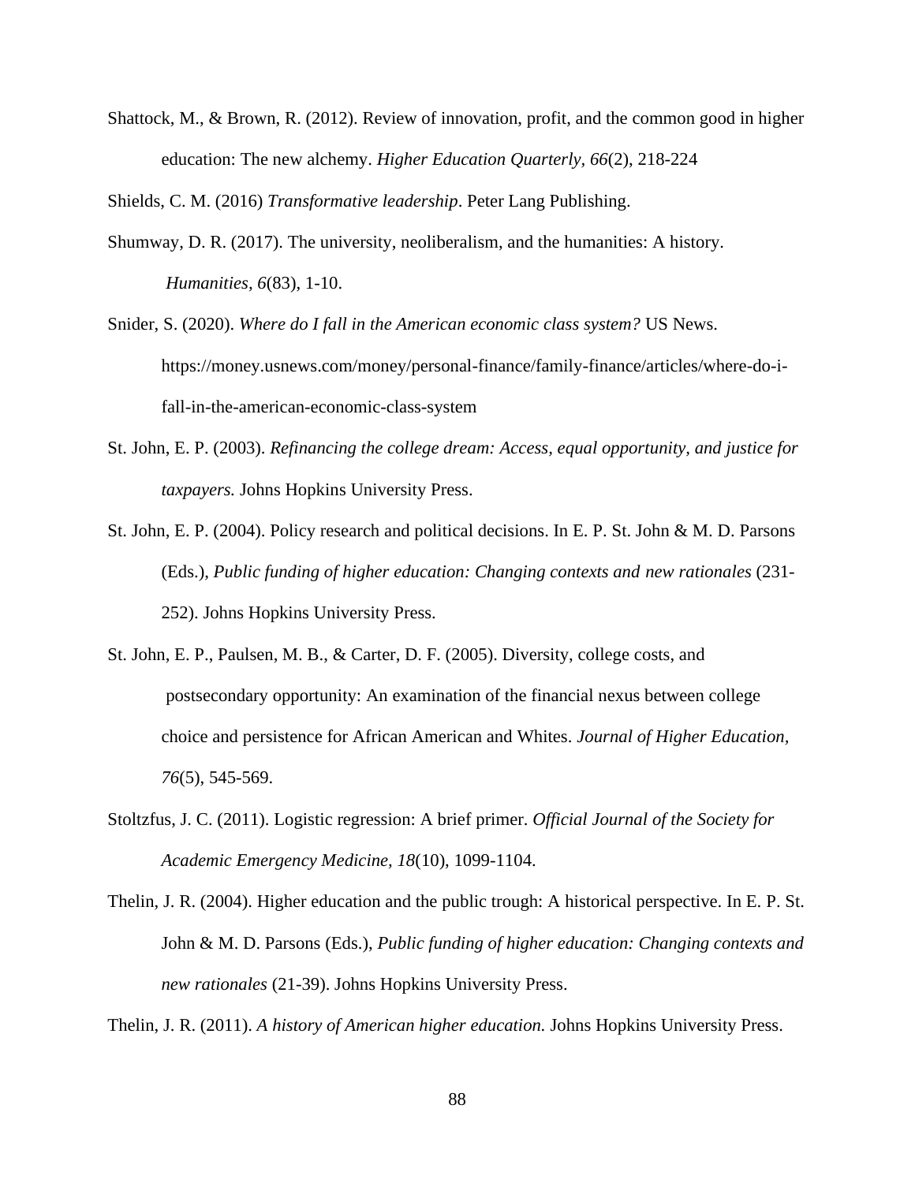Shattock, M., & Brown, R. (2012). Review of innovation, profit, and the common good in higher education: The new alchemy. *Higher Education Quarterly, 66*(2), 218-224

Shields, C. M. (2016) *Transformative leadership*. Peter Lang Publishing.

Shumway, D. R. (2017). The university, neoliberalism, and the humanities: A history. *Humanities, 6*(83), 1-10.

Snider, S. (2020). *Where do I fall in the American economic class system?* US News. https://money.usnews.com/money/personal-finance/family-finance/articles/where-do-i-fall-in-the-american-economic-class-system

St. John, E. P. (2003). *Refinancing the college dream: Access, equal opportunity, and justice for taxpayers.* Johns Hopkins University Press.

St. John, E. P. (2004). Policy research and political decisions. In E. P. St. John & M. D. Parsons (Eds.), *Public funding of higher education: Changing contexts and new rationales* (231-252). Johns Hopkins University Press.

St. John, E. P., Paulsen, M. B., & Carter, D. F. (2005). Diversity, college costs, and postsecondary opportunity: An examination of the financial nexus between college choice and persistence for African American and Whites. *Journal of Higher Education, 76*(5), 545-569.

Stoltzfus, J. C. (2011). Logistic regression: A brief primer. *Official Journal of the Society for Academic Emergency Medicine, 18*(10), 1099-1104.

Thelin, J. R. (2004). Higher education and the public trough: A historical perspective. In E. P. St. John & M. D. Parsons (Eds.), *Public funding of higher education: Changing contexts and new rationales* (21-39). Johns Hopkins University Press.

Thelin, J. R. (2011). *A history of American higher education.* Johns Hopkins University Press.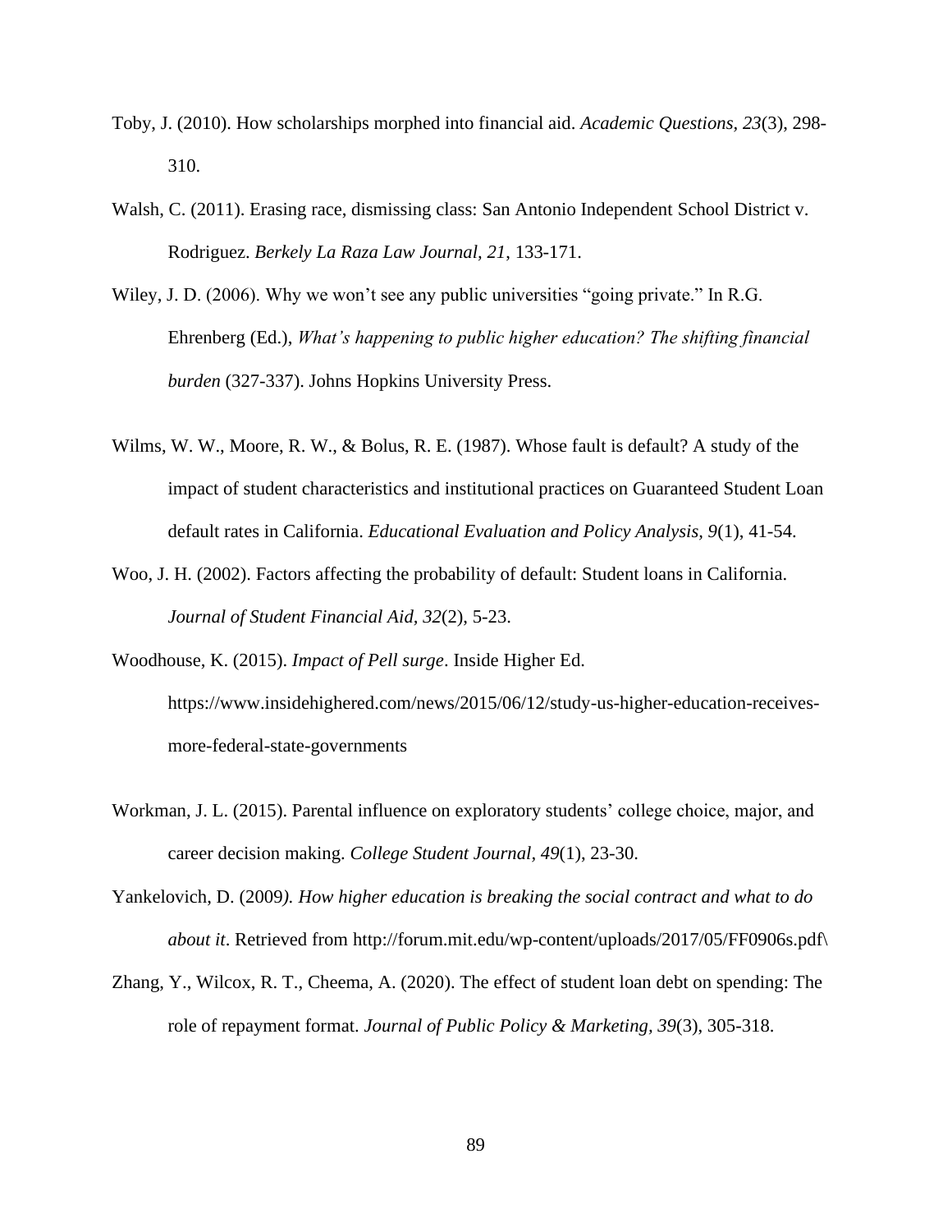Toby, J. (2010). How scholarships morphed into financial aid. *Academic Questions, 23*(3), 298-310.

Walsh, C. (2011). Erasing race, dismissing class: San Antonio Independent School District v. Rodriguez. *Berkely La Raza Law Journal, 21*, 133-171.

Wiley, J. D. (2006). Why we won't see any public universities "going private." In R.G. Ehrenberg (Ed.), *What's happening to public higher education? The shifting financial burden* (327-337). Johns Hopkins University Press.

Wilms, W. W., Moore, R. W., & Bolus, R. E. (1987). Whose fault is default? A study of the impact of student characteristics and institutional practices on Guaranteed Student Loan default rates in California. *Educational Evaluation and Policy Analysis, 9*(1), 41-54.

Woo, J. H. (2002). Factors affecting the probability of default: Student loans in California. *Journal of Student Financial Aid, 32*(2), 5-23.

Woodhouse, K. (2015). *Impact of Pell surge*. Inside Higher Ed. https://www.insidehighered.com/news/2015/06/12/study-us-higher-education-receives-more-federal-state-governments

Workman, J. L. (2015). Parental influence on exploratory students' college choice, major, and career decision making. *College Student Journal, 49*(1), 23-30.

Yankelovich, D. (2009*). How higher education is breaking the social contract and what to do about it*. Retrieved from http://forum.mit.edu/wp-content/uploads/2017/05/FF0906s.pdf\

Zhang, Y., Wilcox, R. T., Cheema, A. (2020). The effect of student loan debt on spending: The role of repayment format. *Journal of Public Policy & Marketing, 39*(3), 305-318.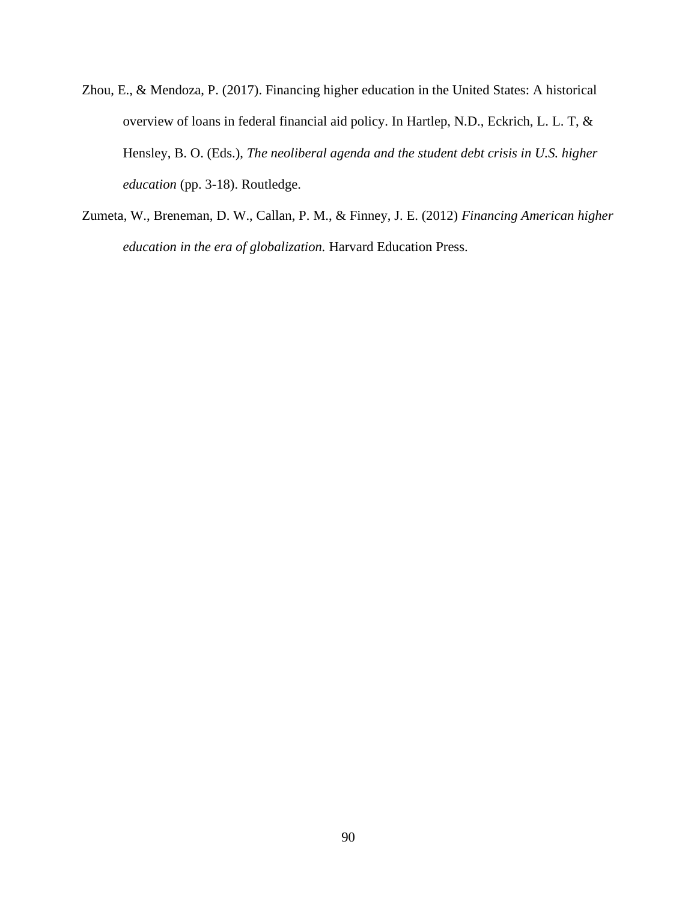Zhou, E., & Mendoza, P. (2017). Financing higher education in the United States: A historical overview of loans in federal financial aid policy. In Hartlep, N.D., Eckrich, L. L. T, & Hensley, B. O. (Eds.), *The neoliberal agenda and the student debt crisis in U.S. higher education* (pp. 3-18). Routledge.

Zumeta, W., Breneman, D. W., Callan, P. M., & Finney, J. E. (2012) *Financing American higher education in the era of globalization.* Harvard Education Press.